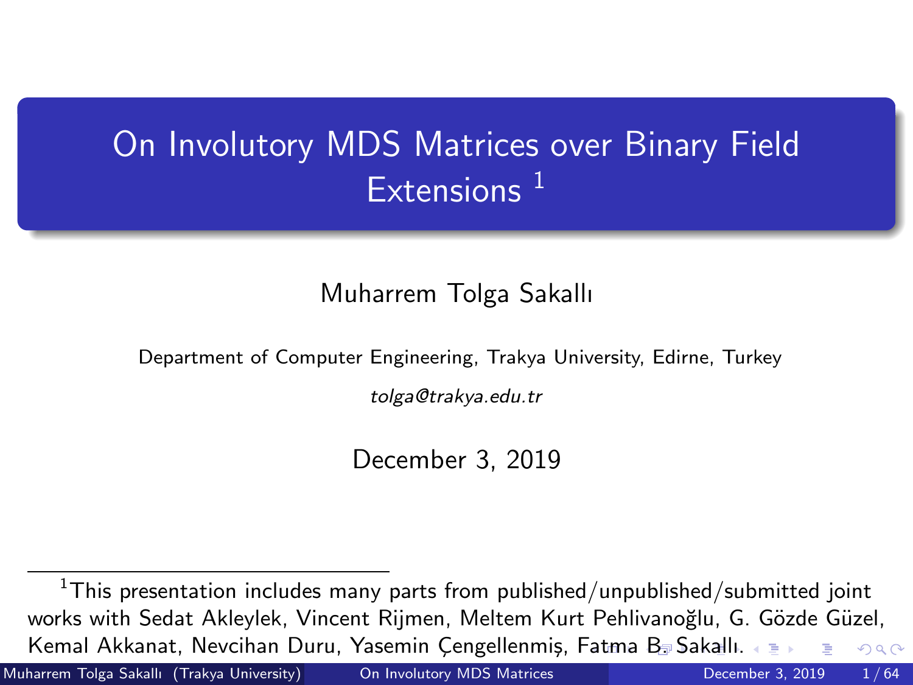# On Involutory MDS Matrices over Binary Field Extensions [1]

Muharrem Tolga Sakallı

Department of Computer Engineering, Trakya University, Edirne, Turkey

*tolga@trakya.edu.tr*

December 3, 2019

---

[1] This presentation includes many parts from published/unpublished/submitted joint works with Sedat Akleylek, Vincent Rijmen, Meltem Kurt Pehlivanoğlu, G. Gözde Güzel, Kemal Akkanat, Nevcihan Duru, Yasemin Çengellenmiş, Fatma B. Sakallı.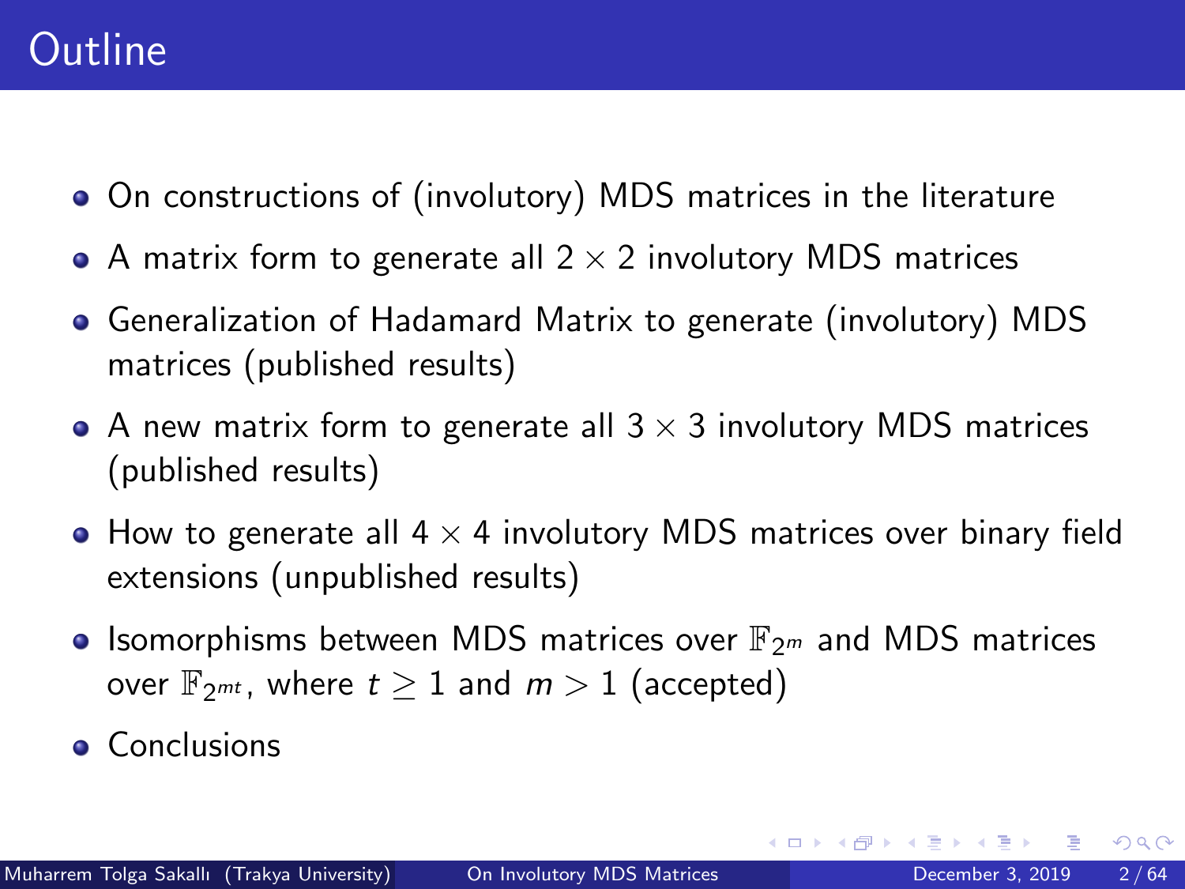# Outline

- On constructions of (involutory) MDS matrices in the literature
- A matrix form to generate all $2 \times 2$ involutory MDS matrices
- Generalization of Hadamard Matrix to generate (involutory) MDS matrices (published results)
- A new matrix form to generate all $3 \times 3$ involutory MDS matrices (published results)
- How to generate all $4 \times 4$ involutory MDS matrices over binary field extensions (unpublished results)
- Isomorphisms between MDS matrices over $\mathbb{F}_{2^m}$ and MDS matrices over $\mathbb{F}_{2^{mt}}$, where $t \geq 1$ and $m > 1$ (accepted)
- Conclusions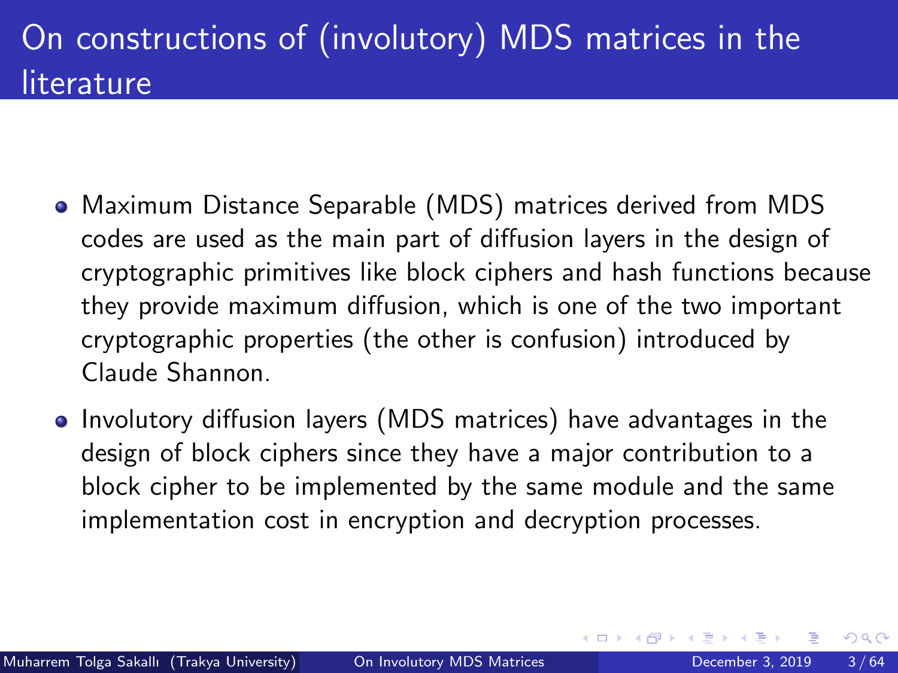# On constructions of (involutory) MDS matrices in the literature

- Maximum Distance Separable (MDS) matrices derived from MDS codes are used as the main part of diffusion layers in the design of cryptographic primitives like block ciphers and hash functions because they provide maximum diffusion, which is one of the two important cryptographic properties (the other is confusion) introduced by Claude Shannon.
- Involutory diffusion layers (MDS matrices) have advantages in the design of block ciphers since they have a major contribution to a block cipher to be implemented by the same module and the same implementation cost in encryption and decryption processes.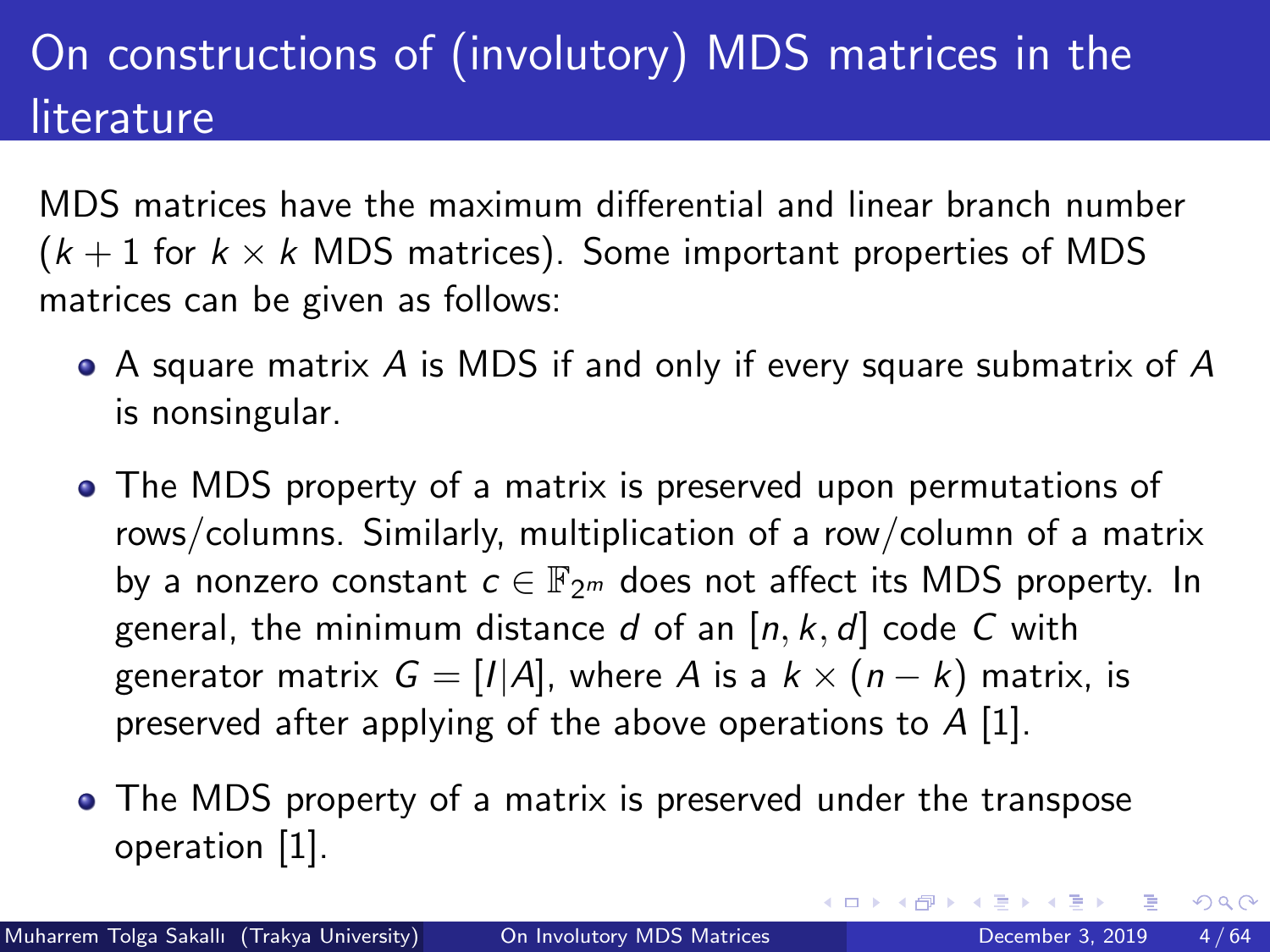# On constructions of (involutory) MDS matrices in the literature

MDS matrices have the maximum differential and linear branch number ($k+1$ for $k \times k$ MDS matrices). Some important properties of MDS matrices can be given as follows:

- A square matrix $A$ is MDS if and only if every square submatrix of $A$ is nonsingular.

- The MDS property of a matrix is preserved upon permutations of rows/columns. Similarly, multiplication of a row/column of a matrix by a nonzero constant $c \in \mathbb{F}_{2^m}$ does not affect its MDS property. In general, the minimum distance $d$ of an $[n, k, d]$ code $C$ with generator matrix $G = [I|A]$, where $A$ is a $k \times (n-k)$ matrix, is preserved after applying of the above operations to $A$ [1].

- The MDS property of a matrix is preserved under the transpose operation [1].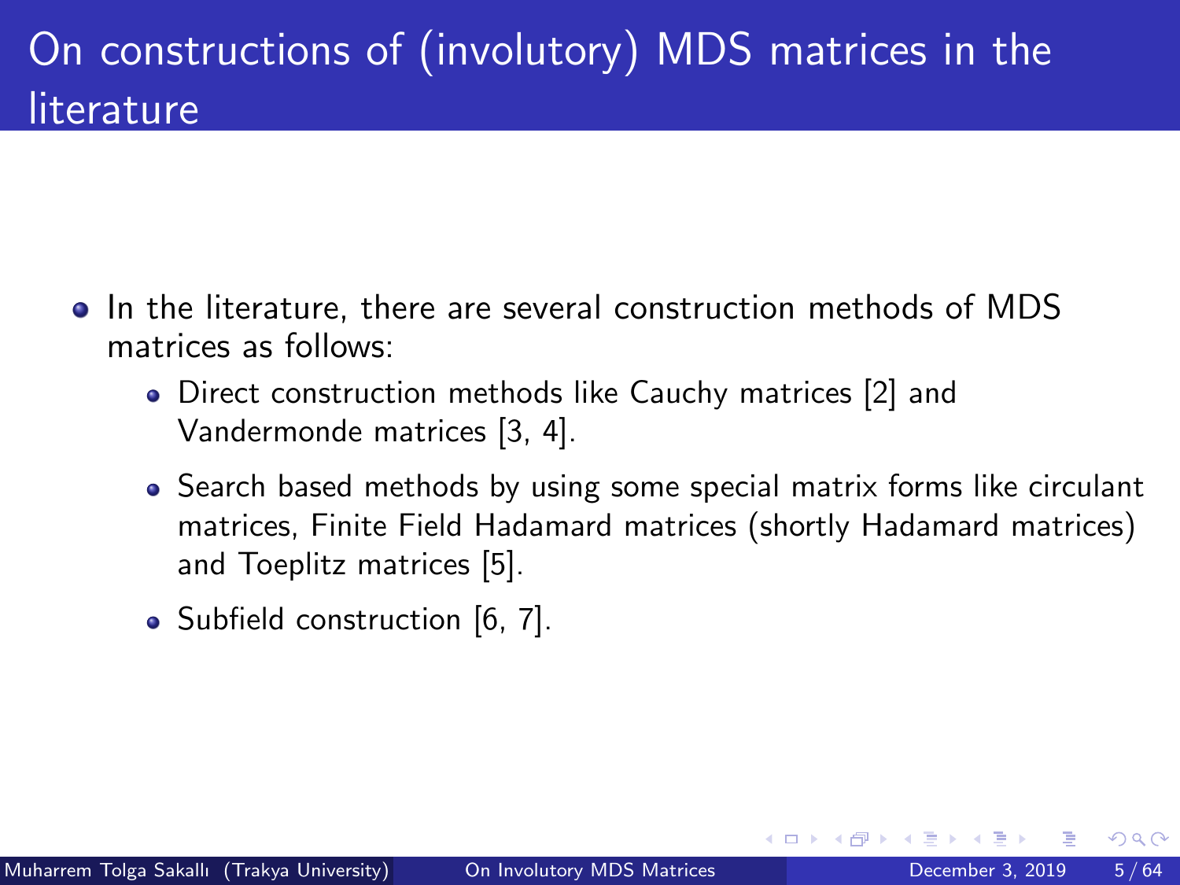# On constructions of (involutory) MDS matrices in the literature

- In the literature, there are several construction methods of MDS matrices as follows:
  - Direct construction methods like Cauchy matrices [2] and Vandermonde matrices [3, 4].
  - Search based methods by using some special matrix forms like circulant matrices, Finite Field Hadamard matrices (shortly Hadamard matrices) and Toeplitz matrices [5].
  - Subfield construction [6, 7].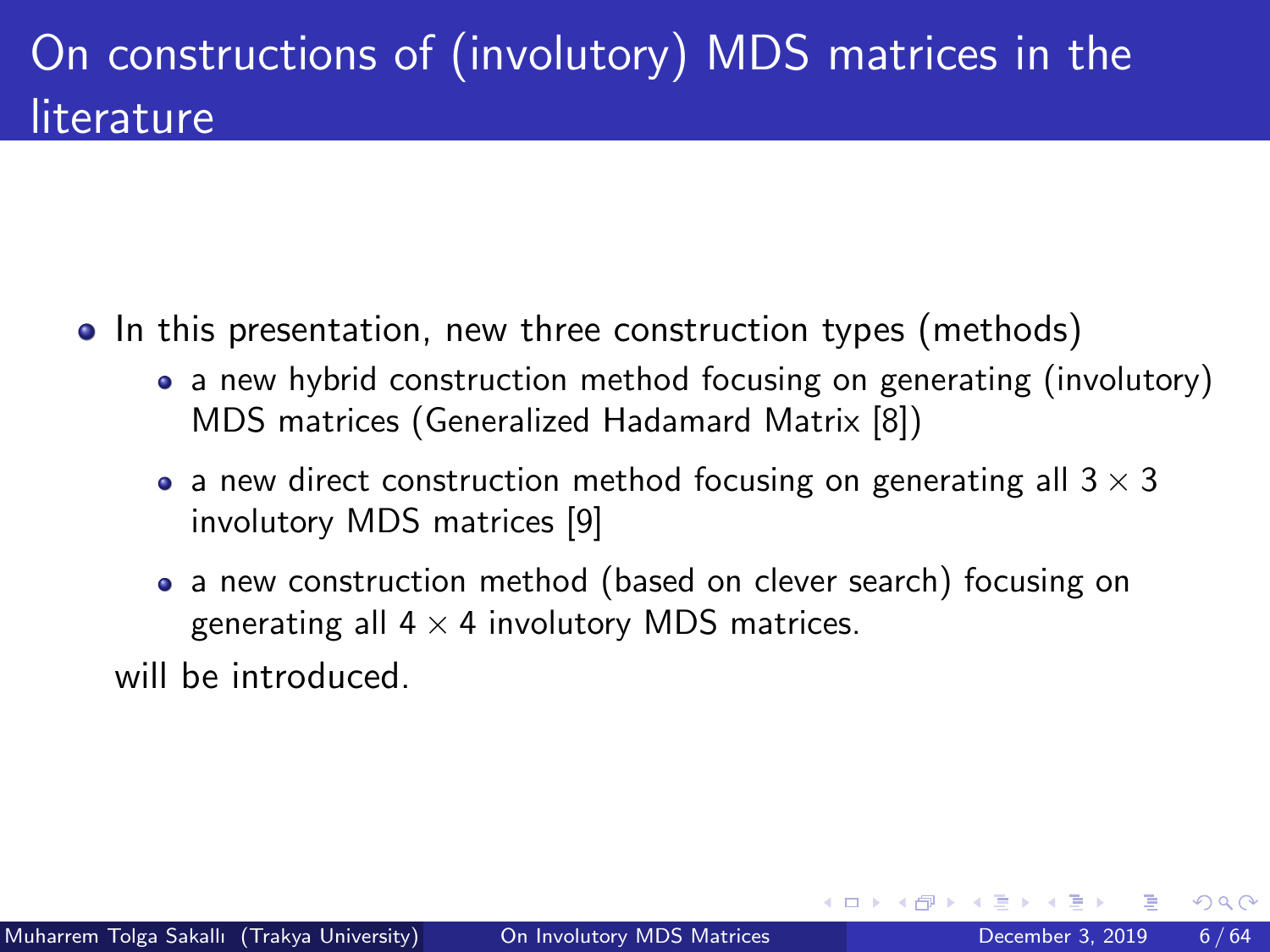# On constructions of (involutory) MDS matrices in the literature

- In this presentation, new three construction types (methods)
  - a new hybrid construction method focusing on generating (involutory) MDS matrices (Generalized Hadamard Matrix [8])
  - a new direct construction method focusing on generating all $3 \times 3$ involutory MDS matrices [9]
  - a new construction method (based on clever search) focusing on generating all $4 \times 4$ involutory MDS matrices.

  will be introduced.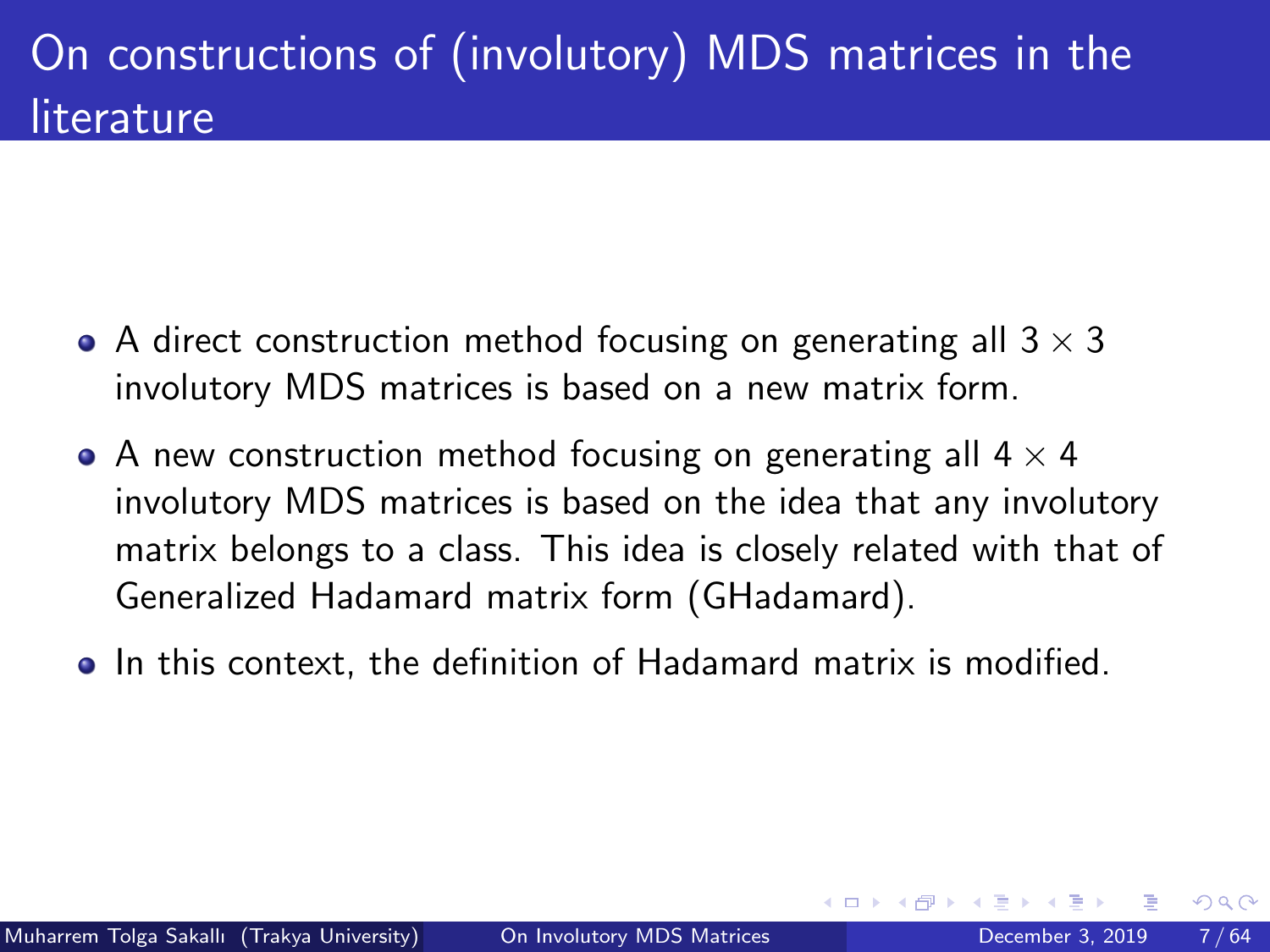# On constructions of (involutory) MDS matrices in the literature

- A direct construction method focusing on generating all $3 \times 3$ involutory MDS matrices is based on a new matrix form.
- A new construction method focusing on generating all $4 \times 4$ involutory MDS matrices is based on the idea that any involutory matrix belongs to a class. This idea is closely related with that of Generalized Hadamard matrix form (GHadamard).
- In this context, the definition of Hadamard matrix is modified.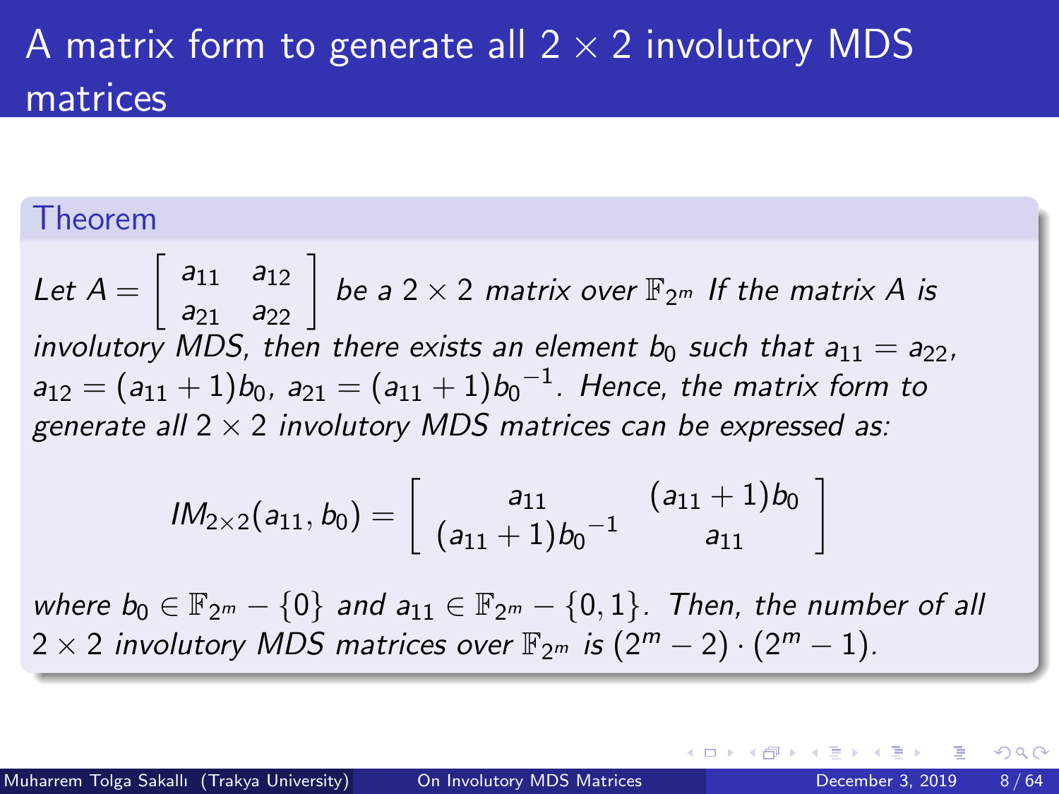# A matrix form to generate all $2 \times 2$ involutory MDS matrices

**Theorem**

*Let* $A = \begin{bmatrix} a_{11} & a_{12} \\ a_{21} & a_{22} \end{bmatrix}$ *be a* $2 \times 2$ *matrix over* $\mathbb{F}_{2^m}$ *If the matrix* $A$ *is involutory MDS, then there exists an element* $b_0$ *such that* $a_{11} = a_{22}$, $a_{12} = (a_{11} + 1)b_0$, $a_{21} = (a_{11} + 1){b_0}^{-1}$. *Hence, the matrix form to generate all* $2 \times 2$ *involutory MDS matrices can be expressed as:*

$$IM_{2\times 2}(a_{11}, b_0) = \begin{bmatrix} a_{11} & (a_{11}+1)b_0 \\ (a_{11}+1){b_0}^{-1} & a_{11} \end{bmatrix}$$

*where* $b_0 \in \mathbb{F}_{2^m} - \{0\}$ *and* $a_{11} \in \mathbb{F}_{2^m} - \{0, 1\}$. *Then, the number of all* $2 \times 2$ *involutory MDS matrices over* $\mathbb{F}_{2^m}$ *is* $(2^m - 2) \cdot (2^m - 1)$.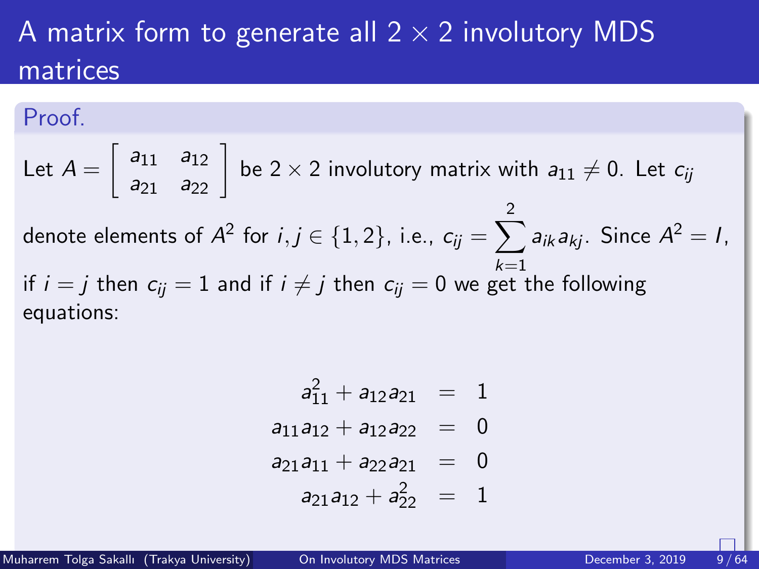# A matrix form to generate all $2 \times 2$ involutory MDS matrices

**Proof.**

Let $A = \begin{bmatrix} a_{11} & a_{12} \\ a_{21} & a_{22} \end{bmatrix}$ be $2 \times 2$ involutory matrix with $a_{11} \neq 0$. Let $c_{ij}$ denote elements of $A^2$ for $i, j \in \{1, 2\}$, i.e., $c_{ij} = \sum_{k=1}^{2} a_{ik} a_{kj}$. Since $A^2 = I$, if $i = j$ then $c_{ij} = 1$ and if $i \neq j$ then $c_{ij} = 0$ we get the following equations:

$$
\begin{aligned}
a_{11}^2 + a_{12}a_{21} &= 1 \\
a_{11}a_{12} + a_{12}a_{22} &= 0 \\
a_{21}a_{11} + a_{22}a_{21} &= 0 \\
a_{21}a_{12} + a_{22}^2 &= 1
\end{aligned}
$$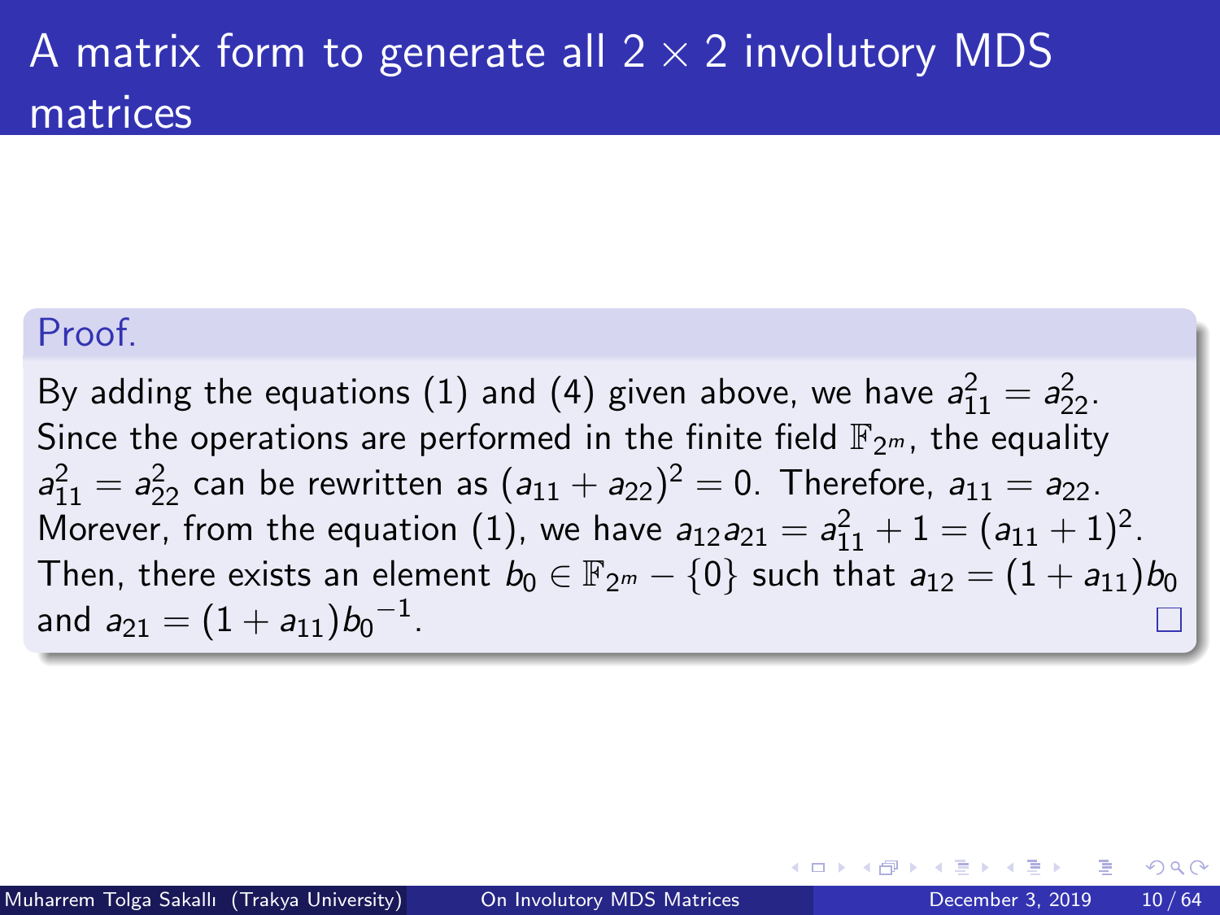# A matrix form to generate all $2 \times 2$ involutory MDS matrices

**Proof.**

By adding the equations (1) and (4) given above, we have $a_{11}^2 = a_{22}^2$. Since the operations are performed in the finite field $\mathbb{F}_{2^m}$, the equality $a_{11}^2 = a_{22}^2$ can be rewritten as $(a_{11} + a_{22})^2 = 0$. Therefore, $a_{11} = a_{22}$. Morever, from the equation (1), we have $a_{12}a_{21} = a_{11}^2 + 1 = (a_{11} + 1)^2$. Then, there exists an element $b_0 \in \mathbb{F}_{2^m} - \{0\}$ such that $a_{12} = (1 + a_{11})b_0$ and $a_{21} = (1 + a_{11}){b_0}^{-1}$. □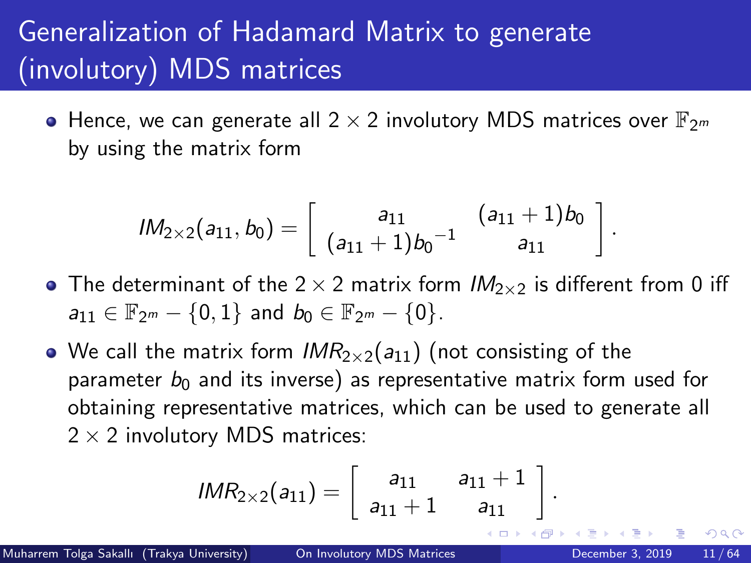# Generalization of Hadamard Matrix to generate (involutory) MDS matrices

- Hence, we can generate all $2 \times 2$ involutory MDS matrices over $\mathbb{F}_{2^m}$ by using the matrix form

$$IM_{2\times 2}(a_{11}, b_0) = \begin{bmatrix} a_{11} & (a_{11}+1)b_0 \\ (a_{11}+1){b_0}^{-1} & a_{11} \end{bmatrix}.$$

- The determinant of the $2 \times 2$ matrix form $IM_{2\times 2}$ is different from 0 iff $a_{11} \in \mathbb{F}_{2^m} - \{0, 1\}$ and $b_0 \in \mathbb{F}_{2^m} - \{0\}$.
- We call the matrix form $IMR_{2\times 2}(a_{11})$ (not consisting of the parameter $b_0$ and its inverse) as representative matrix form used for obtaining representative matrices, which can be used to generate all $2 \times 2$ involutory MDS matrices:

$$IMR_{2\times 2}(a_{11}) = \begin{bmatrix} a_{11} & a_{11}+1 \\ a_{11}+1 & a_{11} \end{bmatrix}.$$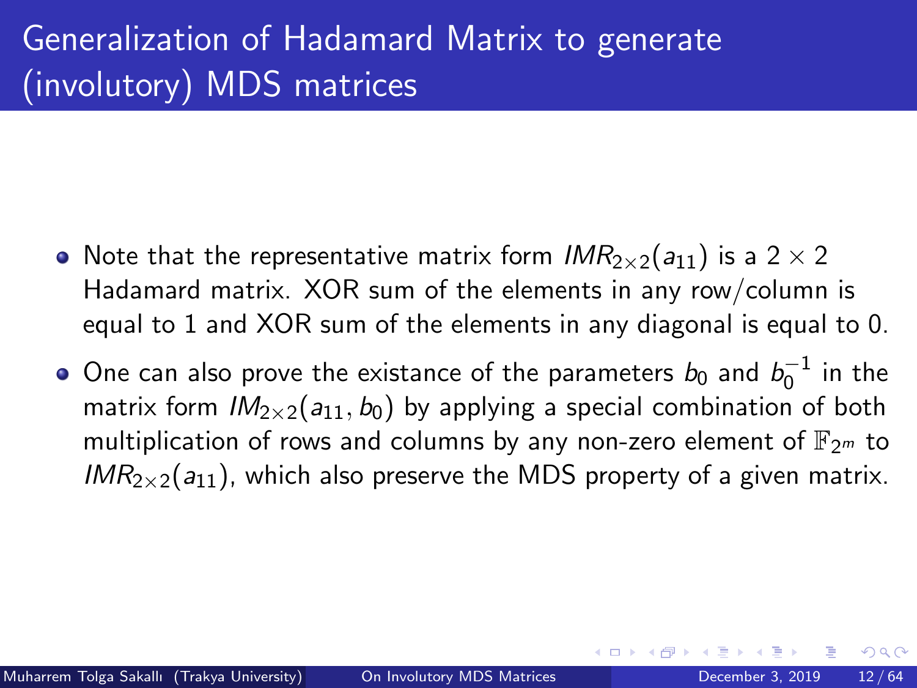# Generalization of Hadamard Matrix to generate (involutory) MDS matrices

- Note that the representative matrix form $IMR_{2\times 2}(a_{11})$ is a $2 \times 2$ Hadamard matrix. XOR sum of the elements in any row/column is equal to 1 and XOR sum of the elements in any diagonal is equal to 0.
- One can also prove the existance of the parameters $b_0$ and $b_0^{-1}$ in the matrix form $IM_{2\times 2}(a_{11}, b_0)$ by applying a special combination of both multiplication of rows and columns by any non-zero element of $\mathbb{F}_{2^m}$ to $IMR_{2\times 2}(a_{11})$, which also preserve the MDS property of a given matrix.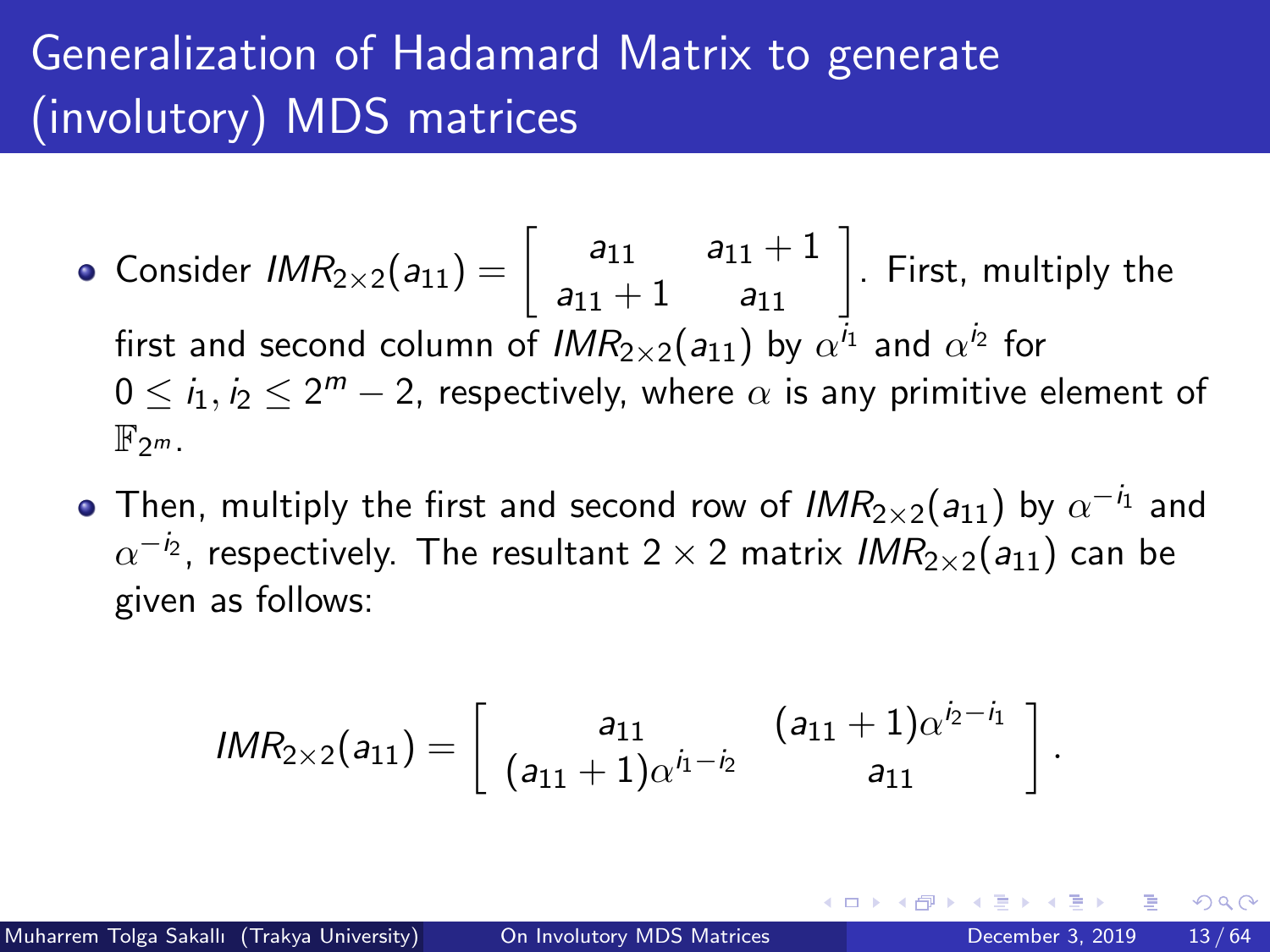# Generalization of Hadamard Matrix to generate (involutory) MDS matrices

- Consider $IMR_{2\times 2}(a_{11}) = \begin{bmatrix} a_{11} & a_{11}+1 \\ a_{11}+1 & a_{11} \end{bmatrix}$. First, multiply the first and second column of $IMR_{2\times 2}(a_{11})$ by $\alpha^{i_1}$ and $\alpha^{i_2}$ for $0 \leq i_1, i_2 \leq 2^m - 2$, respectively, where $\alpha$ is any primitive element of $\mathbb{F}_{2^m}$.
- Then, multiply the first and second row of $IMR_{2\times 2}(a_{11})$ by $\alpha^{-i_1}$ and $\alpha^{-i_2}$, respectively. The resultant $2 \times 2$ matrix $IMR_{2\times 2}(a_{11})$ can be given as follows:

$$IMR_{2\times 2}(a_{11}) = \begin{bmatrix} a_{11} & (a_{11}+1)\alpha^{i_2 - i_1} \\ (a_{11}+1)\alpha^{i_1 - i_2} & a_{11} \end{bmatrix}.$$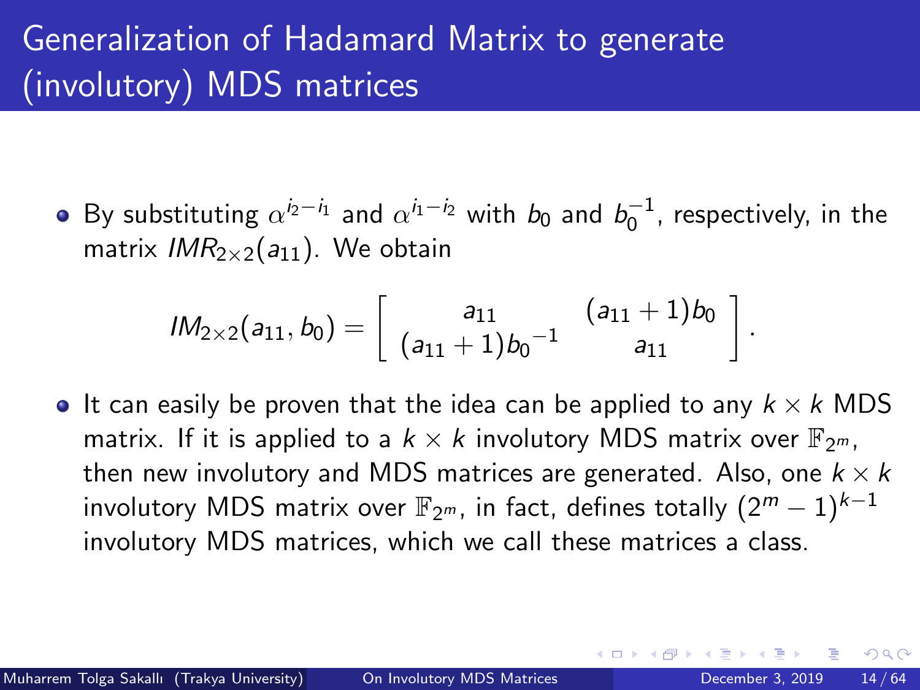# Generalization of Hadamard Matrix to generate (involutory) MDS matrices

- By substituting $\alpha^{i_2 - i_1}$ and $\alpha^{i_1 - i_2}$ with $b_0$ and $b_0^{-1}$, respectively, in the matrix $IMR_{2\times 2}(a_{11})$. We obtain

$$IM_{2\times 2}(a_{11}, b_0) = \begin{bmatrix} a_{11} & (a_{11}+1)b_0 \\ (a_{11}+1){b_0}^{-1} & a_{11} \end{bmatrix}.$$

- It can easily be proven that the idea can be applied to any $k \times k$ MDS matrix. If it is applied to a $k \times k$ involutory MDS matrix over $\mathbb{F}_{2^m}$, then new involutory and MDS matrices are generated. Also, one $k \times k$ involutory MDS matrix over $\mathbb{F}_{2^m}$, in fact, defines totally $(2^m - 1)^{k-1}$ involutory MDS matrices, which we call these matrices a class.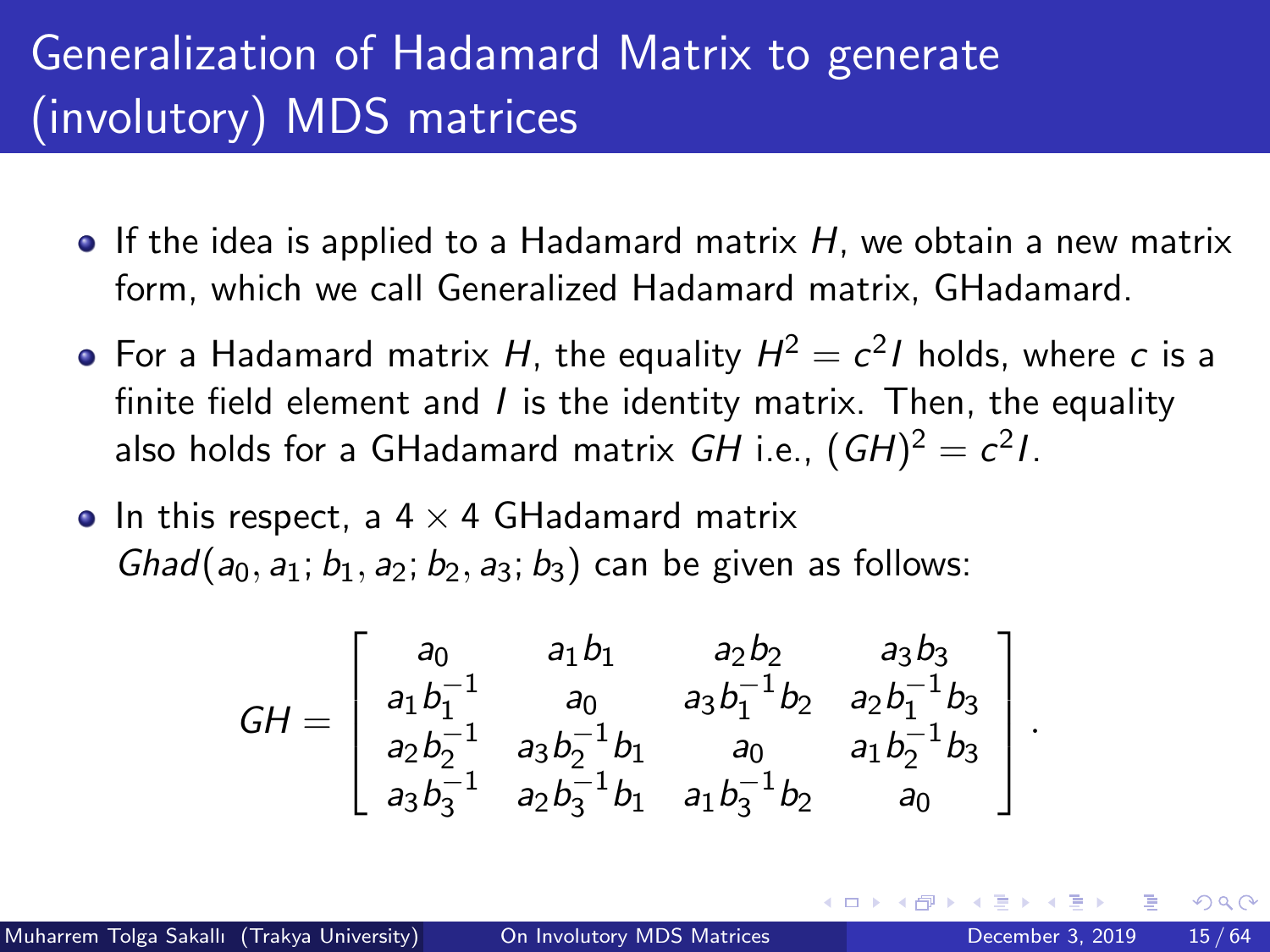# Generalization of Hadamard Matrix to generate (involutory) MDS matrices

- If the idea is applied to a Hadamard matrix $H$, we obtain a new matrix form, which we call Generalized Hadamard matrix, GHadamard.
- For a Hadamard matrix $H$, the equality $H^2 = c^2 I$ holds, where $c$ is a finite field element and $I$ is the identity matrix. Then, the equality also holds for a GHadamard matrix $GH$ i.e., $(GH)^2 = c^2 I$.
- In this respect, a $4 \times 4$ GHadamard matrix $Ghad(a_0, a_1; b_1, a_2; b_2, a_3; b_3)$ can be given as follows:

$$GH = \begin{bmatrix} a_0 & a_1 b_1 & a_2 b_2 & a_3 b_3 \\ a_1 b_1^{-1} & a_0 & a_3 b_1^{-1} b_2 & a_2 b_1^{-1} b_3 \\ a_2 b_2^{-1} & a_3 b_2^{-1} b_1 & a_0 & a_1 b_2^{-1} b_3 \\ a_3 b_3^{-1} & a_2 b_3^{-1} b_1 & a_1 b_3^{-1} b_2 & a_0 \end{bmatrix}.$$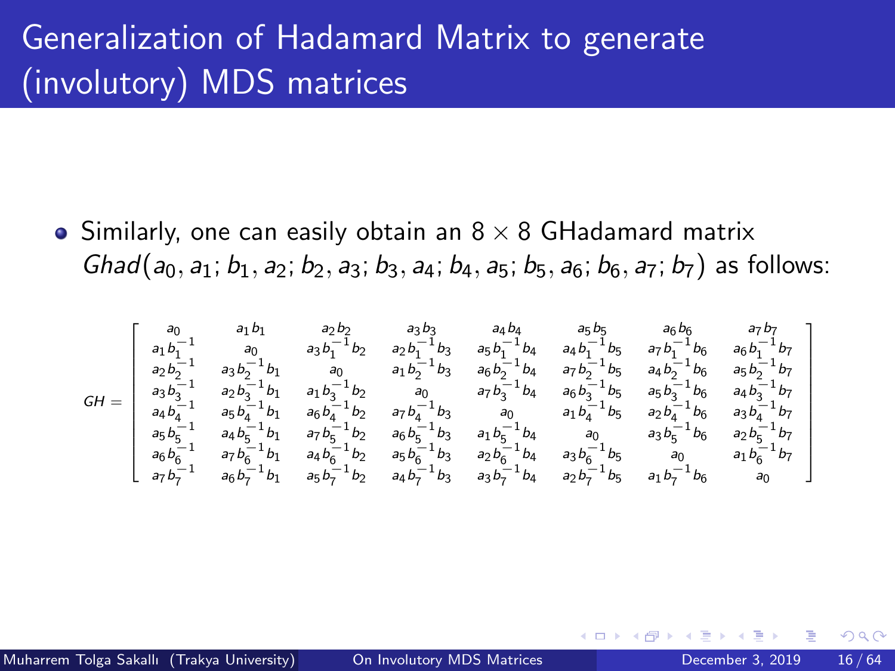# Generalization of Hadamard Matrix to generate (involutory) MDS matrices

- Similarly, one can easily obtain an $8 \times 8$ GHadamard matrix $Ghad(a_0, a_1; b_1, a_2; b_2, a_3; b_3, a_4; b_4, a_5; b_5, a_6; b_6, a_7; b_7)$ as follows:

$$
GH = \begin{bmatrix}
a_0 & a_1 b_1 & a_2 b_2 & a_3 b_3 & a_4 b_4 & a_5 b_5 & a_6 b_6 & a_7 b_7 \\
a_1 b_1^{-1} & a_0 & a_3 b_1^{-1} b_2 & a_2 b_1^{-1} b_3 & a_5 b_1^{-1} b_4 & a_4 b_1^{-1} b_5 & a_7 b_1^{-1} b_6 & a_6 b_1^{-1} b_7 \\
a_2 b_2^{-1} & a_3 b_2^{-1} b_1 & a_0 & a_1 b_2^{-1} b_3 & a_6 b_2^{-1} b_4 & a_7 b_2^{-1} b_5 & a_4 b_2^{-1} b_6 & a_5 b_2^{-1} b_7 \\
a_3 b_3^{-1} & a_2 b_3^{-1} b_1 & a_1 b_3^{-1} b_2 & a_0 & a_7 b_3^{-1} b_4 & a_6 b_3^{-1} b_5 & a_5 b_3^{-1} b_6 & a_4 b_3^{-1} b_7 \\
a_4 b_4^{-1} & a_5 b_4^{-1} b_1 & a_6 b_4^{-1} b_2 & a_7 b_4^{-1} b_3 & a_0 & a_1 b_4^{-1} b_5 & a_2 b_4^{-1} b_6 & a_3 b_4^{-1} b_7 \\
a_5 b_5^{-1} & a_4 b_5^{-1} b_1 & a_7 b_5^{-1} b_2 & a_6 b_5^{-1} b_3 & a_1 b_5^{-1} b_4 & a_0 & a_3 b_5^{-1} b_6 & a_2 b_5^{-1} b_7 \\
a_6 b_6^{-1} & a_7 b_6^{-1} b_1 & a_4 b_6^{-1} b_2 & a_5 b_6^{-1} b_3 & a_2 b_6^{-1} b_4 & a_3 b_6^{-1} b_5 & a_0 & a_1 b_6^{-1} b_7 \\
a_7 b_7^{-1} & a_6 b_7^{-1} b_1 & a_5 b_7^{-1} b_2 & a_4 b_7^{-1} b_3 & a_3 b_7^{-1} b_4 & a_2 b_7^{-1} b_5 & a_1 b_7^{-1} b_6 & a_0
\end{bmatrix}
$$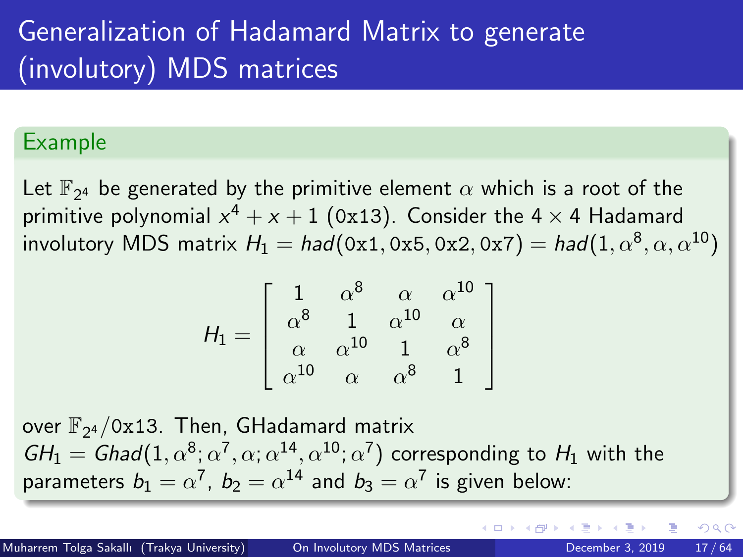# Generalization of Hadamard Matrix to generate (involutory) MDS matrices

## Example

Let $\mathbb{F}_{2^4}$ be generated by the primitive element $\alpha$ which is a root of the primitive polynomial $x^4 + x + 1$ (0x13). Consider the $4 \times 4$ Hadamard involutory MDS matrix $H_1 = had(\texttt{0x1}, \texttt{0x5}, \texttt{0x2}, \texttt{0x7}) = had(1, \alpha^8, \alpha, \alpha^{10})$

$$H_1 = \begin{bmatrix} 1 & \alpha^8 & \alpha & \alpha^{10} \\ \alpha^8 & 1 & \alpha^{10} & \alpha \\ \alpha & \alpha^{10} & 1 & \alpha^8 \\ \alpha^{10} & \alpha & \alpha^8 & 1 \end{bmatrix}$$

over $\mathbb{F}_{2^4}/\texttt{0x13}$. Then, GHadamard matrix $GH_1 = Ghad(1, \alpha^8; \alpha^7, \alpha; \alpha^{14}, \alpha^{10}; \alpha^7)$ corresponding to $H_1$ with the parameters $b_1 = \alpha^7$, $b_2 = \alpha^{14}$ and $b_3 = \alpha^7$ is given below: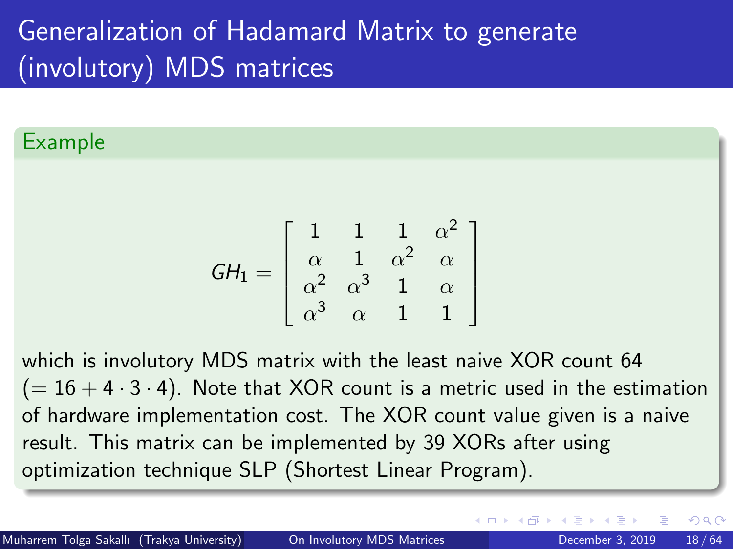# Generalization of Hadamard Matrix to generate (involutory) MDS matrices

**Example**

$$GH_1 = \begin{bmatrix} 1 & 1 & 1 & \alpha^2 \\ \alpha & 1 & \alpha^2 & \alpha \\ \alpha^2 & \alpha^3 & 1 & \alpha \\ \alpha^3 & \alpha & 1 & 1 \end{bmatrix}$$

which is involutory MDS matrix with the least naive XOR count 64 ($= 16 + 4 \cdot 3 \cdot 4$). Note that XOR count is a metric used in the estimation of hardware implementation cost. The XOR count value given is a naive result. This matrix can be implemented by 39 XORs after using optimization technique SLP (Shortest Linear Program).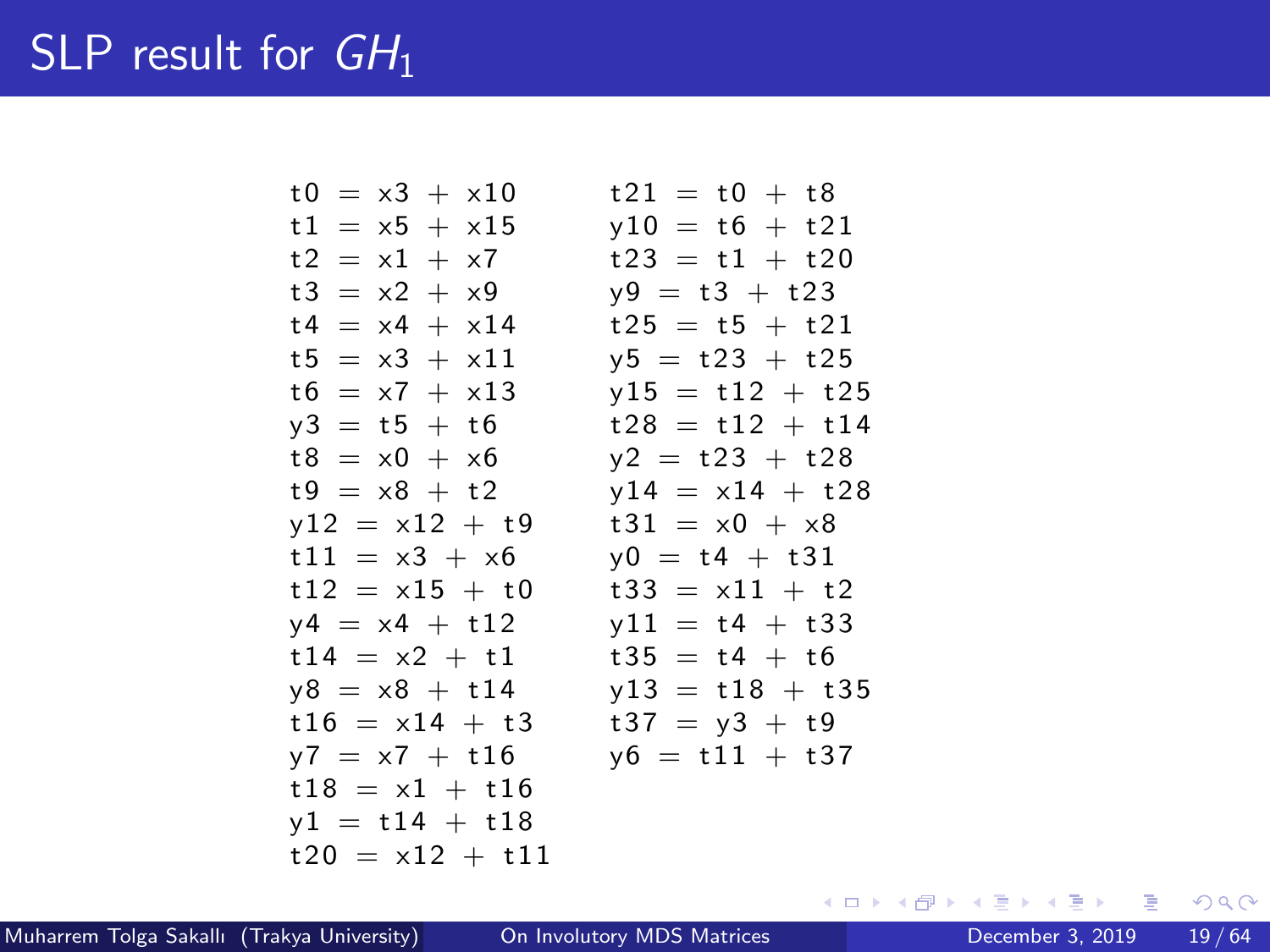# SLP result for $GH_1$

```
t0 = x3 + x10
t1 = x5 + x15
t2 = x1 + x7
t3 = x2 + x9
t4 = x4 + x14
t5 = x3 + x11
t6 = x7 + x13
y3 = t5 + t6
t8 = x0 + x6
t9 = x8 + t2
y12 = x12 + t9
t11 = x3 + x6
t12 = x15 + t0
y4 = x4 + t12
t14 = x2 + t1
y8 = x8 + t14
t16 = x14 + t3
y7 = x7 + t16
t18 = x1 + t16
y1 = t14 + t18
t20 = x12 + t11
t21 = t0 + t8
y10 = t6 + t21
t23 = t1 + t20
y9 = t3 + t23
t25 = t5 + t21
y5 = t23 + t25
y15 = t12 + t25
t28 = t12 + t14
y2 = t23 + t28
y14 = x14 + t28
t31 = x0 + x8
y0 = t4 + t31
t33 = x11 + t2
y11 = t4 + t33
t35 = t4 + t6
y13 = t18 + t35
t37 = y3 + t9
y6 = t11 + t37
```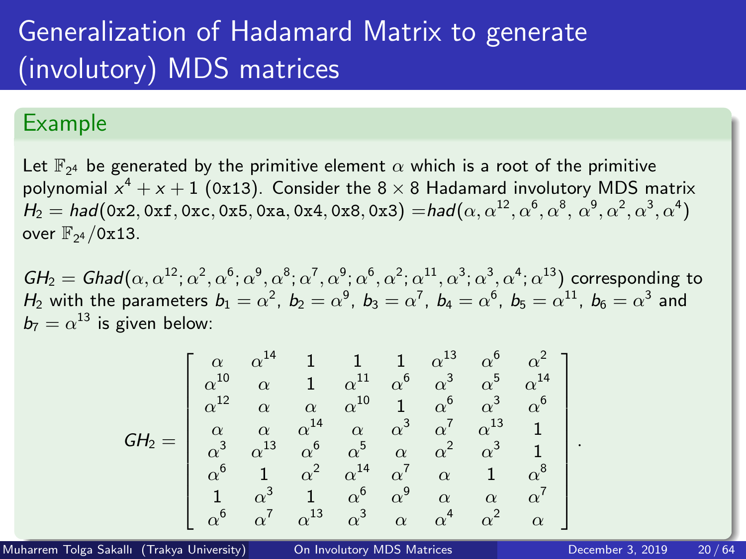# Generalization of Hadamard Matrix to generate (involutory) MDS matrices

## Example

Let $\mathbb{F}_{2^4}$ be generated by the primitive element $\alpha$ which is a root of the primitive polynomial $x^4 + x + 1$ (0x13). Consider the $8 \times 8$ Hadamard involutory MDS matrix $H_2 = had(\texttt{0x2}, \texttt{0xf}, \texttt{0xc}, \texttt{0x5}, \texttt{0xa}, \texttt{0x4}, \texttt{0x8}, \texttt{0x3}) = had(\alpha, \alpha^{12}, \alpha^6, \alpha^8, \alpha^9, \alpha^2, \alpha^3, \alpha^4)$ over $\mathbb{F}_{2^4}/\texttt{0x13}$.

$GH_2 = Ghad(\alpha, \alpha^{12}; \alpha^2, \alpha^6; \alpha^9, \alpha^8; \alpha^7, \alpha^9; \alpha^6, \alpha^2; \alpha^{11}, \alpha^3; \alpha^3, \alpha^4; \alpha^{13})$ corresponding to $H_2$ with the parameters $b_1 = \alpha^2$, $b_2 = \alpha^9$, $b_3 = \alpha^7$, $b_4 = \alpha^6$, $b_5 = \alpha^{11}$, $b_6 = \alpha^3$ and $b_7 = \alpha^{13}$ is given below:

$$GH_2 = \begin{bmatrix} \alpha & \alpha^{14} & 1 & 1 & 1 & \alpha^{13} & \alpha^6 & \alpha^2 \\ \alpha^{10} & \alpha & 1 & \alpha^{11} & \alpha^6 & \alpha^3 & \alpha^5 & \alpha^{14} \\ \alpha^{12} & \alpha & \alpha & \alpha^{10} & 1 & \alpha^6 & \alpha^3 & \alpha^6 \\ \alpha & \alpha & \alpha^{14} & \alpha & \alpha^3 & \alpha^7 & \alpha^{13} & 1 \\ \alpha^3 & \alpha^{13} & \alpha^6 & \alpha^5 & \alpha & \alpha^2 & \alpha^3 & 1 \\ \alpha^6 & 1 & \alpha^2 & \alpha^{14} & \alpha^7 & \alpha & 1 & \alpha^8 \\ 1 & \alpha^3 & 1 & \alpha^6 & \alpha^9 & \alpha & \alpha & \alpha^7 \\ \alpha^6 & \alpha^7 & \alpha^{13} & \alpha^3 & \alpha & \alpha^4 & \alpha^2 & \alpha \end{bmatrix}.$$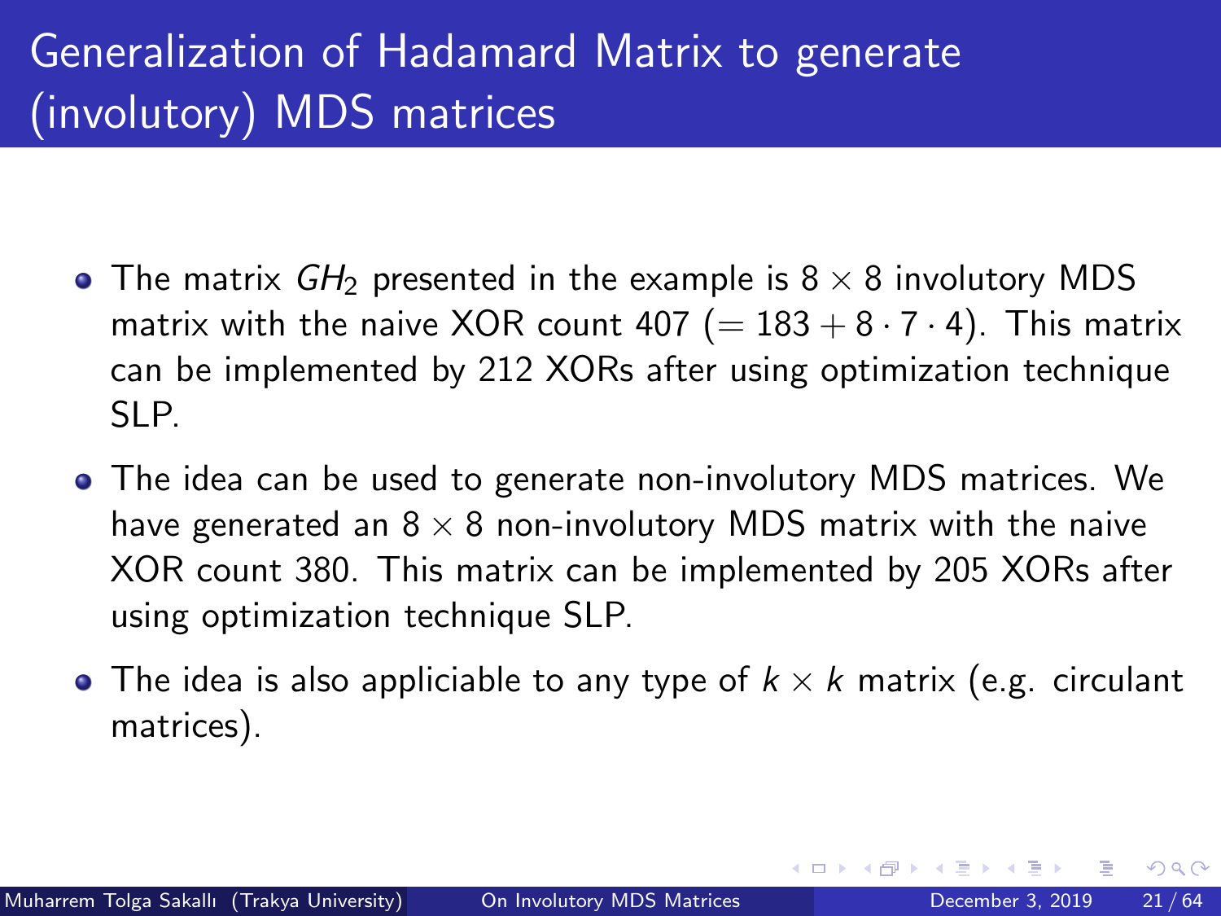# Generalization of Hadamard Matrix to generate (involutory) MDS matrices

- The matrix $GH_2$ presented in the example is $8 \times 8$ involutory MDS matrix with the naive XOR count 407 ($= 183 + 8 \cdot 7 \cdot 4$). This matrix can be implemented by 212 XORs after using optimization technique SLP.
- The idea can be used to generate non-involutory MDS matrices. We have generated an $8 \times 8$ non-involutory MDS matrix with the naive XOR count 380. This matrix can be implemented by 205 XORs after using optimization technique SLP.
- The idea is also appliciable to any type of $k \times k$ matrix (e.g. circulant matrices).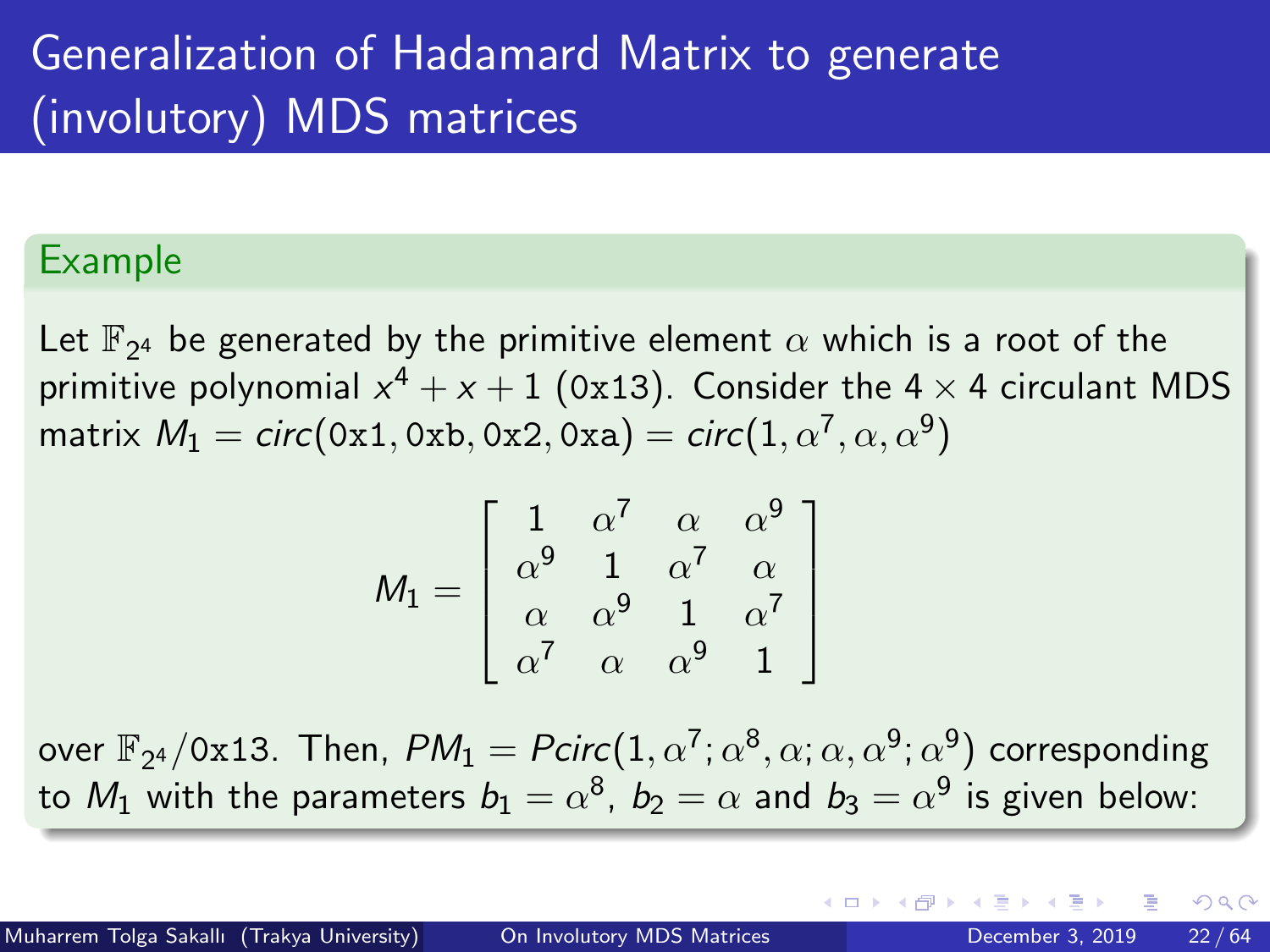# Generalization of Hadamard Matrix to generate (involutory) MDS matrices

## Example

Let $\mathbb{F}_{2^4}$ be generated by the primitive element $\alpha$ which is a root of the primitive polynomial $x^4 + x + 1$ (0x13). Consider the $4 \times 4$ circulant MDS matrix $M_1 = circ(\texttt{0x1}, \texttt{0xb}, \texttt{0x2}, \texttt{0xa}) = circ(1, \alpha^7, \alpha, \alpha^9)$

$$M_1 = \begin{bmatrix} 1 & \alpha^7 & \alpha & \alpha^9 \\ \alpha^9 & 1 & \alpha^7 & \alpha \\ \alpha & \alpha^9 & 1 & \alpha^7 \\ \alpha^7 & \alpha & \alpha^9 & 1 \end{bmatrix}$$

over $\mathbb{F}_{2^4}/\texttt{0x13}$. Then, $PM_1 = Pcirc(1, \alpha^7; \alpha^8, \alpha; \alpha, \alpha^9; \alpha^9)$ corresponding to $M_1$ with the parameters $b_1 = \alpha^8$, $b_2 = \alpha$ and $b_3 = \alpha^9$ is given below: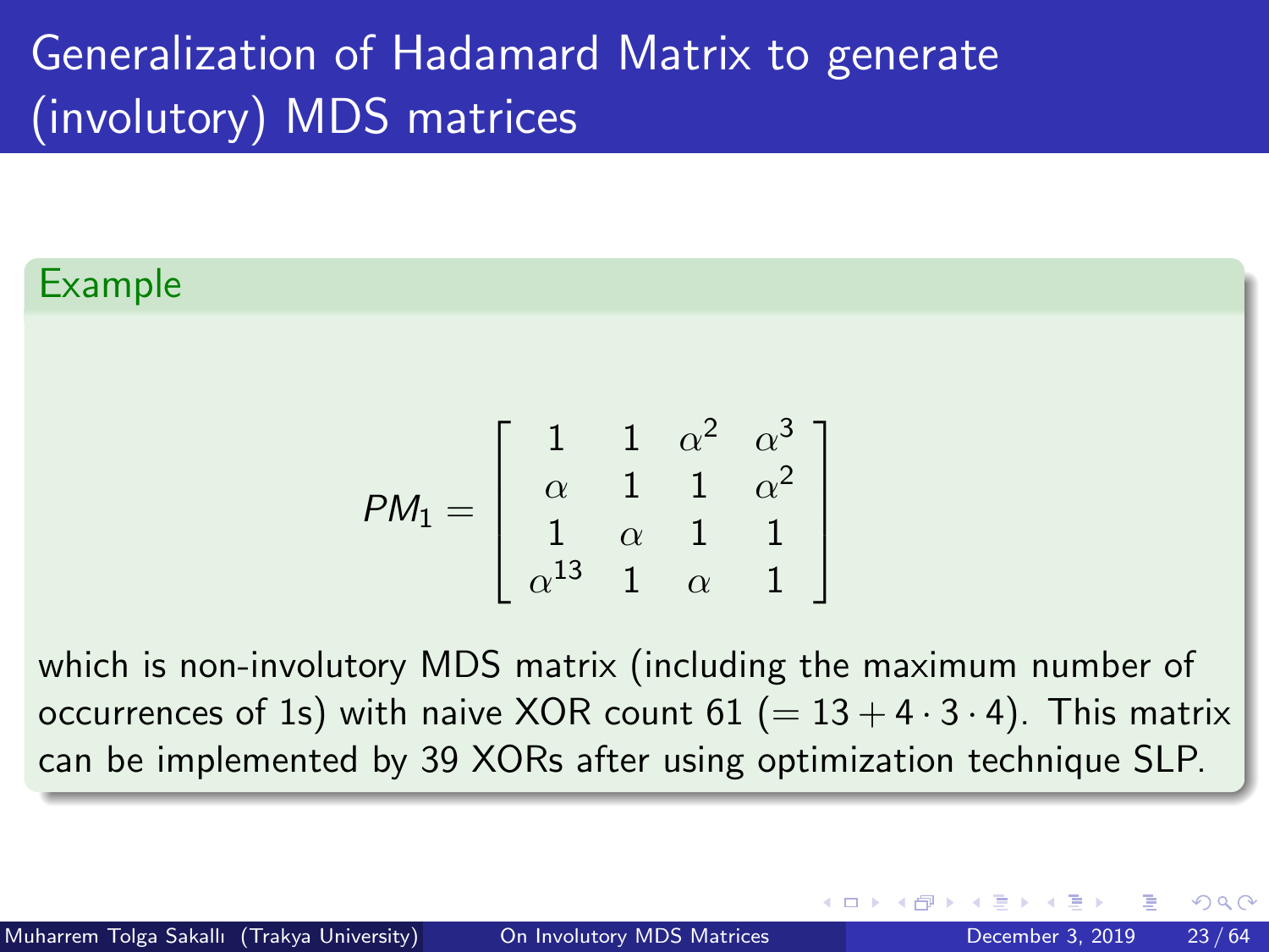# Generalization of Hadamard Matrix to generate (involutory) MDS matrices

**Example**

$$PM_1 = \begin{bmatrix} 1 & 1 & \alpha^2 & \alpha^3 \\ \alpha & 1 & 1 & \alpha^2 \\ 1 & \alpha & 1 & 1 \\ \alpha^{13} & 1 & \alpha & 1 \end{bmatrix}$$

which is non-involutory MDS matrix (including the maximum number of occurrences of 1s) with naive XOR count 61 ($= 13 + 4 \cdot 3 \cdot 4$). This matrix can be implemented by 39 XORs after using optimization technique SLP.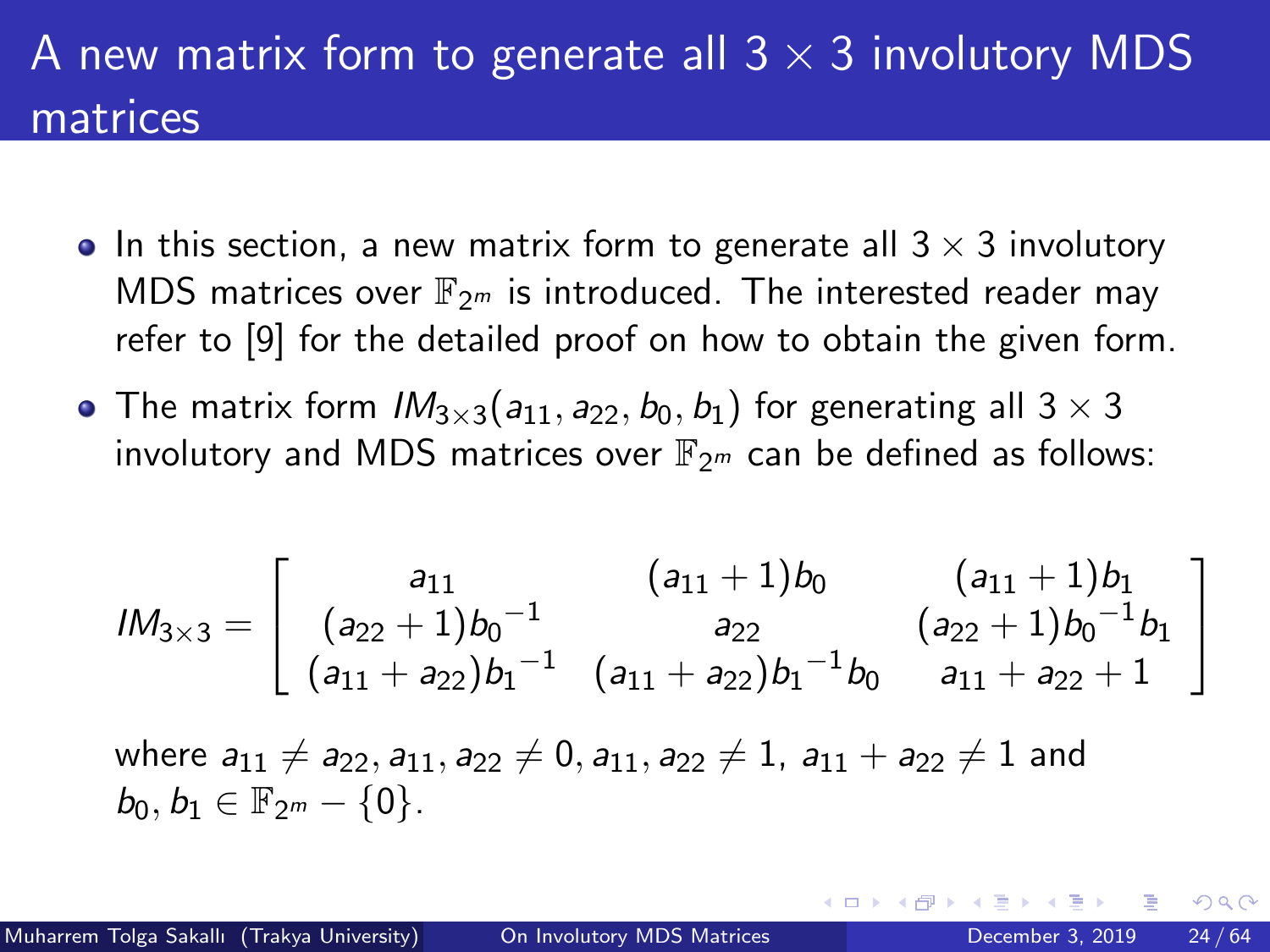# A new matrix form to generate all $3 \times 3$ involutory MDS matrices

- In this section, a new matrix form to generate all $3 \times 3$ involutory MDS matrices over $\mathbb{F}_{2^m}$ is introduced. The interested reader may refer to [9] for the detailed proof on how to obtain the given form.
- The matrix form $IM_{3\times3}(a_{11}, a_{22}, b_0, b_1)$ for generating all $3 \times 3$ involutory and MDS matrices over $\mathbb{F}_{2^m}$ can be defined as follows:

$$IM_{3\times3} = \begin{bmatrix} a_{11} & (a_{11}+1)b_0 & (a_{11}+1)b_1 \\ (a_{22}+1){b_0}^{-1} & a_{22} & (a_{22}+1){b_0}^{-1}b_1 \\ (a_{11}+a_{22}){b_1}^{-1} & (a_{11}+a_{22}){b_1}^{-1}b_0 & a_{11}+a_{22}+1 \end{bmatrix}$$

where $a_{11} \neq a_{22}, a_{11}, a_{22} \neq 0, a_{11}, a_{22} \neq 1,\ a_{11} + a_{22} \neq 1$ and $b_0, b_1 \in \mathbb{F}_{2^m} - \{0\}$.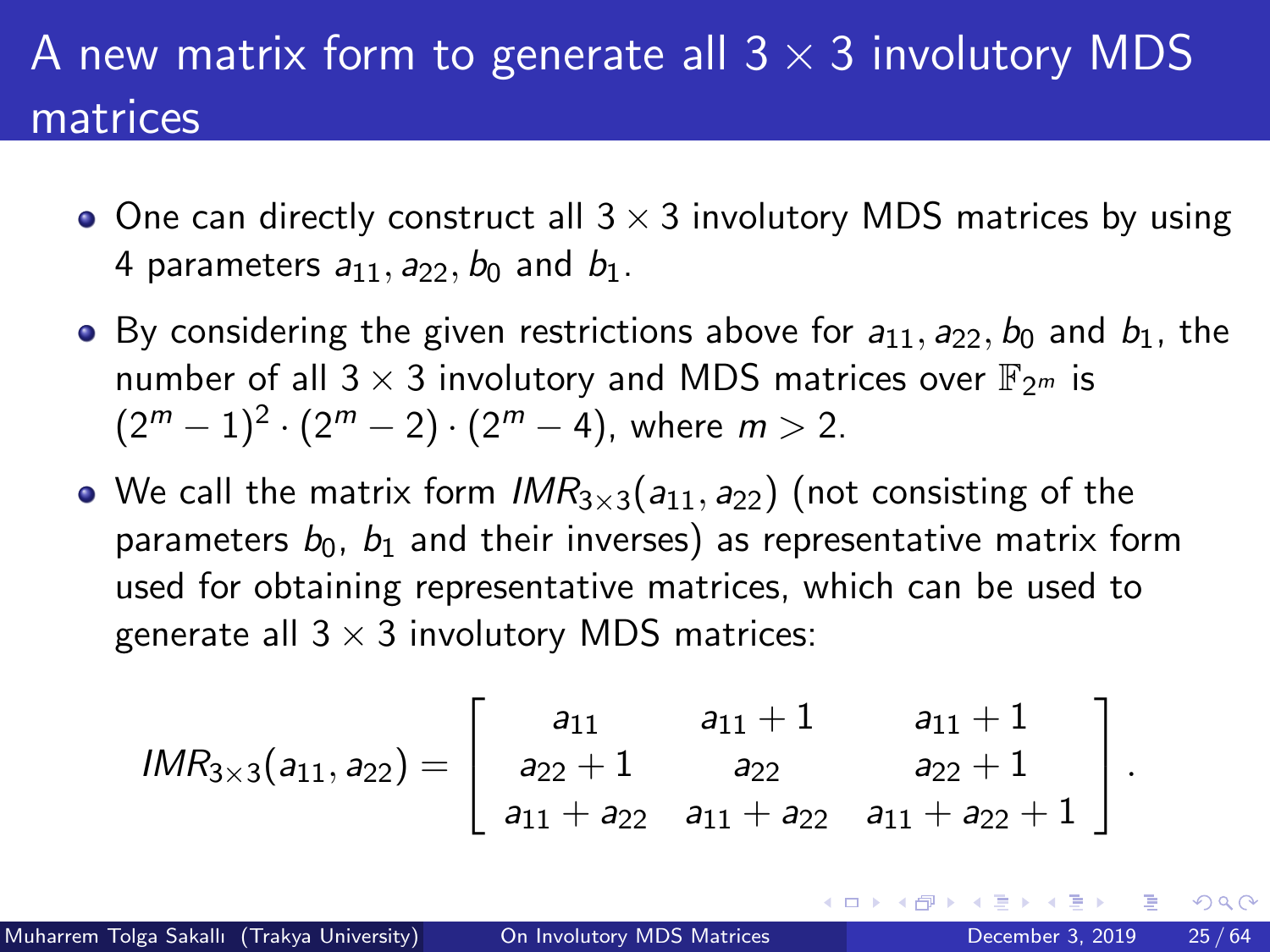# A new matrix form to generate all $3 \times 3$ involutory MDS matrices

- One can directly construct all $3 \times 3$ involutory MDS matrices by using 4 parameters $a_{11}, a_{22}, b_0$ and $b_1$.
- By considering the given restrictions above for $a_{11}, a_{22}, b_0$ and $b_1$, the number of all $3 \times 3$ involutory and MDS matrices over $\mathbb{F}_{2^m}$ is $(2^m - 1)^2 \cdot (2^m - 2) \cdot (2^m - 4)$, where $m > 2$.
- We call the matrix form $IMR_{3\times 3}(a_{11}, a_{22})$ (not consisting of the parameters $b_0$, $b_1$ and their inverses) as representative matrix form used for obtaining representative matrices, which can be used to generate all $3 \times 3$ involutory MDS matrices:

$$IMR_{3\times 3}(a_{11}, a_{22}) = \begin{bmatrix} a_{11} & a_{11}+1 & a_{11}+1 \\ a_{22}+1 & a_{22} & a_{22}+1 \\ a_{11}+a_{22} & a_{11}+a_{22} & a_{11}+a_{22}+1 \end{bmatrix}.$$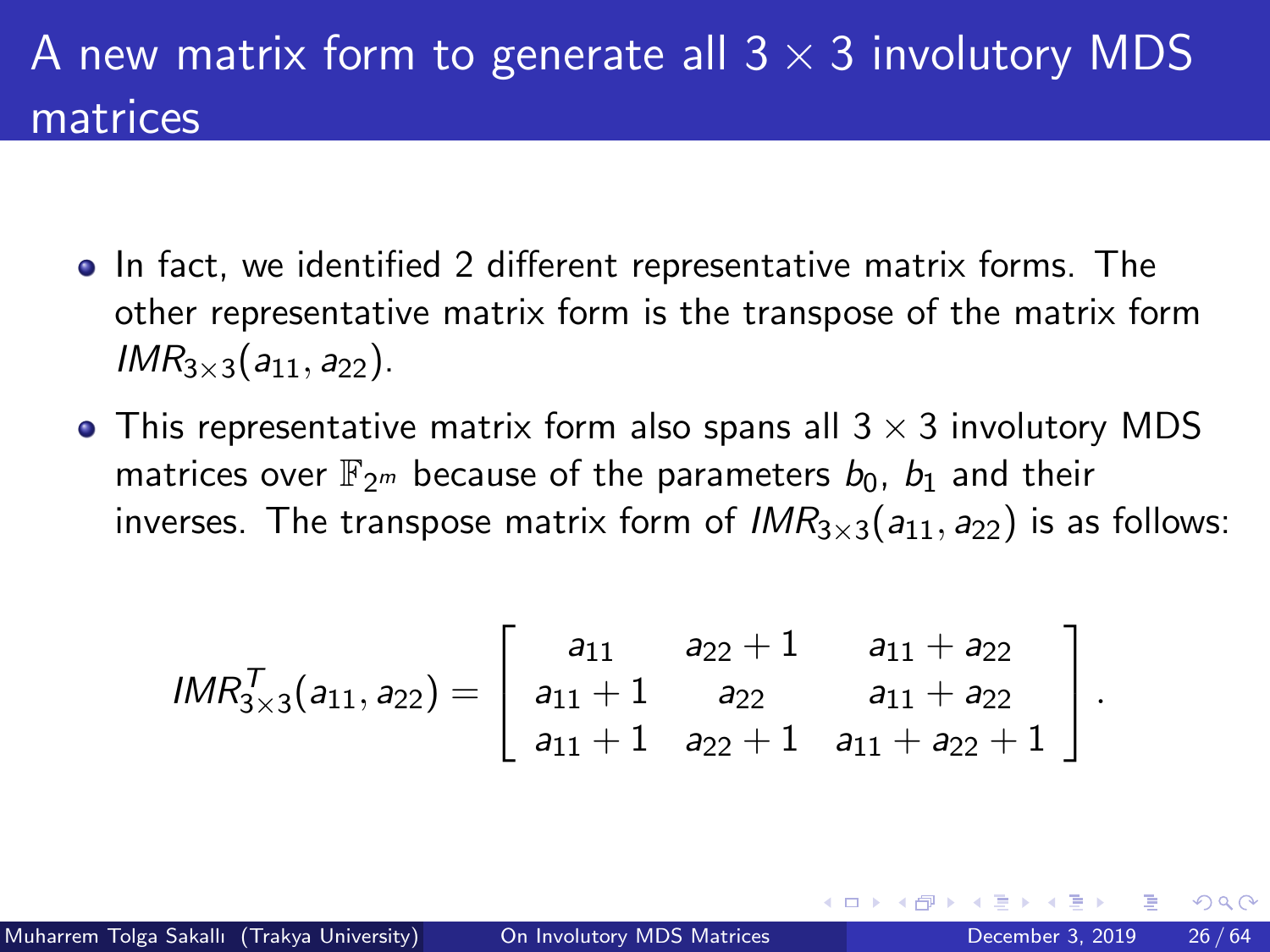# A new matrix form to generate all $3 \times 3$ involutory MDS matrices

- In fact, we identified 2 different representative matrix forms. The other representative matrix form is the transpose of the matrix form $IMR_{3\times3}(a_{11}, a_{22})$.
- This representative matrix form also spans all $3 \times 3$ involutory MDS matrices over $\mathbb{F}_{2^m}$ because of the parameters $b_0$, $b_1$ and their inverses. The transpose matrix form of $IMR_{3\times3}(a_{11}, a_{22})$ is as follows:

$$
IMR^{T}_{3\times3}(a_{11}, a_{22}) = \begin{bmatrix} a_{11} & a_{22}+1 & a_{11}+a_{22} \\ a_{11}+1 & a_{22} & a_{11}+a_{22} \\ a_{11}+1 & a_{22}+1 & a_{11}+a_{22}+1 \end{bmatrix}.
$$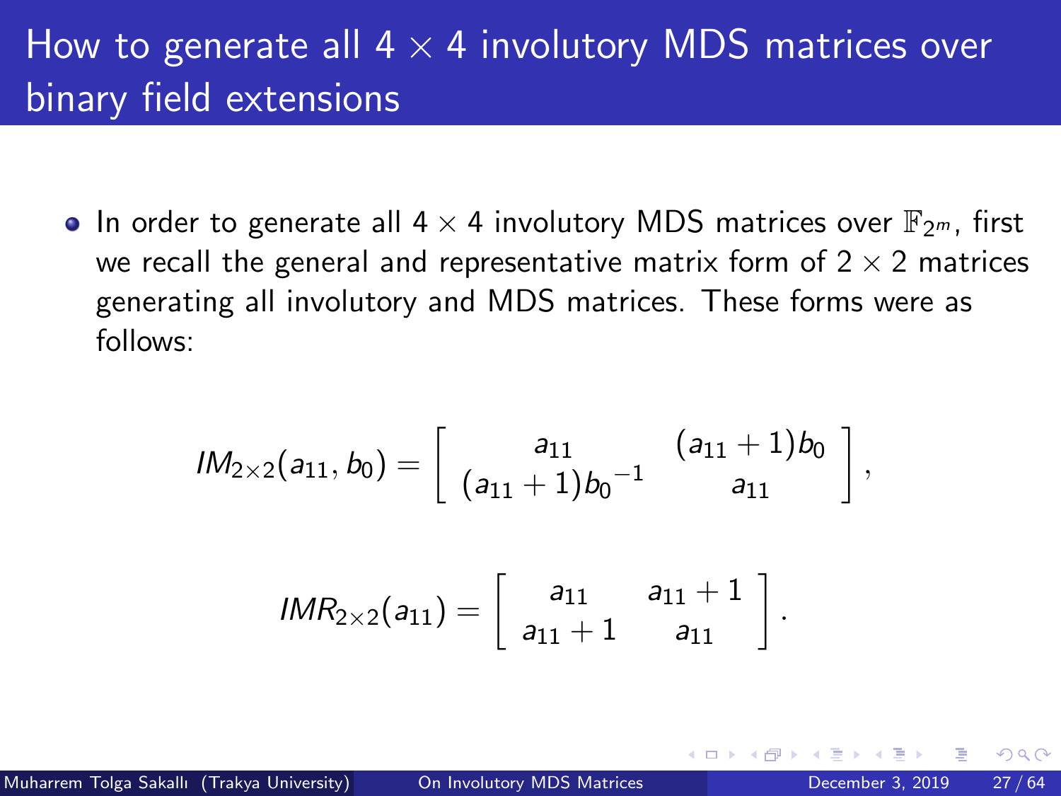# How to generate all $4 \times 4$ involutory MDS matrices over binary field extensions

- In order to generate all $4 \times 4$ involutory MDS matrices over $\mathbb{F}_{2^m}$, first we recall the general and representative matrix form of $2 \times 2$ matrices generating all involutory and MDS matrices. These forms were as follows:

$$IM_{2\times 2}(a_{11}, b_0) = \begin{bmatrix} a_{11} & (a_{11}+1)b_0 \\ (a_{11}+1){b_0}^{-1} & a_{11} \end{bmatrix},$$

$$IMR_{2\times 2}(a_{11}) = \begin{bmatrix} a_{11} & a_{11}+1 \\ a_{11}+1 & a_{11} \end{bmatrix}.$$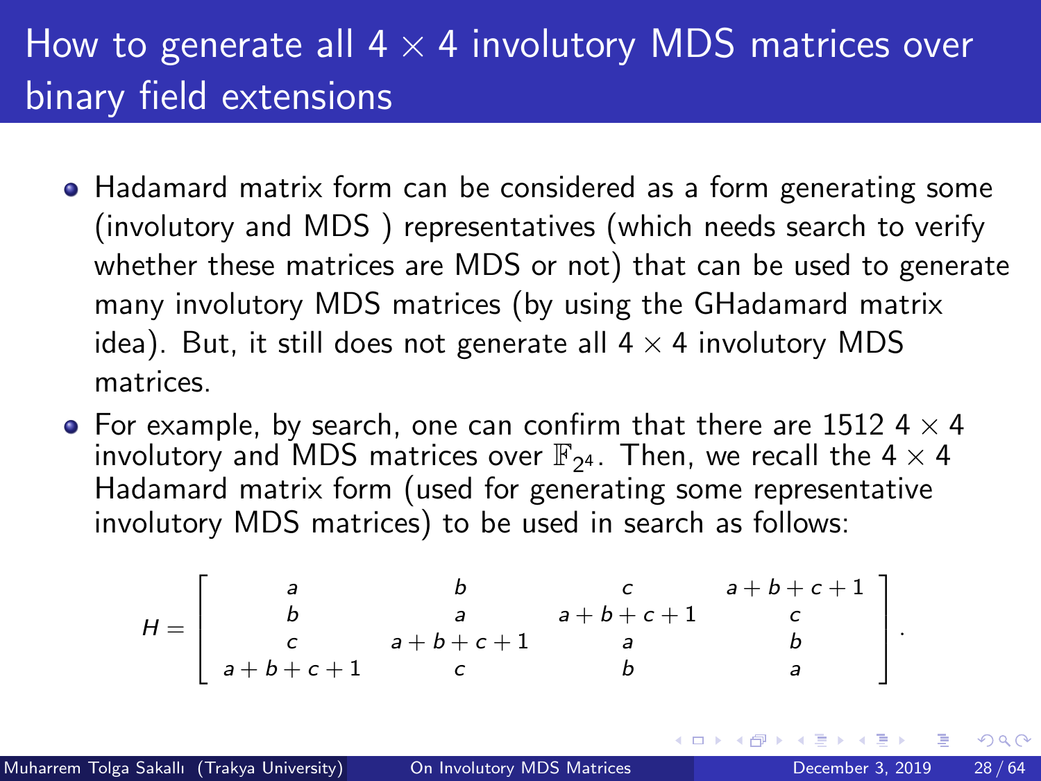# How to generate all $4 \times 4$ involutory MDS matrices over binary field extensions

- Hadamard matrix form can be considered as a form generating some (involutory and MDS ) representatives (which needs search to verify whether these matrices are MDS or not) that can be used to generate many involutory MDS matrices (by using the GHadamard matrix idea). But, it still does not generate all $4 \times 4$ involutory MDS matrices.
- For example, by search, one can confirm that there are 1512 $4 \times 4$ involutory and MDS matrices over $\mathbb{F}_{2^4}$. Then, we recall the $4 \times 4$ Hadamard matrix form (used for generating some representative involutory MDS matrices) to be used in search as follows:

$$H = \begin{bmatrix} a & b & c & a+b+c+1 \\ b & a & a+b+c+1 & c \\ c & a+b+c+1 & a & b \\ a+b+c+1 & c & b & a \end{bmatrix}.$$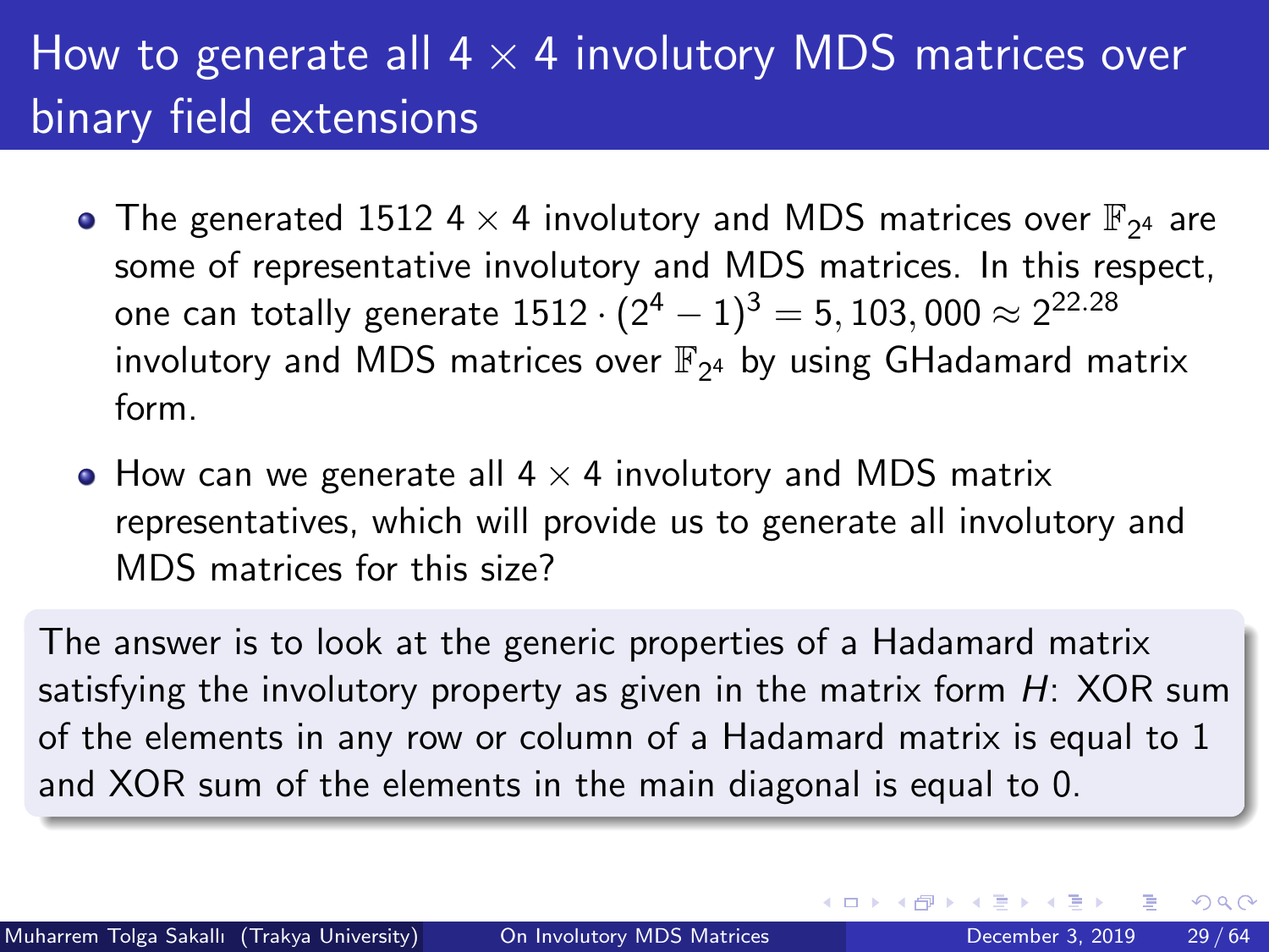# How to generate all $4 \times 4$ involutory MDS matrices over binary field extensions

- The generated 1512 $4 \times 4$ involutory and MDS matrices over $\mathbb{F}_{2^4}$ are some of representative involutory and MDS matrices. In this respect, one can totally generate $1512 \cdot (2^4 - 1)^3 = 5,103,000 \approx 2^{22.28}$ involutory and MDS matrices over $\mathbb{F}_{2^4}$ by using GHadamard matrix form.
- How can we generate all $4 \times 4$ involutory and MDS matrix representatives, which will provide us to generate all involutory and MDS matrices for this size?

The answer is to look at the generic properties of a Hadamard matrix satisfying the involutory property as given in the matrix form $H$: XOR sum of the elements in any row or column of a Hadamard matrix is equal to 1 and XOR sum of the elements in the main diagonal is equal to 0.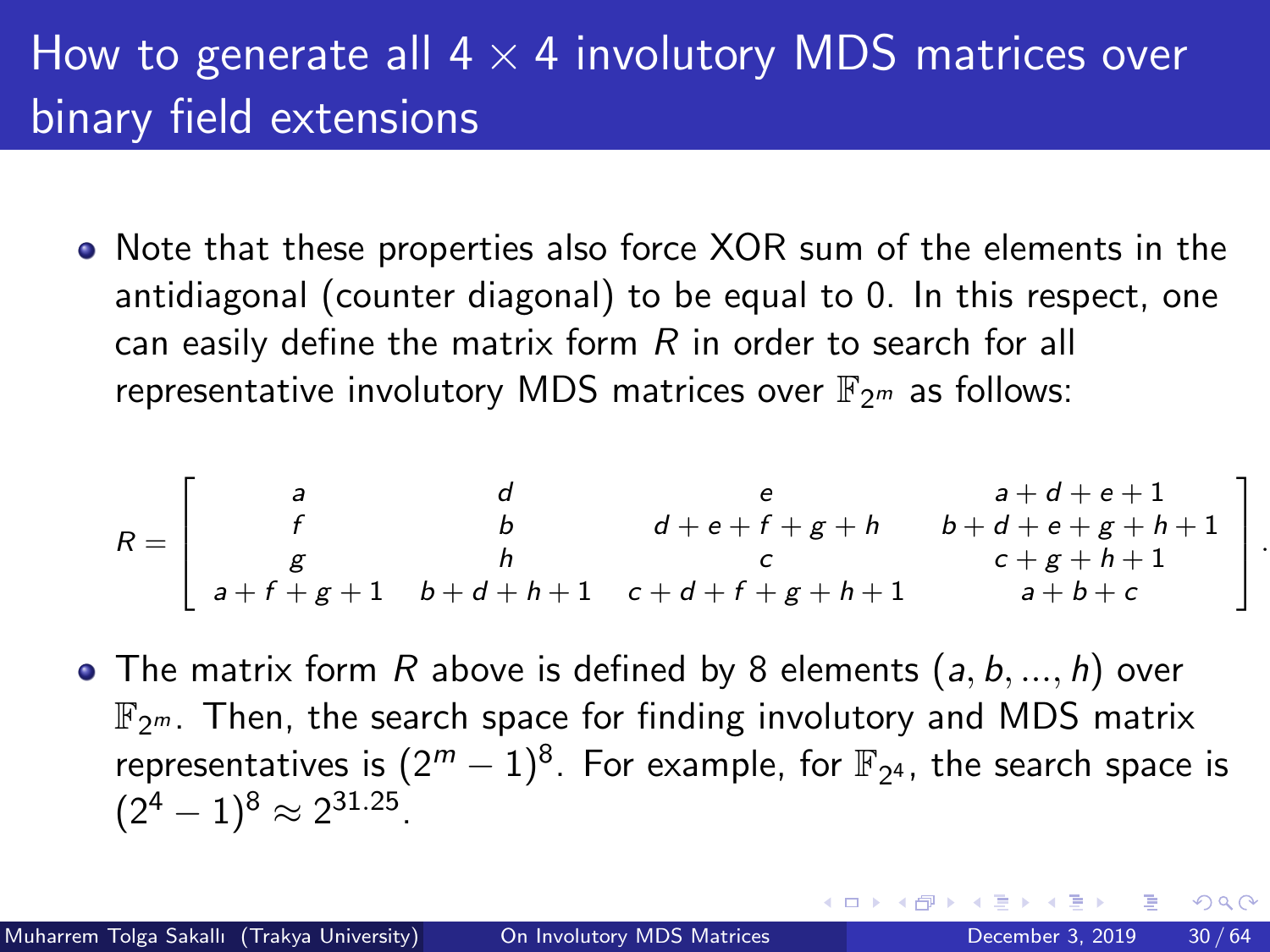# How to generate all $4 \times 4$ involutory MDS matrices over binary field extensions

- Note that these properties also force XOR sum of the elements in the antidiagonal (counter diagonal) to be equal to 0. In this respect, one can easily define the matrix form $R$ in order to search for all representative involutory MDS matrices over $\mathbb{F}_{2^m}$ as follows:

$$R = \begin{bmatrix} a & d & e & a+d+e+1 \\ f & b & d+e+f+g+h & b+d+e+g+h+1 \\ g & h & c & c+g+h+1 \\ a+f+g+1 & b+d+h+1 & c+d+f+g+h+1 & a+b+c \end{bmatrix}.$$

- The matrix form $R$ above is defined by 8 elements $(a, b, ..., h)$ over $\mathbb{F}_{2^m}$. Then, the search space for finding involutory and MDS matrix representatives is $(2^m - 1)^8$. For example, for $\mathbb{F}_{2^4}$, the search space is $(2^4 - 1)^8 \approx 2^{31.25}$.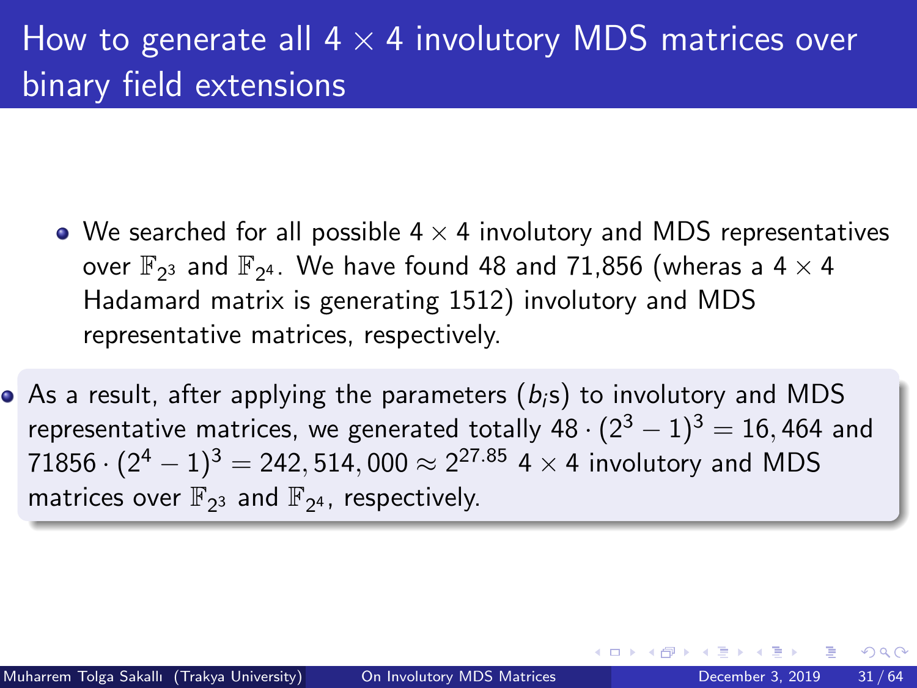# How to generate all $4 \times 4$ involutory MDS matrices over binary field extensions

- We searched for all possible $4 \times 4$ involutory and MDS representatives over $\mathbb{F}_{2^3}$ and $\mathbb{F}_{2^4}$. We have found 48 and 71,856 (wheras a $4 \times 4$ Hadamard matrix is generating 1512) involutory and MDS representative matrices, respectively.

- As a result, after applying the parameters ($b_i$s) to involutory and MDS representative matrices, we generated totally $48 \cdot (2^3 - 1)^3 = 16,464$ and $71856 \cdot (2^4 - 1)^3 = 242,514,000 \approx 2^{27.85}$ $4 \times 4$ involutory and MDS matrices over $\mathbb{F}_{2^3}$ and $\mathbb{F}_{2^4}$, respectively.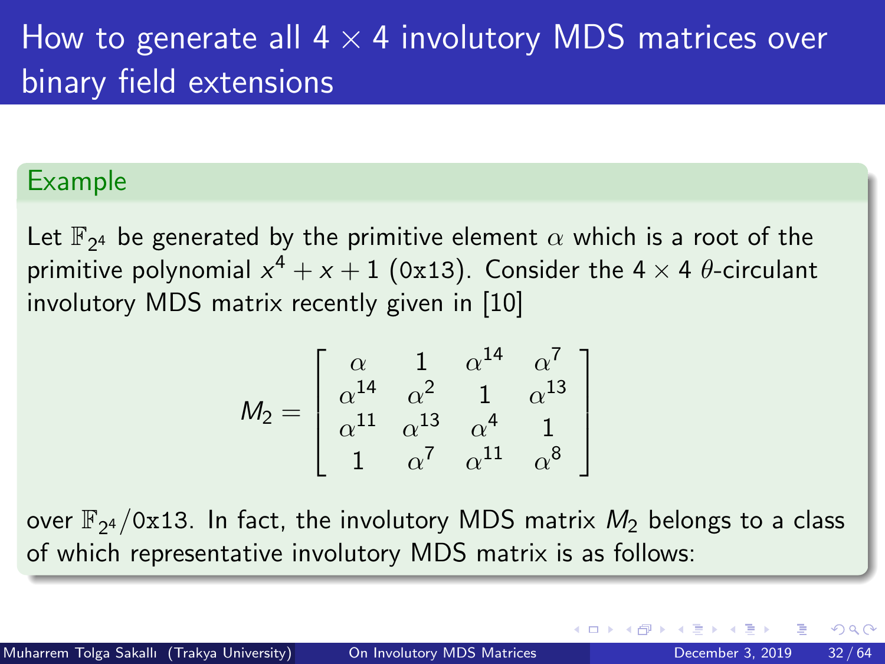# How to generate all $4 \times 4$ involutory MDS matrices over binary field extensions

**Example**

Let $\mathbb{F}_{2^4}$ be generated by the primitive element $\alpha$ which is a root of the primitive polynomial $x^4 + x + 1$ (0x13). Consider the $4 \times 4$ $\theta$-circulant involutory MDS matrix recently given in [10]

$$M_2 = \begin{bmatrix} \alpha & 1 & \alpha^{14} & \alpha^7 \\ \alpha^{14} & \alpha^2 & 1 & \alpha^{13} \\ \alpha^{11} & \alpha^{13} & \alpha^4 & 1 \\ 1 & \alpha^7 & \alpha^{11} & \alpha^8 \end{bmatrix}$$

over $\mathbb{F}_{2^4}$/0x13. In fact, the involutory MDS matrix $M_2$ belongs to a class of which representative involutory MDS matrix is as follows: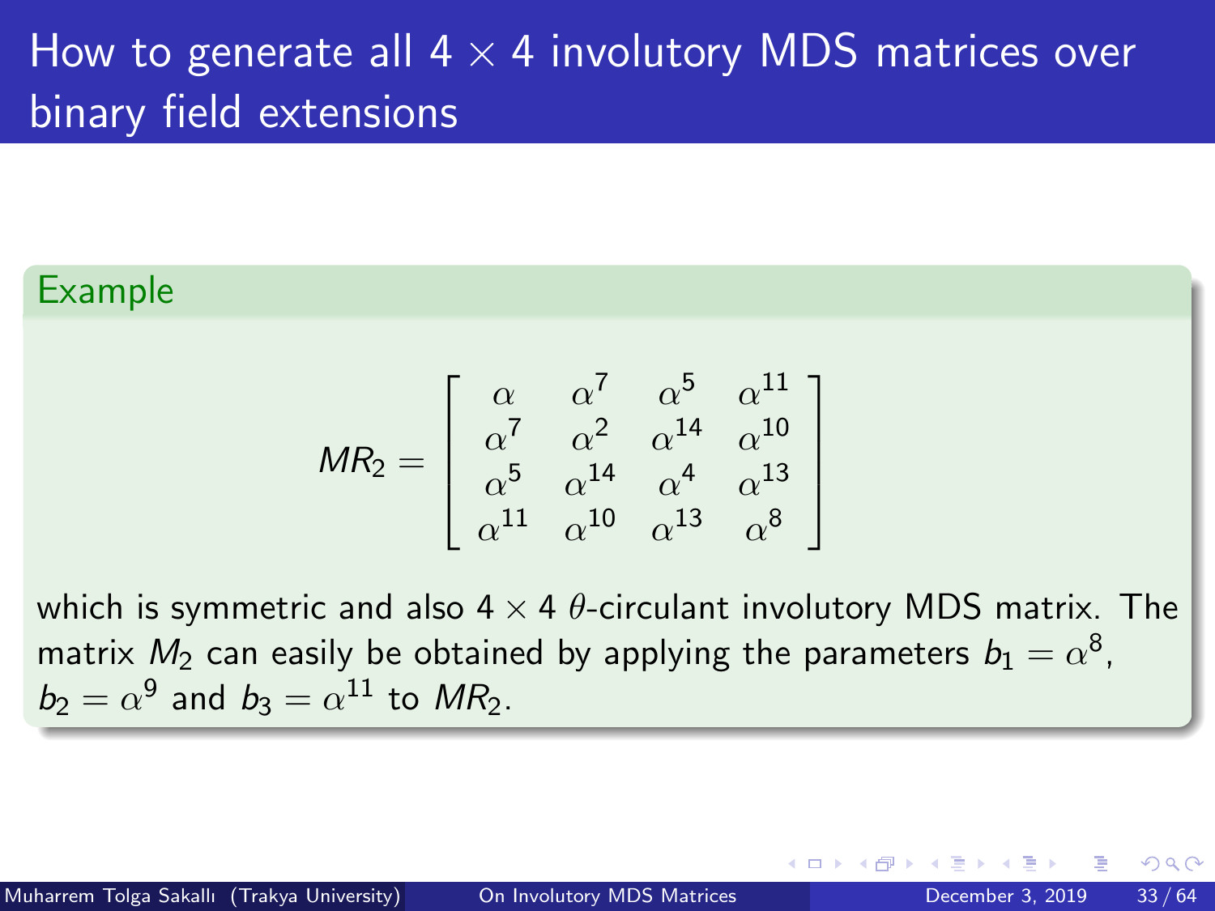# How to generate all $4 \times 4$ involutory MDS matrices over binary field extensions

**Example**

$$MR_2 = \begin{bmatrix} \alpha & \alpha^7 & \alpha^5 & \alpha^{11} \\ \alpha^7 & \alpha^2 & \alpha^{14} & \alpha^{10} \\ \alpha^5 & \alpha^{14} & \alpha^4 & \alpha^{13} \\ \alpha^{11} & \alpha^{10} & \alpha^{13} & \alpha^8 \end{bmatrix}$$

which is symmetric and also $4 \times 4$ $\theta$-circulant involutory MDS matrix. The matrix $M_2$ can easily be obtained by applying the parameters $b_1 = \alpha^8$, $b_2 = \alpha^9$ and $b_3 = \alpha^{11}$ to $MR_2$.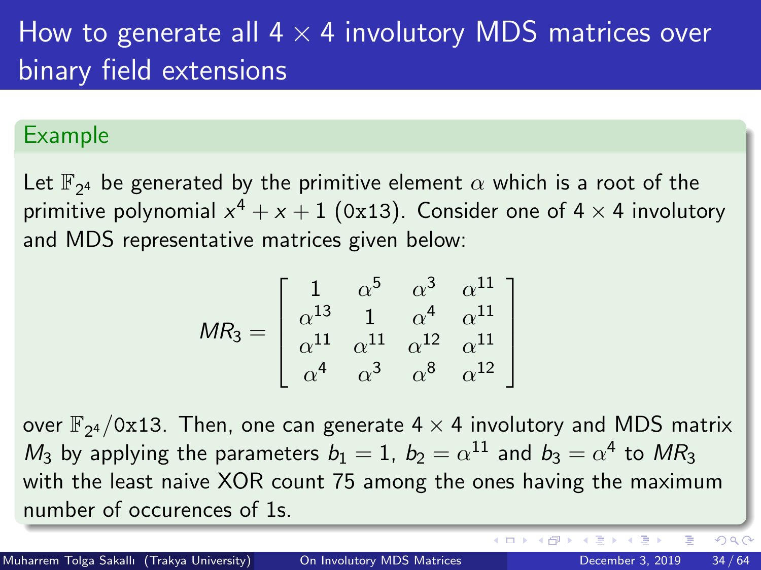# How to generate all $4 \times 4$ involutory MDS matrices over binary field extensions

### Example

Let $\mathbb{F}_{2^4}$ be generated by the primitive element $\alpha$ which is a root of the primitive polynomial $x^4 + x + 1$ (0x13). Consider one of $4 \times 4$ involutory and MDS representative matrices given below:

$$MR_3 = \begin{bmatrix} 1 & \alpha^5 & \alpha^3 & \alpha^{11} \\ \alpha^{13} & 1 & \alpha^4 & \alpha^{11} \\ \alpha^{11} & \alpha^{11} & \alpha^{12} & \alpha^{11} \\ \alpha^4 & \alpha^3 & \alpha^8 & \alpha^{12} \end{bmatrix}$$

over $\mathbb{F}_{2^4}/$0x13. Then, one can generate $4 \times 4$ involutory and MDS matrix $M_3$ by applying the parameters $b_1 = 1$, $b_2 = \alpha^{11}$ and $b_3 = \alpha^4$ to $MR_3$ with the least naive XOR count 75 among the ones having the maximum number of occurences of 1s.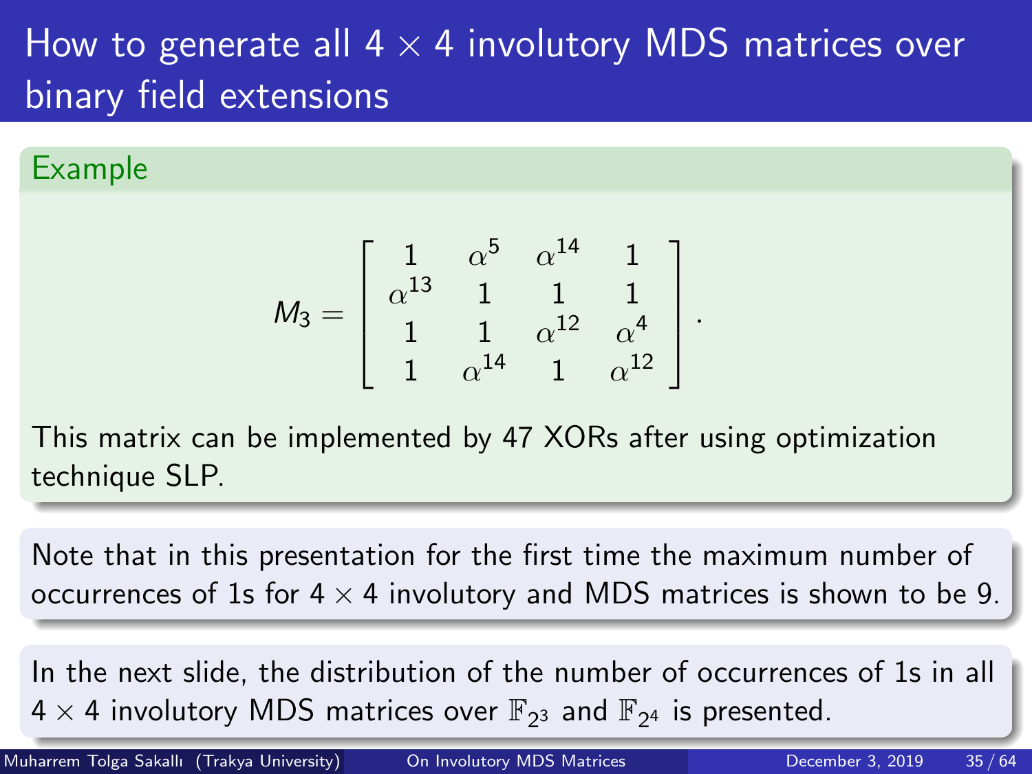# How to generate all $4 \times 4$ involutory MDS matrices over binary field extensions

**Example**

$$M_3 = \begin{bmatrix} 1 & \alpha^5 & \alpha^{14} & 1 \\ \alpha^{13} & 1 & 1 & 1 \\ 1 & 1 & \alpha^{12} & \alpha^4 \\ 1 & \alpha^{14} & 1 & \alpha^{12} \end{bmatrix}.$$

This matrix can be implemented by 47 XORs after using optimization technique SLP.

Note that in this presentation for the first time the maximum number of occurrences of 1s for $4 \times 4$ involutory and MDS matrices is shown to be 9.

In the next slide, the distribution of the number of occurrences of 1s in all $4 \times 4$ involutory MDS matrices over $\mathbb{F}_{2^3}$ and $\mathbb{F}_{2^4}$ is presented.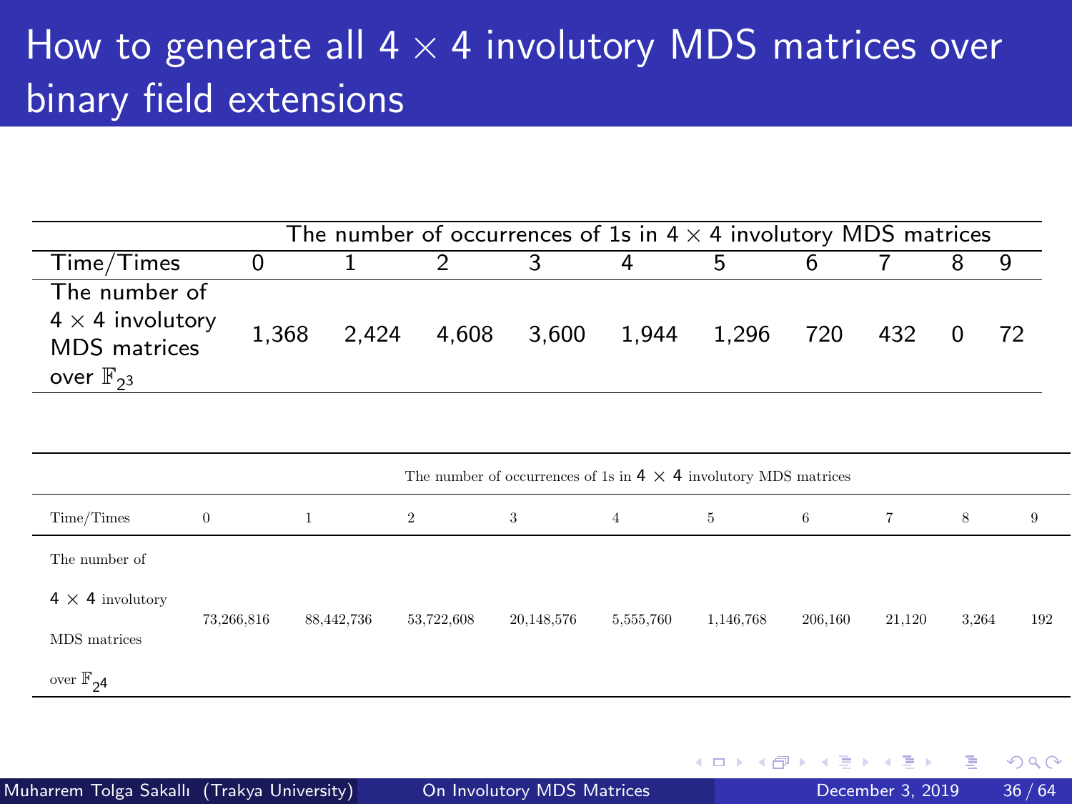# How to generate all $4 \times 4$ involutory MDS matrices over binary field extensions

| | The number of occurrences of 1s in $4 \times 4$ involutory MDS matrices | | | | | | | | | |
|---|---|---|---|---|---|---|---|---|---|---|
| Time/Times | 0 | 1 | 2 | 3 | 4 | 5 | 6 | 7 | 8 | 9 |
| The number of $4 \times 4$ involutory MDS matrices over $\mathbb{F}_{2^3}$ | 1,368 | 2,424 | 4,608 | 3,600 | 1,944 | 1,296 | 720 | 432 | 0 | 72 |

| | The number of occurrences of 1s in $4 \times 4$ involutory MDS matrices | | | | | | | | | |
|---|---|---|---|---|---|---|---|---|---|---|
| Time/Times | 0 | 1 | 2 | 3 | 4 | 5 | 6 | 7 | 8 | 9 |
| The number of $4 \times 4$ involutory MDS matrices over $\mathbb{F}_{2^4}$ | 73,266,816 | 88,442,736 | 53,722,608 | 20,148,576 | 5,555,760 | 1,146,768 | 206,160 | 21,120 | 3,264 | 192 |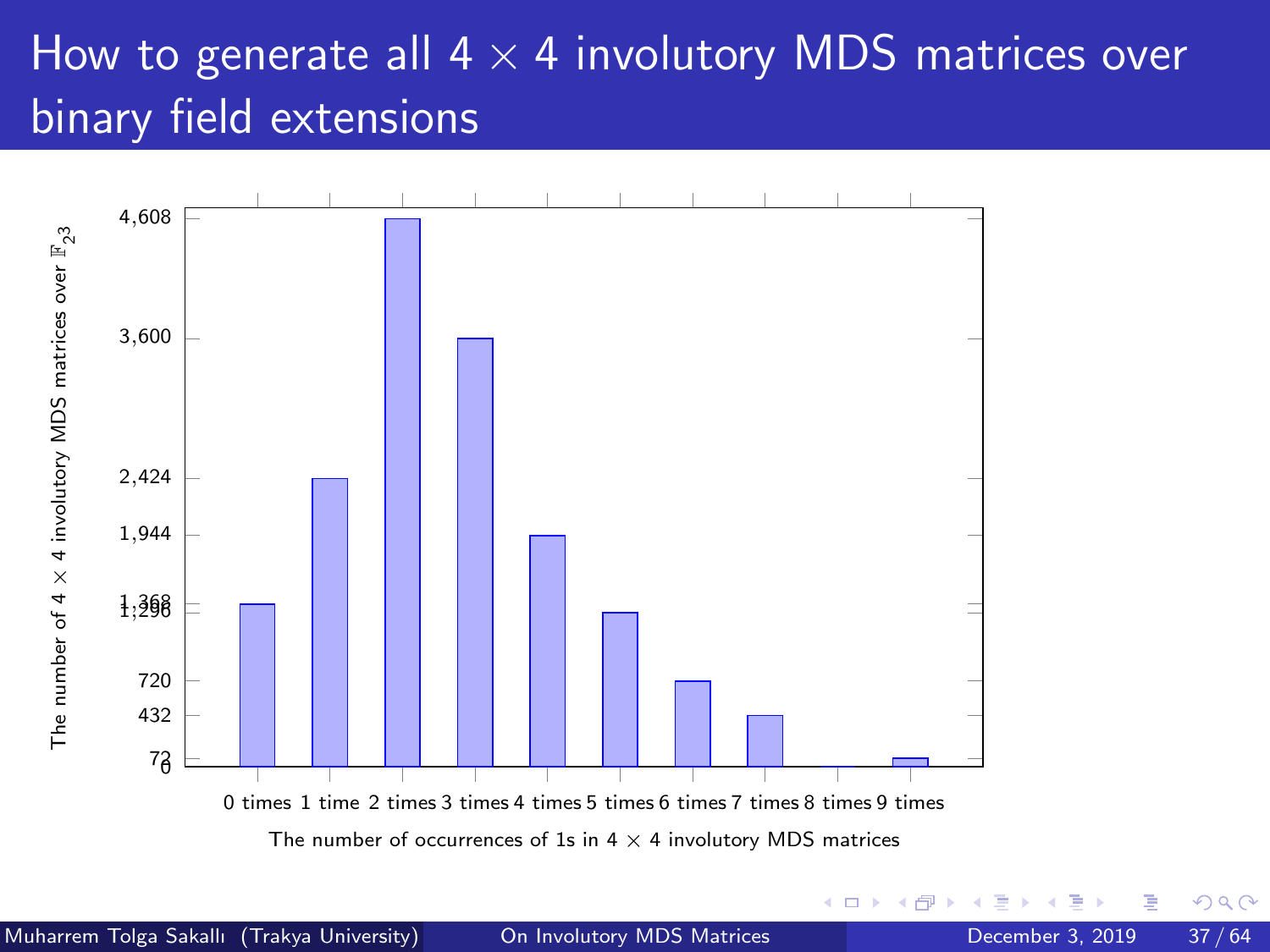# How to generate all $4 \times 4$ involutory MDS matrices over binary field extensions

| The number of occurrences of 1s in $4 \times 4$ involutory MDS matrices | The number of $4 \times 4$ involutory MDS matrices over $\mathbb{F}_{2^3}$ |
| --- | --- |
| 0 times | 1,368 |
| 1 time | 2,424 |
| 2 times | 4,608 |
| 3 times | 3,600 |
| 4 times | 1,944 |
| 5 times | 1,296 |
| 6 times | 720 |
| 7 times | 432 |
| 8 times | 0 |
| 9 times | 72 |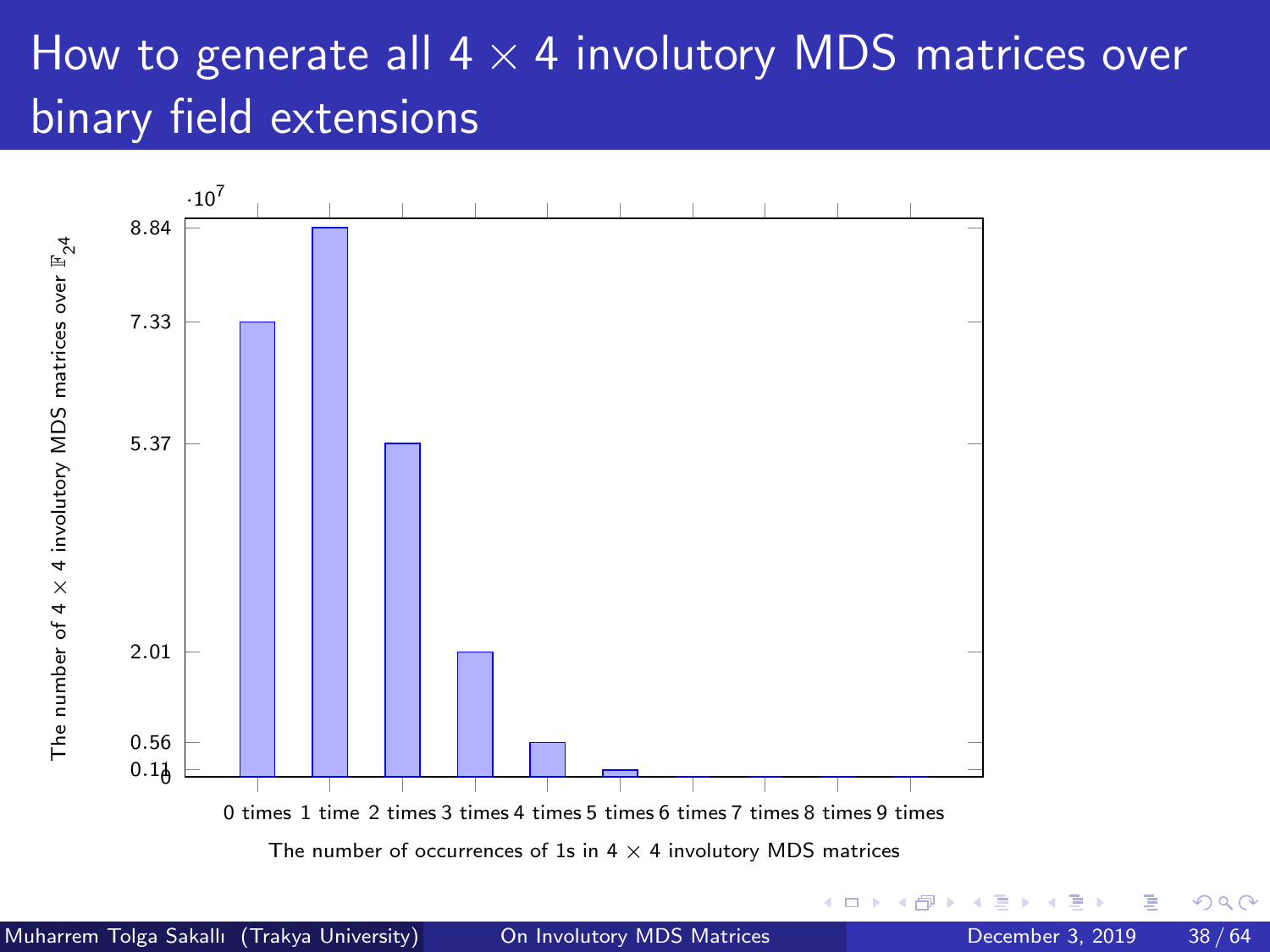# How to generate all $4 \times 4$ involutory MDS matrices over binary field extensions

| The number of occurrences of 1s in $4 \times 4$ involutory MDS matrices | The number of $4 \times 4$ involutory MDS matrices over $\mathbb{F}_{2^4}$ ($\cdot 10^7$) |
| --- | --- |
| 0 times | 7.33 |
| 1 time | 8.84 |
| 2 times | 5.37 |
| 3 times | 2.01 |
| 4 times | 0.56 |
| 5 times | 0.11 |
| 6 times | 0 |
| 7 times | 0 |
| 8 times | 0 |
| 9 times | 0 |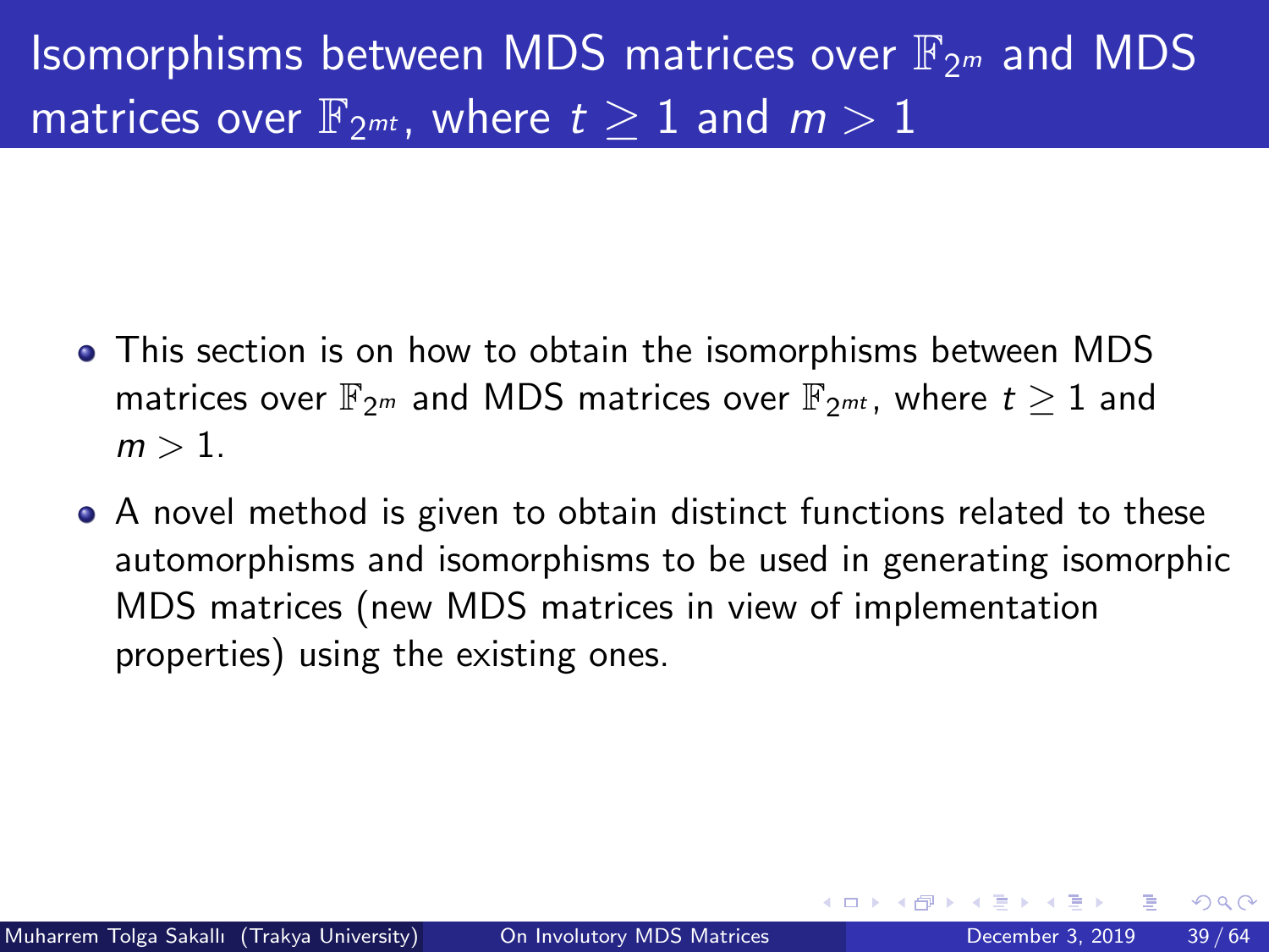# Isomorphisms between MDS matrices over $\mathbb{F}_{2^m}$ and MDS matrices over $\mathbb{F}_{2^{mt}}$, where $t \geq 1$ and $m > 1$

- This section is on how to obtain the isomorphisms between MDS matrices over $\mathbb{F}_{2^m}$ and MDS matrices over $\mathbb{F}_{2^{mt}}$, where $t \geq 1$ and $m > 1$.
- A novel method is given to obtain distinct functions related to these automorphisms and isomorphisms to be used in generating isomorphic MDS matrices (new MDS matrices in view of implementation properties) using the existing ones.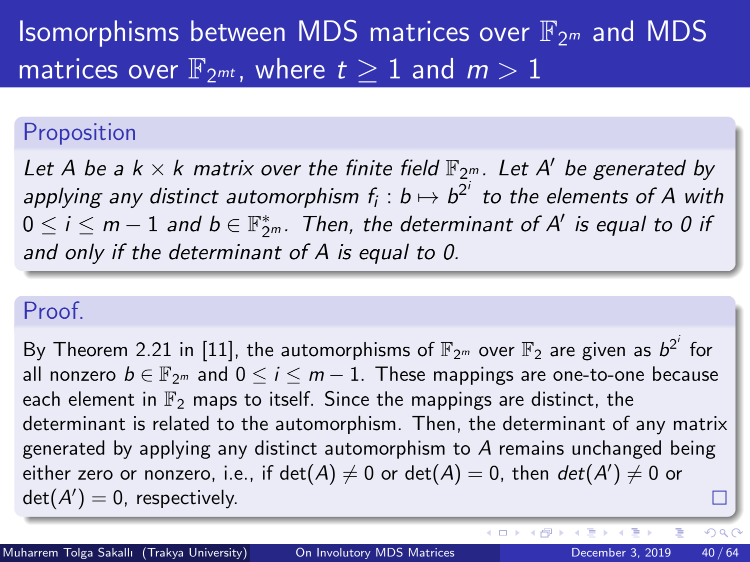# Isomorphisms between MDS matrices over $\mathbb{F}_{2^m}$ and MDS matrices over $\mathbb{F}_{2^{mt}}$, where $t \geq 1$ and $m > 1$

## Proposition

*Let $A$ be a $k \times k$ matrix over the finite field $\mathbb{F}_{2^m}$. Let $A'$ be generated by applying any distinct automorphism $f_i : b \mapsto b^{2^i}$ to the elements of $A$ with $0 \leq i \leq m-1$ and $b \in \mathbb{F}_{2^m}^*$. Then, the determinant of $A'$ is equal to 0 if and only if the determinant of $A$ is equal to 0.*

## Proof.

By Theorem 2.21 in [11], the automorphisms of $\mathbb{F}_{2^m}$ over $\mathbb{F}_2$ are given as $b^{2^i}$ for all nonzero $b \in \mathbb{F}_{2^m}$ and $0 \leq i \leq m-1$. These mappings are one-to-one because each element in $\mathbb{F}_2$ maps to itself. Since the mappings are distinct, the determinant is related to the automorphism. Then, the determinant of any matrix generated by applying any distinct automorphism to $A$ remains unchanged being either zero or nonzero, i.e., if $\det(A) \neq 0$ or $\det(A) = 0$, then $det(A') \neq 0$ or $\det(A') = 0$, respectively. □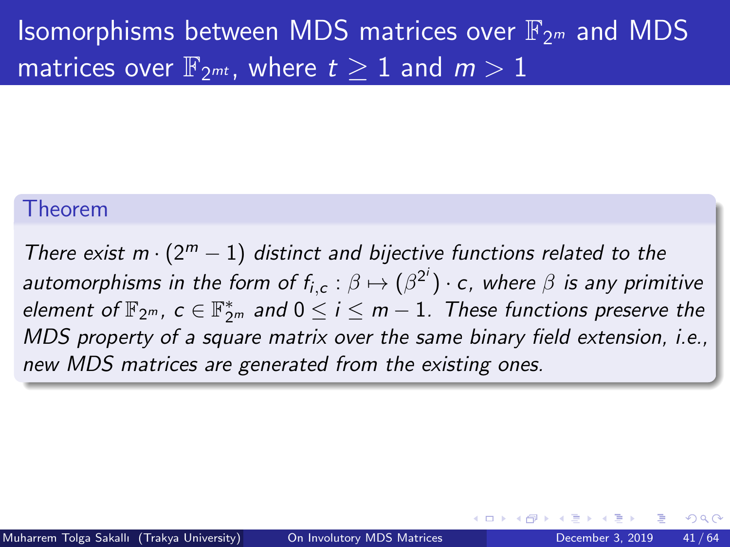# Isomorphisms between MDS matrices over $\mathbb{F}_{2^m}$ and MDS matrices over $\mathbb{F}_{2^{mt}}$, where $t \geq 1$ and $m > 1$

**Theorem**

*There exist $m \cdot (2^m - 1)$ distinct and bijective functions related to the automorphisms in the form of $f_{i,c} : \beta \mapsto (\beta^{2^i}) \cdot c$, where $\beta$ is any primitive element of $\mathbb{F}_{2^m}$, $c \in \mathbb{F}_{2^m}^*$ and $0 \leq i \leq m - 1$. These functions preserve the MDS property of a square matrix over the same binary field extension, i.e., new MDS matrices are generated from the existing ones.*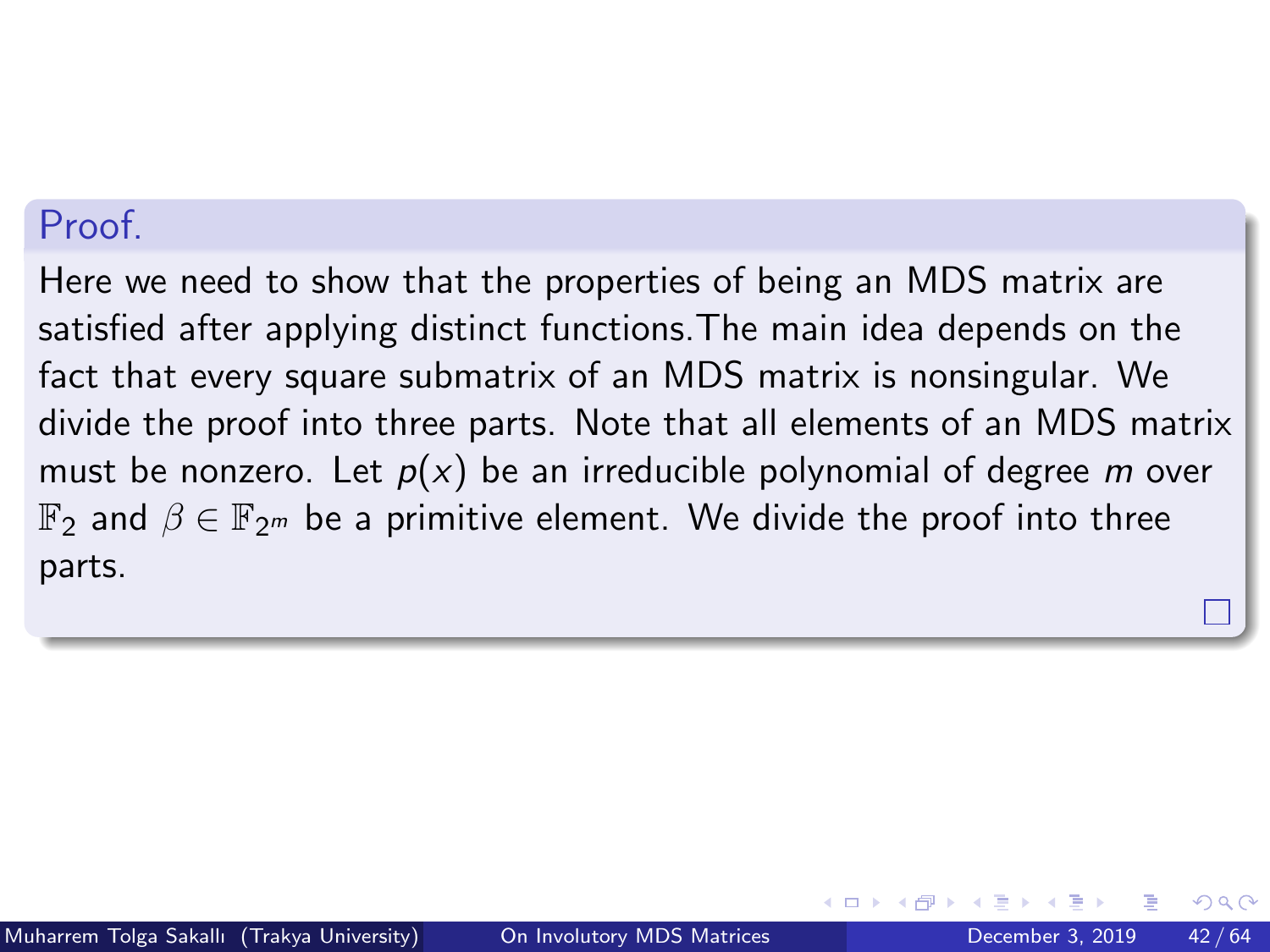**Proof.**

Here we need to show that the properties of being an MDS matrix are satisfied after applying distinct functions.The main idea depends on the fact that every square submatrix of an MDS matrix is nonsingular. We divide the proof into three parts. Note that all elements of an MDS matrix must be nonzero. Let $p(x)$ be an irreducible polynomial of degree $m$ over $\mathbb{F}_2$ and $\beta \in \mathbb{F}_{2^m}$ be a primitive element. We divide the proof into three parts.

□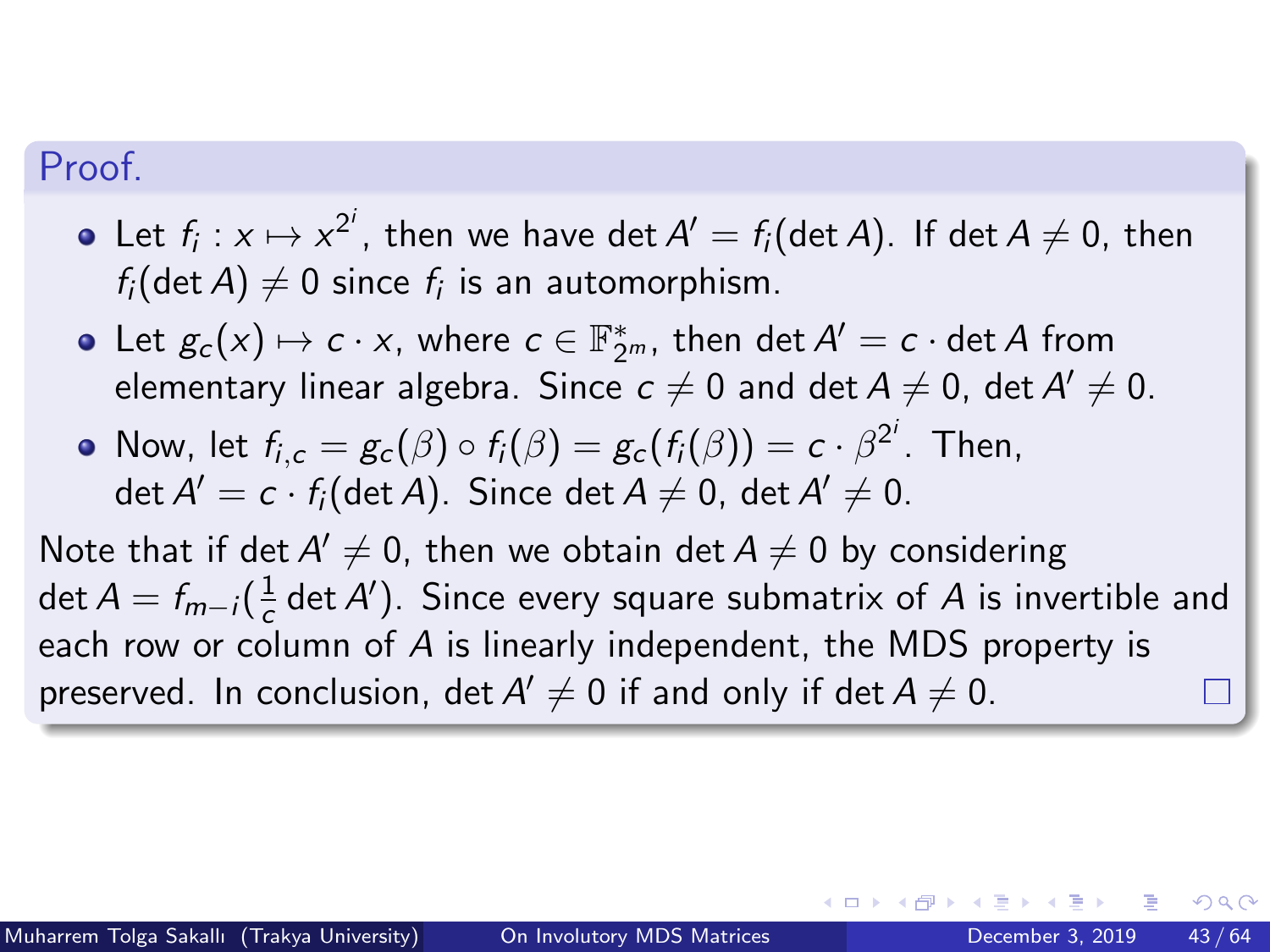**Proof.**

- Let $f_i : x \mapsto x^{2^i}$, then we have $\det A' = f_i(\det A)$. If $\det A \neq 0$, then $f_i(\det A) \neq 0$ since $f_i$ is an automorphism.
- Let $g_c(x) \mapsto c \cdot x$, where $c \in \mathbb{F}_{2^m}^*$, then $\det A' = c \cdot \det A$ from elementary linear algebra. Since $c \neq 0$ and $\det A \neq 0$, $\det A' \neq 0$.
- Now, let $f_{i,c} = g_c(\beta) \circ f_i(\beta) = g_c(f_i(\beta)) = c \cdot \beta^{2^i}$. Then, $\det A' = c \cdot f_i(\det A)$. Since $\det A \neq 0$, $\det A' \neq 0$.

Note that if $\det A' \neq 0$, then we obtain $\det A \neq 0$ by considering $\det A = f_{m-i}(\frac{1}{c} \det A')$. Since every square submatrix of $A$ is invertible and each row or column of $A$ is linearly independent, the MDS property is preserved. In conclusion, $\det A' \neq 0$ if and only if $\det A \neq 0$. □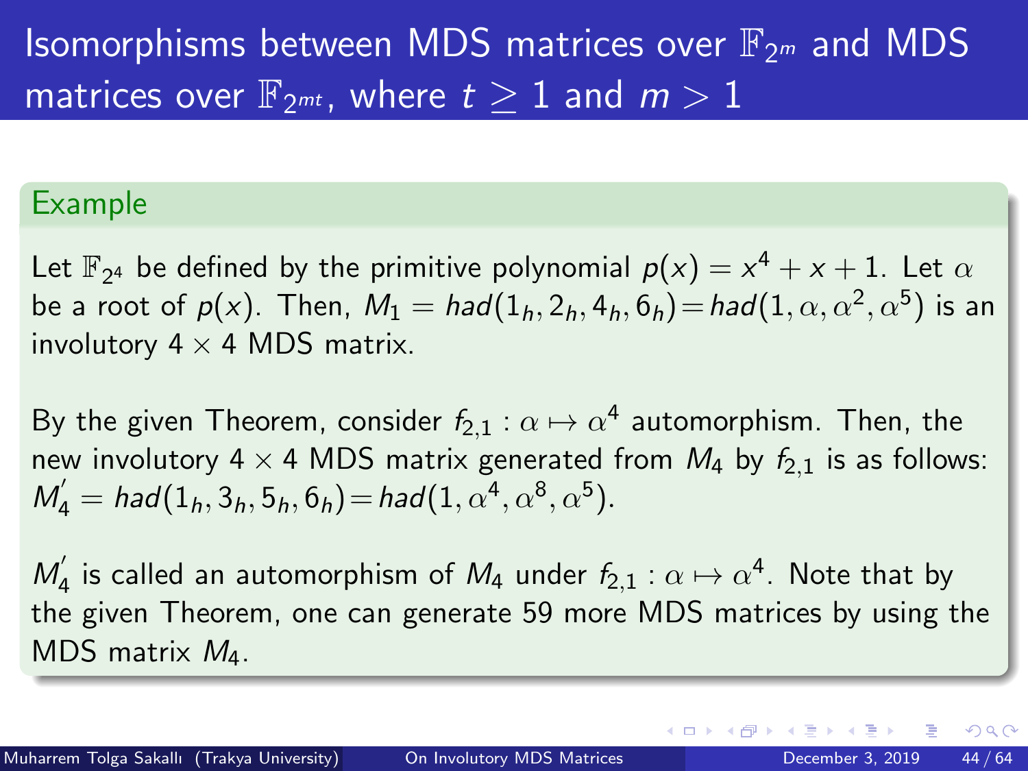# Isomorphisms between MDS matrices over $\mathbb{F}_{2^m}$ and MDS matrices over $\mathbb{F}_{2^{mt}}$, where $t \geq 1$ and $m > 1$

### Example

Let $\mathbb{F}_{2^4}$ be defined by the primitive polynomial $p(x) = x^4 + x + 1$. Let $\alpha$ be a root of $p(x)$. Then, $M_1 = had(1_h, 2_h, 4_h, 6_h) = had(1, \alpha, \alpha^2, \alpha^5)$ is an involutory $4 \times 4$ MDS matrix.

By the given Theorem, consider $f_{2,1} : \alpha \mapsto \alpha^4$ automorphism. Then, the new involutory $4 \times 4$ MDS matrix generated from $M_4$ by $f_{2,1}$ is as follows: $M_4^{'} = had(1_h, 3_h, 5_h, 6_h) = had(1, \alpha^4, \alpha^8, \alpha^5)$.

$M_4^{'}$ is called an automorphism of $M_4$ under $f_{2,1} : \alpha \mapsto \alpha^4$. Note that by the given Theorem, one can generate 59 more MDS matrices by using the MDS matrix $M_4$.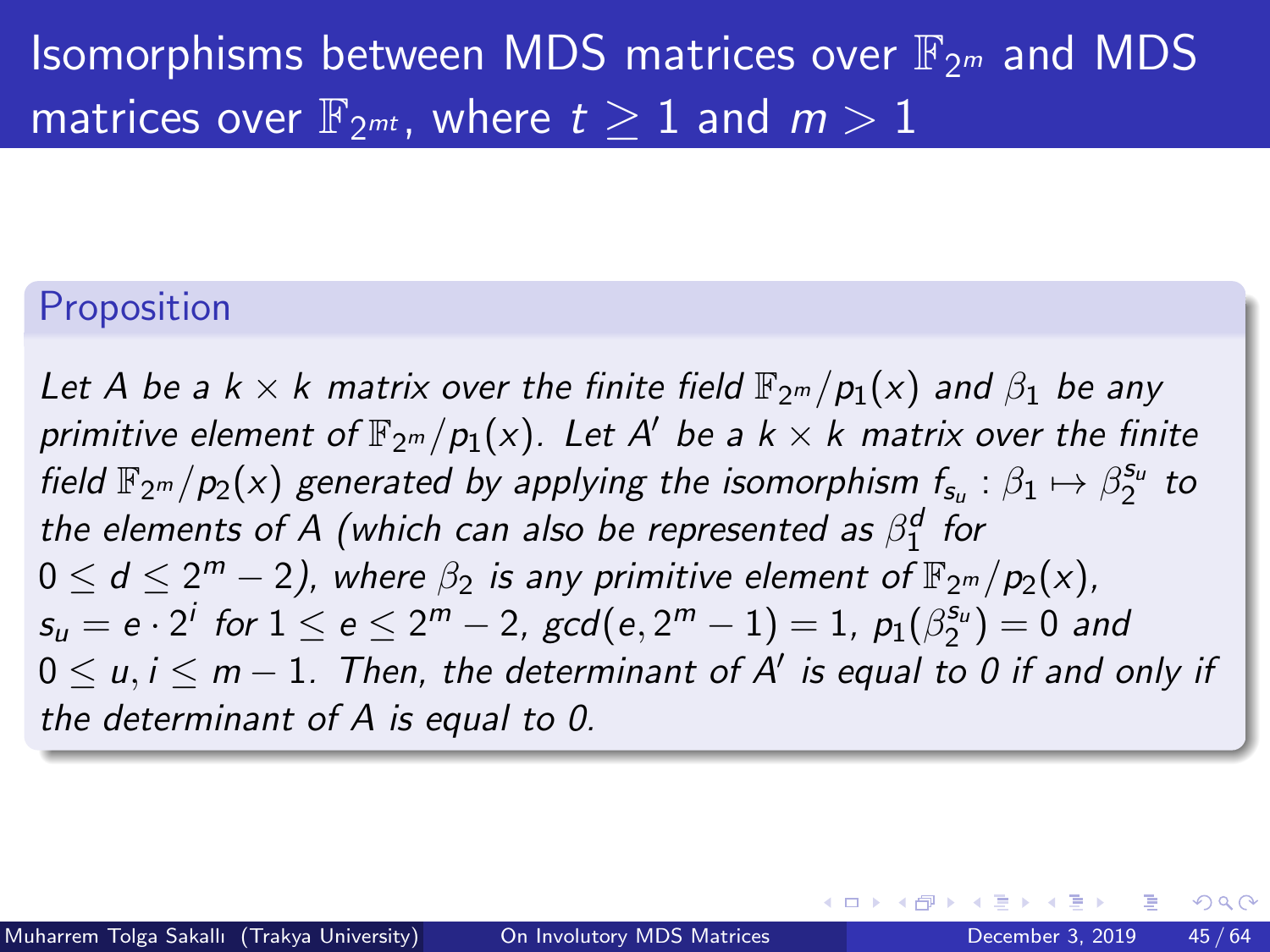# Isomorphisms between MDS matrices over $\mathbb{F}_{2^m}$ and MDS matrices over $\mathbb{F}_{2^{mt}}$, where $t \geq 1$ and $m > 1$

## Proposition

*Let $A$ be a $k \times k$ matrix over the finite field $\mathbb{F}_{2^m}/p_1(x)$ and $\beta_1$ be any primitive element of $\mathbb{F}_{2^m}/p_1(x)$. Let $A'$ be a $k \times k$ matrix over the finite field $\mathbb{F}_{2^m}/p_2(x)$ generated by applying the isomorphism $f_{s_u} : \beta_1 \mapsto \beta_2^{s_u}$ to the elements of $A$ (which can also be represented as $\beta_1^d$ for $0 \leq d \leq 2^m - 2$), where $\beta_2$ is any primitive element of $\mathbb{F}_{2^m}/p_2(x)$, $s_u = e \cdot 2^i$ for $1 \leq e \leq 2^m - 2$, $gcd(e, 2^m - 1) = 1$, $p_1(\beta_2^{s_u}) = 0$ and $0 \leq u, i \leq m - 1$. Then, the determinant of $A'$ is equal to 0 if and only if the determinant of $A$ is equal to 0.*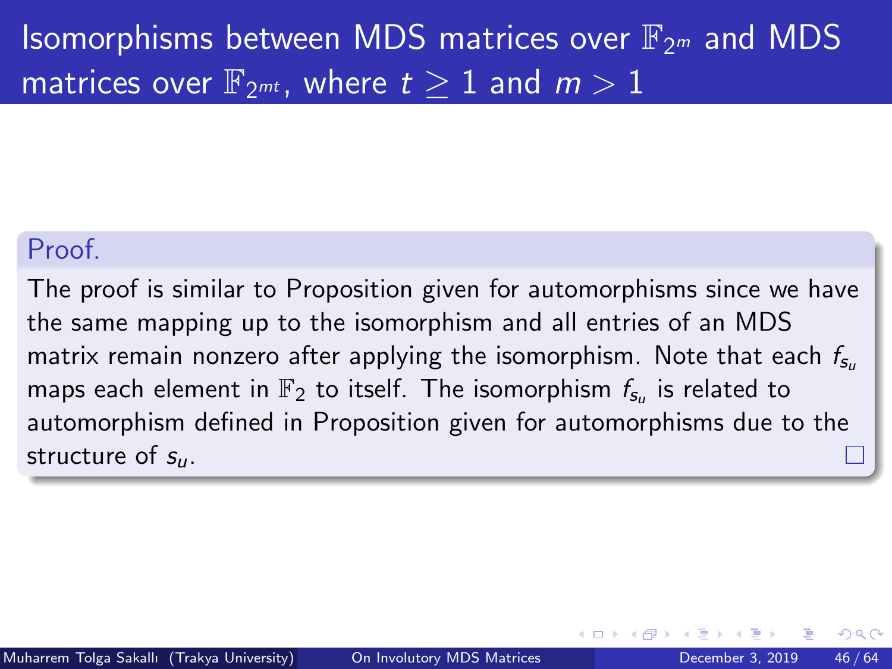# Isomorphisms between MDS matrices over $\mathbb{F}_{2^m}$ and MDS matrices over $\mathbb{F}_{2^{mt}}$, where $t \geq 1$ and $m > 1$

**Proof.**

The proof is similar to Proposition given for automorphisms since we have the same mapping up to the isomorphism and all entries of an MDS matrix remain nonzero after applying the isomorphism. Note that each $f_{s_u}$ maps each element in $\mathbb{F}_2$ to itself. The isomorphism $f_{s_u}$ is related to automorphism defined in Proposition given for automorphisms due to the structure of $s_u$. □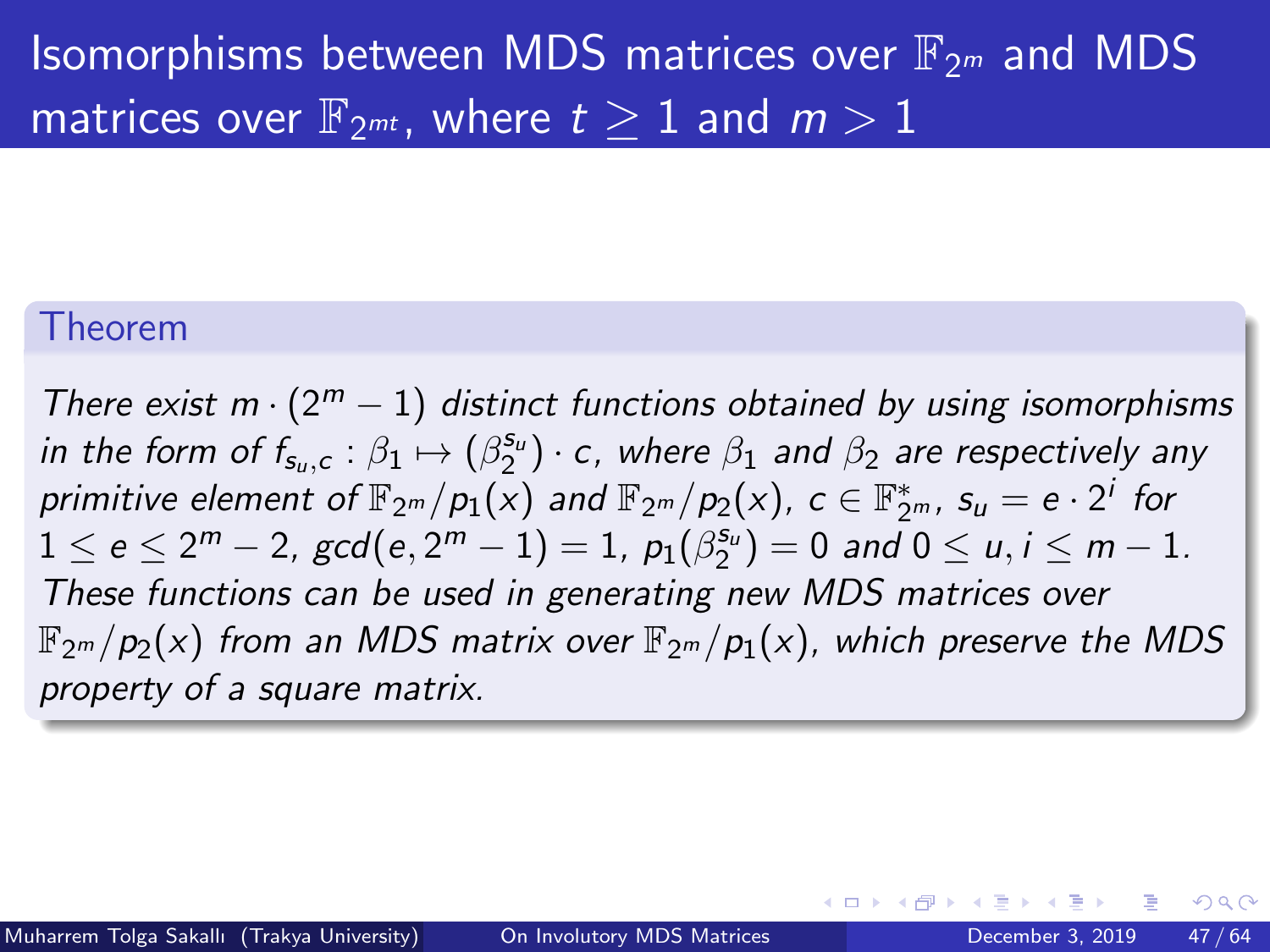# Isomorphisms between MDS matrices over $\mathbb{F}_{2^m}$ and MDS matrices over $\mathbb{F}_{2^{mt}}$, where $t \geq 1$ and $m > 1$

### Theorem

*There exist $m \cdot (2^m - 1)$ distinct functions obtained by using isomorphisms in the form of $f_{s_u,c} : \beta_1 \mapsto (\beta_2^{s_u}) \cdot c$, where $\beta_1$ and $\beta_2$ are respectively any primitive element of $\mathbb{F}_{2^m}/p_1(x)$ and $\mathbb{F}_{2^m}/p_2(x)$, $c \in \mathbb{F}_{2^m}^*$, $s_u = e \cdot 2^i$ for $1 \leq e \leq 2^m - 2$, $gcd(e, 2^m - 1) = 1$, $p_1(\beta_2^{s_u}) = 0$ and $0 \leq u, i \leq m - 1$. These functions can be used in generating new MDS matrices over $\mathbb{F}_{2^m}/p_2(x)$ from an MDS matrix over $\mathbb{F}_{2^m}/p_1(x)$, which preserve the MDS property of a square matrix.*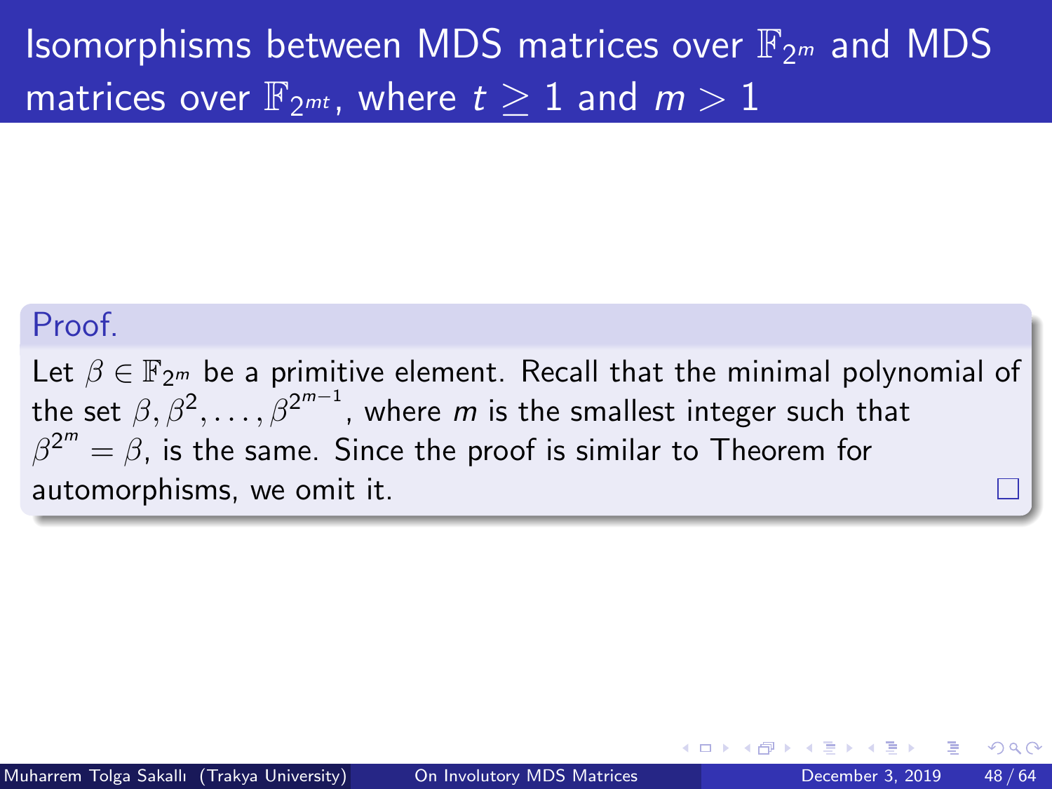# Isomorphisms between MDS matrices over $\mathbb{F}_{2^m}$ and MDS matrices over $\mathbb{F}_{2^{mt}}$, where $t \geq 1$ and $m > 1$

**Proof.**

Let $\beta \in \mathbb{F}_{2^m}$ be a primitive element. Recall that the minimal polynomial of the set $\beta, \beta^2, \ldots, \beta^{2^{m-1}}$, where $m$ is the smallest integer such that $\beta^{2^m} = \beta$, is the same. Since the proof is similar to Theorem for automorphisms, we omit it. □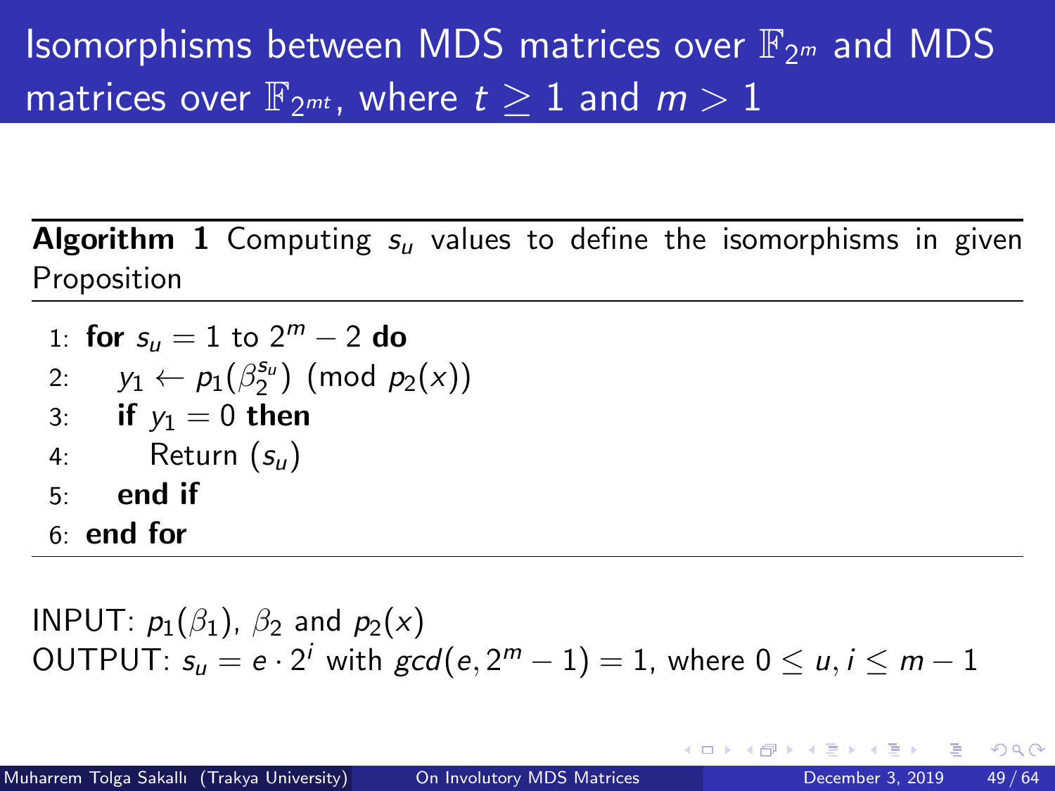# Isomorphisms between MDS matrices over $\mathbb{F}_{2^m}$ and MDS matrices over $\mathbb{F}_{2^{mt}}$, where $t \geq 1$ and $m > 1$

**Algorithm 1** Computing $s_u$ values to define the isomorphisms in given Proposition

```
1: for s_u = 1 to 2^m − 2 do
2:     y_1 ← p_1(β_2^{s_u}) (mod p_2(x))
3:     if y_1 = 0 then
4:         Return (s_u)
5:     end if
6: end for
```

INPUT: $p_1(\beta_1)$, $\beta_2$ and $p_2(x)$

OUTPUT: $s_u = e \cdot 2^i$ with $gcd(e, 2^m - 1) = 1$, where $0 \leq u, i \leq m - 1$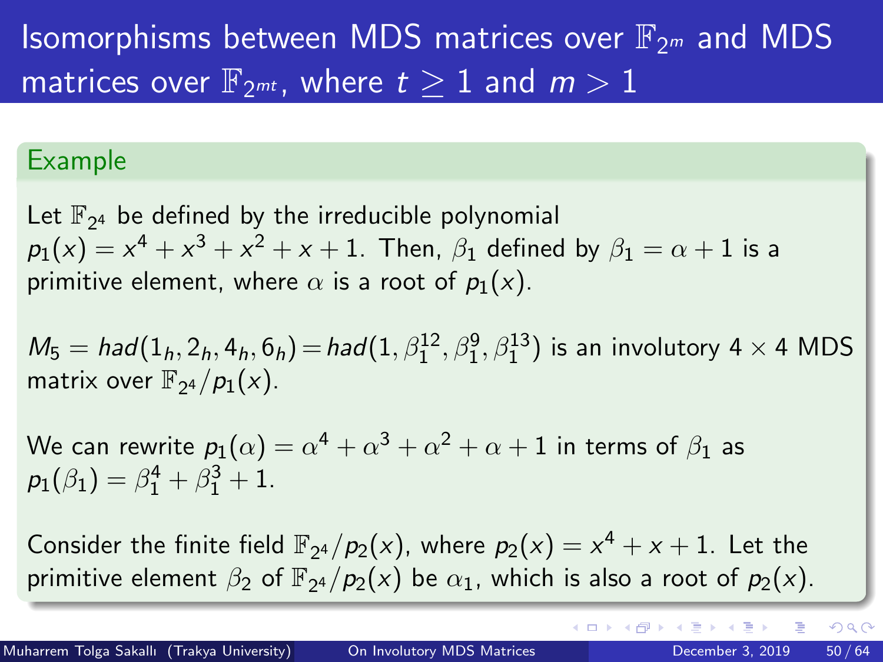# Isomorphisms between MDS matrices over $\mathbb{F}_{2^m}$ and MDS matrices over $\mathbb{F}_{2^{mt}}$, where $t \geq 1$ and $m > 1$

### Example

Let $\mathbb{F}_{2^4}$ be defined by the irreducible polynomial $p_1(x) = x^4 + x^3 + x^2 + x + 1$. Then, $\beta_1$ defined by $\beta_1 = \alpha + 1$ is a primitive element, where $\alpha$ is a root of $p_1(x)$.

$M_5 = had(1_h, 2_h, 4_h, 6_h) = had(1, \beta_1^{12}, \beta_1^{9}, \beta_1^{13})$ is an involutory $4 \times 4$ MDS matrix over $\mathbb{F}_{2^4}/p_1(x)$.

We can rewrite $p_1(\alpha) = \alpha^4 + \alpha^3 + \alpha^2 + \alpha + 1$ in terms of $\beta_1$ as $p_1(\beta_1) = \beta_1^4 + \beta_1^3 + 1$.

Consider the finite field $\mathbb{F}_{2^4}/p_2(x)$, where $p_2(x) = x^4 + x + 1$. Let the primitive element $\beta_2$ of $\mathbb{F}_{2^4}/p_2(x)$ be $\alpha_1$, which is also a root of $p_2(x)$.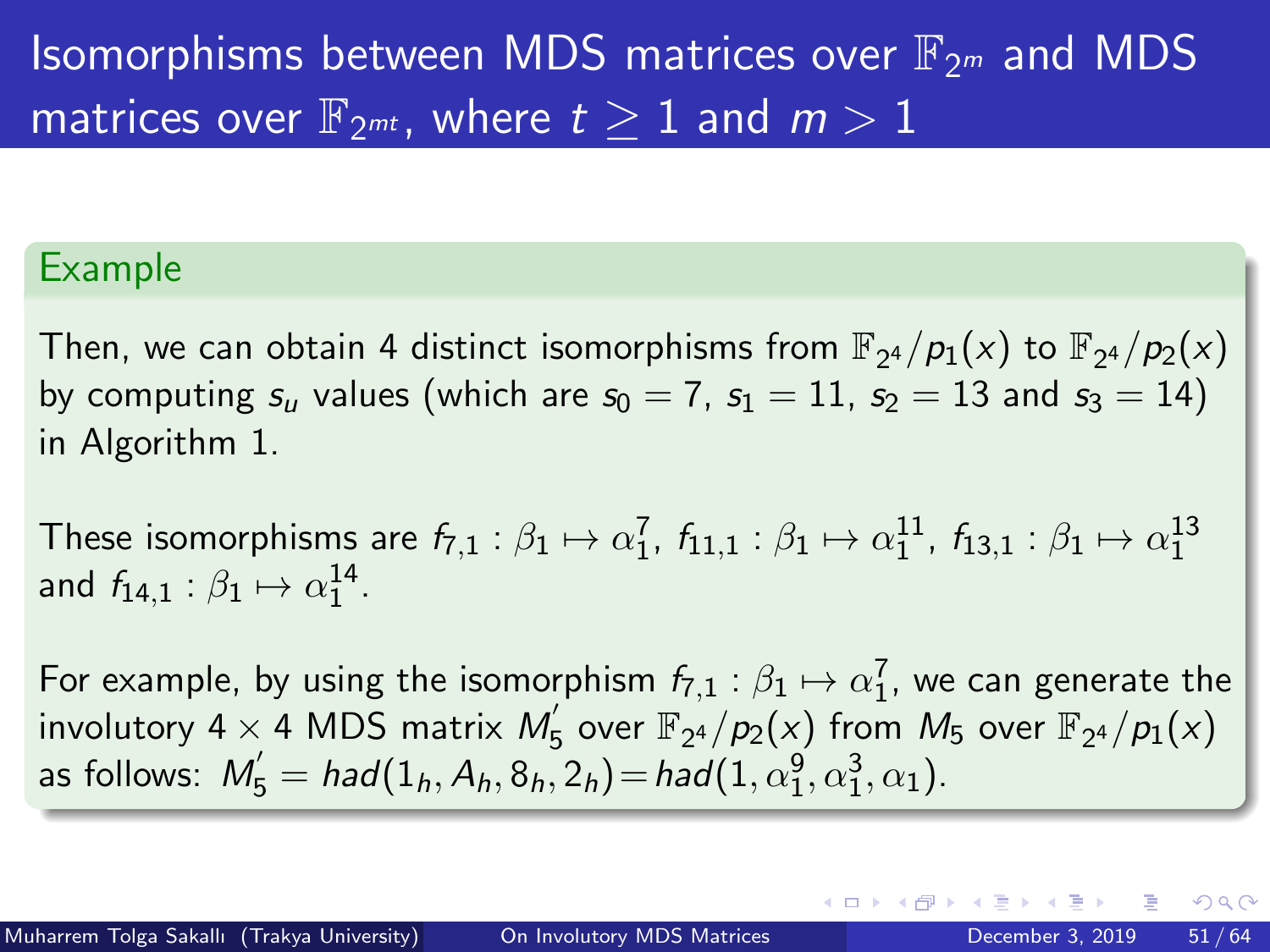# Isomorphisms between MDS matrices over $\mathbb{F}_{2^m}$ and MDS matrices over $\mathbb{F}_{2^{mt}}$, where $t \geq 1$ and $m > 1$

### Example

Then, we can obtain 4 distinct isomorphisms from $\mathbb{F}_{2^4}/p_1(x)$ to $\mathbb{F}_{2^4}/p_2(x)$ by computing $s_u$ values (which are $s_0 = 7$, $s_1 = 11$, $s_2 = 13$ and $s_3 = 14$) in Algorithm 1.

These isomorphisms are $f_{7,1} : \beta_1 \mapsto \alpha_1^7$, $f_{11,1} : \beta_1 \mapsto \alpha_1^{11}$, $f_{13,1} : \beta_1 \mapsto \alpha_1^{13}$ and $f_{14,1} : \beta_1 \mapsto \alpha_1^{14}$.

For example, by using the isomorphism $f_{7,1} : \beta_1 \mapsto \alpha_1^7$, we can generate the involutory $4 \times 4$ MDS matrix $M_5^{'}$ over $\mathbb{F}_{2^4}/p_2(x)$ from $M_5$ over $\mathbb{F}_{2^4}/p_1(x)$ as follows: $M_5^{'} = had(1_h, A_h, 8_h, 2_h) = had(1, \alpha_1^9, \alpha_1^3, \alpha_1)$.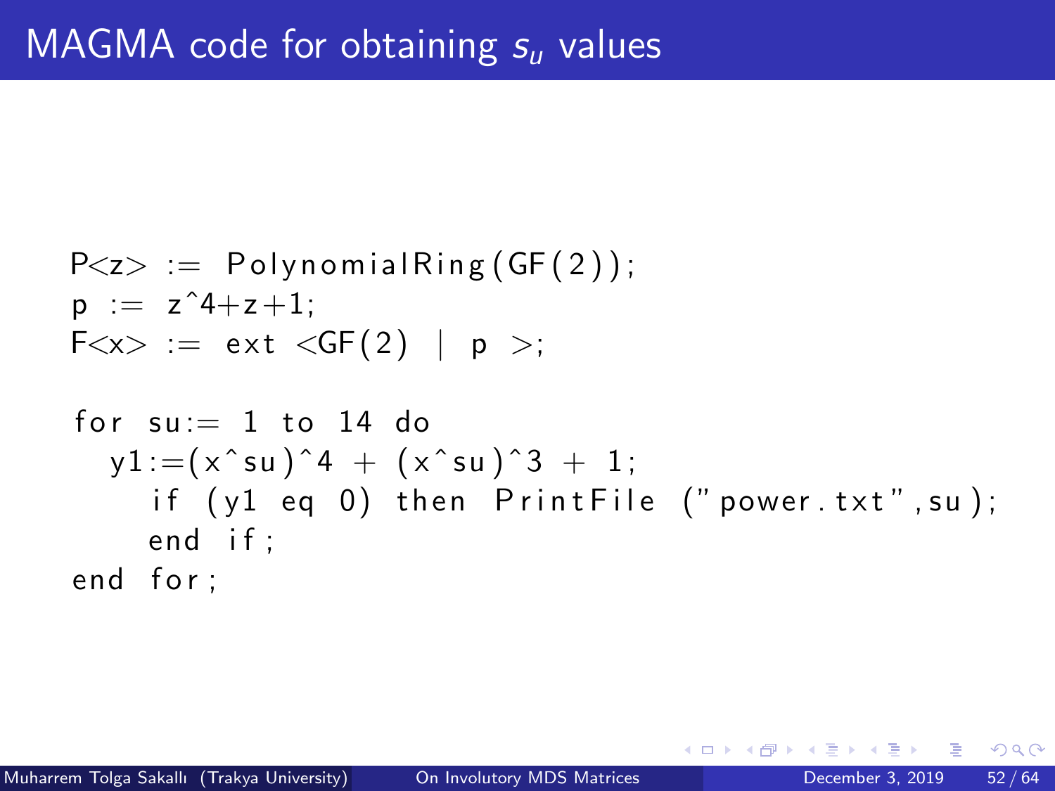# MAGMA code for obtaining $s_u$ values

```
P<z> := PolynomialRing(GF(2));
p := z^4+z+1;
F<x> := ext <GF(2) | p >;

for su:= 1 to 14 do
  y1:=(x^su)^4 + (x^su)^3 + 1;
    if (y1 eq 0) then PrintFile ("power.txt",su);
    end if;
end for;
```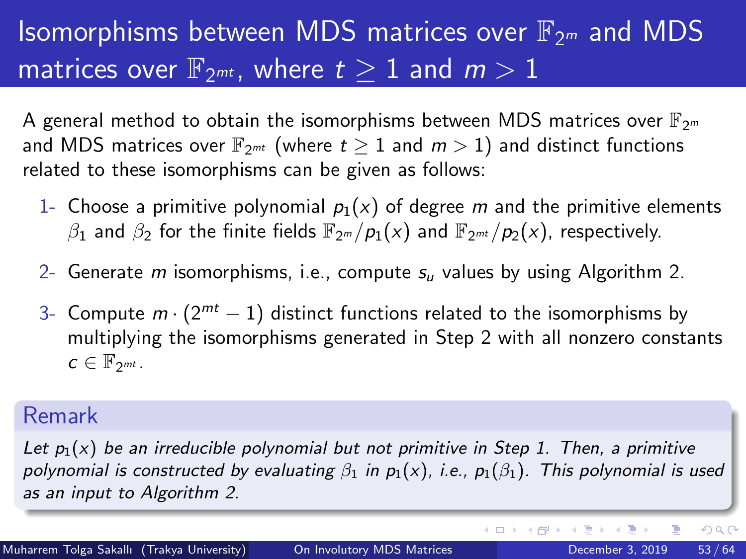# Isomorphisms between MDS matrices over $\mathbb{F}_{2^m}$ and MDS matrices over $\mathbb{F}_{2^{mt}}$, where $t \geq 1$ and $m > 1$

A general method to obtain the isomorphisms between MDS matrices over $\mathbb{F}_{2^m}$ and MDS matrices over $\mathbb{F}_{2^{mt}}$ (where $t \geq 1$ and $m > 1$) and distinct functions related to these isomorphisms can be given as follows:

1- Choose a primitive polynomial $p_1(x)$ of degree $m$ and the primitive elements $\beta_1$ and $\beta_2$ for the finite fields $\mathbb{F}_{2^m}/p_1(x)$ and $\mathbb{F}_{2^{mt}}/p_2(x)$, respectively.

2- Generate $m$ isomorphisms, i.e., compute $s_u$ values by using Algorithm 2.

3- Compute $m \cdot (2^{mt} - 1)$ distinct functions related to the isomorphisms by multiplying the isomorphisms generated in Step 2 with all nonzero constants $c \in \mathbb{F}_{2^{mt}}$.

## Remark

*Let $p_1(x)$ be an irreducible polynomial but not primitive in Step 1. Then, a primitive polynomial is constructed by evaluating $\beta_1$ in $p_1(x)$, i.e., $p_1(\beta_1)$. This polynomial is used as an input to Algorithm 2.*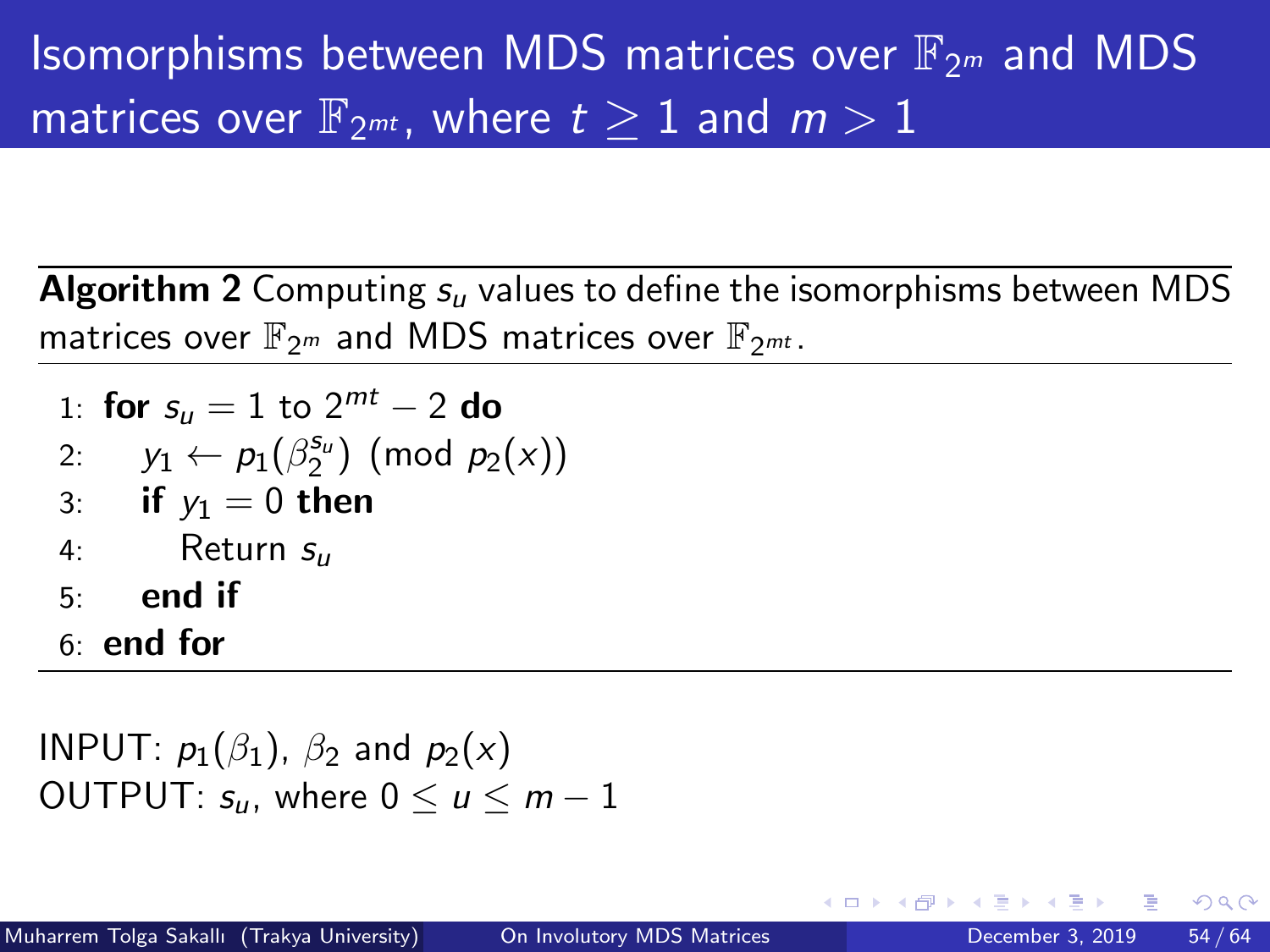# Isomorphisms between MDS matrices over $\mathbb{F}_{2^m}$ and MDS matrices over $\mathbb{F}_{2^{mt}}$, where $t \geq 1$ and $m > 1$

**Algorithm 2** Computing $s_u$ values to define the isomorphisms between MDS matrices over $\mathbb{F}_{2^m}$ and MDS matrices over $\mathbb{F}_{2^{mt}}$.

1: **for** $s_u = 1$ to $2^{mt} - 2$ **do**
2: $\quad y_1 \leftarrow p_1(\beta_2^{s_u}) \pmod{p_2(x)}$
3: $\quad$ **if** $y_1 = 0$ **then**
4: $\quad\quad$ Return $s_u$
5: $\quad$ **end if**
6: **end for**

INPUT: $p_1(\beta_1)$, $\beta_2$ and $p_2(x)$
OUTPUT: $s_u$, where $0 \leq u \leq m - 1$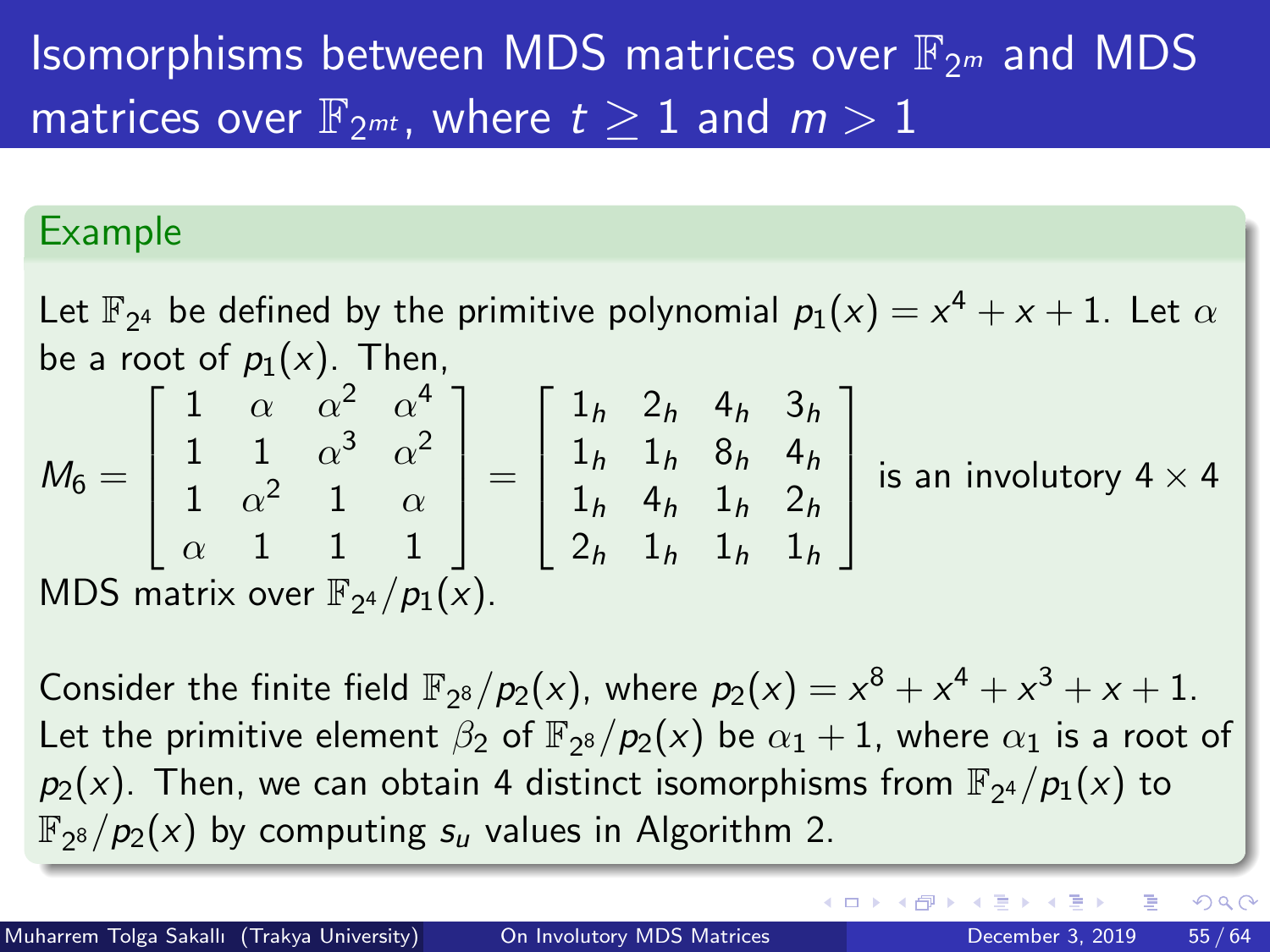# Isomorphisms between MDS matrices over $\mathbb{F}_{2^m}$ and MDS matrices over $\mathbb{F}_{2^{mt}}$, where $t \geq 1$ and $m > 1$

## Example

Let $\mathbb{F}_{2^4}$ be defined by the primitive polynomial $p_1(x) = x^4 + x + 1$. Let $\alpha$ be a root of $p_1(x)$. Then,

$$M_6 = \begin{bmatrix} 1 & \alpha & \alpha^2 & \alpha^4 \\ 1 & 1 & \alpha^3 & \alpha^2 \\ 1 & \alpha^2 & 1 & \alpha \\ \alpha & 1 & 1 & 1 \end{bmatrix} = \begin{bmatrix} 1_h & 2_h & 4_h & 3_h \\ 1_h & 1_h & 8_h & 4_h \\ 1_h & 4_h & 1_h & 2_h \\ 2_h & 1_h & 1_h & 1_h \end{bmatrix}$$

is an involutory $4 \times 4$ MDS matrix over $\mathbb{F}_{2^4}/p_1(x)$.

Consider the finite field $\mathbb{F}_{2^8}/p_2(x)$, where $p_2(x) = x^8 + x^4 + x^3 + x + 1$. Let the primitive element $\beta_2$ of $\mathbb{F}_{2^8}/p_2(x)$ be $\alpha_1 + 1$, where $\alpha_1$ is a root of $p_2(x)$. Then, we can obtain 4 distinct isomorphisms from $\mathbb{F}_{2^4}/p_1(x)$ to $\mathbb{F}_{2^8}/p_2(x)$ by computing $s_u$ values in Algorithm 2.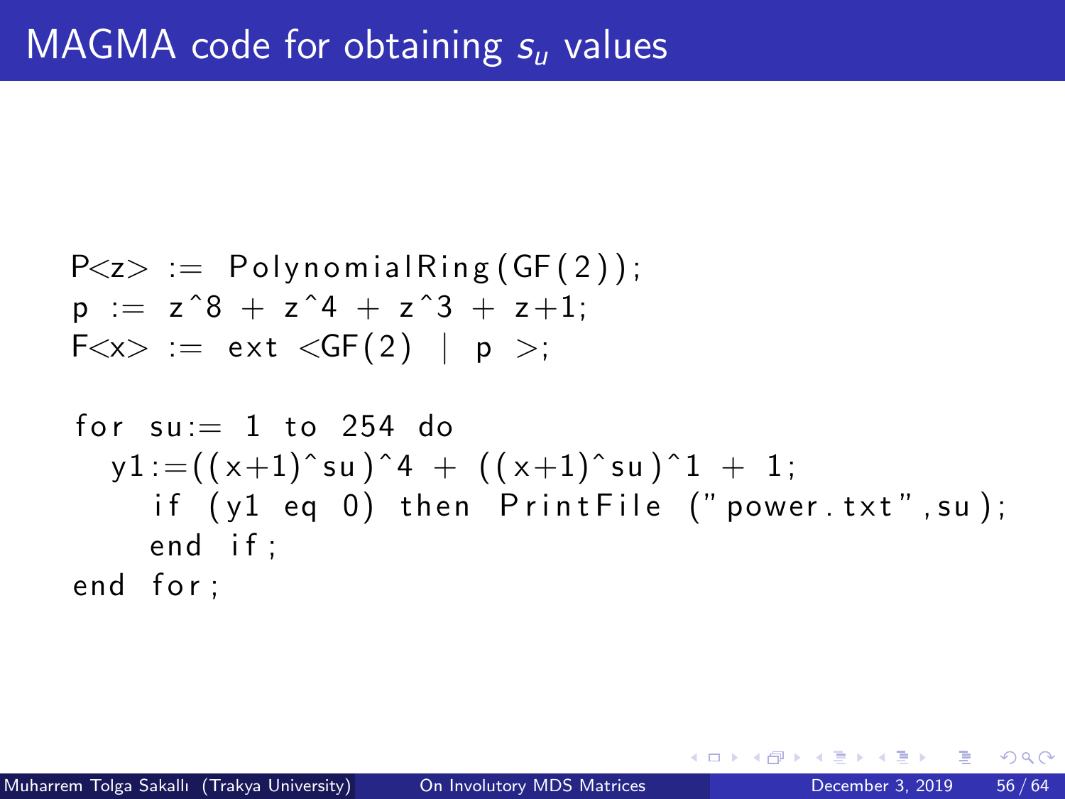# MAGMA code for obtaining $s_u$ values

```
P<z> := PolynomialRing(GF(2));
p := z^8 + z^4 + z^3 + z+1;
F<x> := ext <GF(2) | p >;

for su:= 1 to 254 do
  y1:=((x+1)^su)^4 + ((x+1)^su)^1 + 1;
    if (y1 eq 0) then PrintFile ("power.txt",su);
    end if;
end for;
```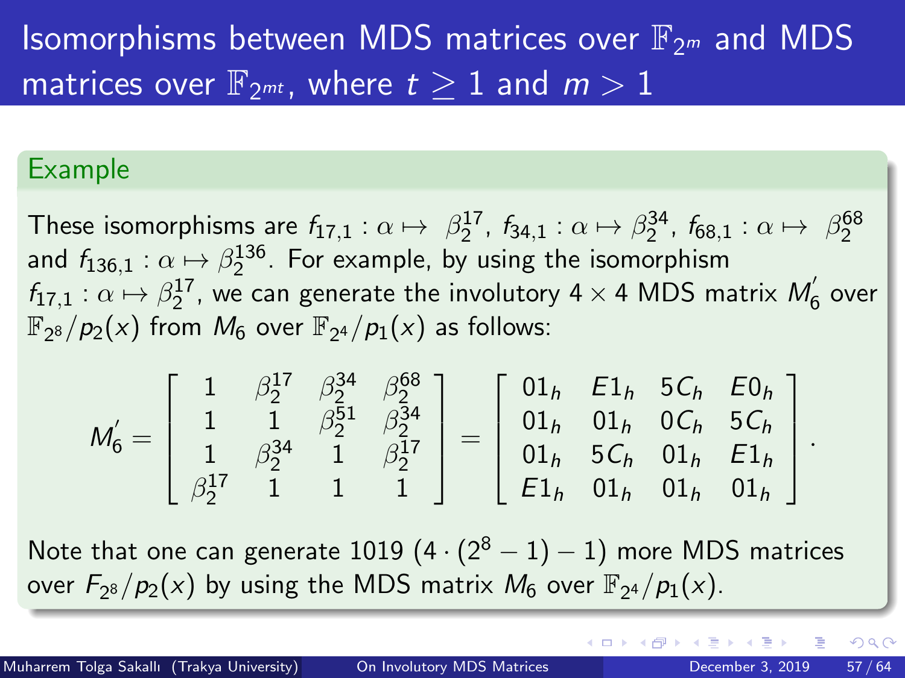# Isomorphisms between MDS matrices over $\mathbb{F}_{2^m}$ and MDS matrices over $\mathbb{F}_{2^{mt}}$, where $t \geq 1$ and $m > 1$

## Example

These isomorphisms are $f_{17,1} : \alpha \mapsto \beta_2^{17}$, $f_{34,1} : \alpha \mapsto \beta_2^{34}$, $f_{68,1} : \alpha \mapsto \beta_2^{68}$ and $f_{136,1} : \alpha \mapsto \beta_2^{136}$. For example, by using the isomorphism $f_{17,1} : \alpha \mapsto \beta_2^{17}$, we can generate the involutory $4 \times 4$ MDS matrix $M_6^{'}$ over $\mathbb{F}_{2^8}/p_2(x)$ from $M_6$ over $\mathbb{F}_{2^4}/p_1(x)$ as follows:

$$M_6^{'} = \begin{bmatrix} 1 & \beta_2^{17} & \beta_2^{34} & \beta_2^{68} \\ 1 & 1 & \beta_2^{51} & \beta_2^{34} \\ 1 & \beta_2^{34} & 1 & \beta_2^{17} \\ \beta_2^{17} & 1 & 1 & 1 \end{bmatrix} = \begin{bmatrix} 01_h & E1_h & 5C_h & E0_h \\ 01_h & 01_h & 0C_h & 5C_h \\ 01_h & 5C_h & 01_h & E1_h \\ E1_h & 01_h & 01_h & 01_h \end{bmatrix}.$$

Note that one can generate 1019 $(4 \cdot (2^8 - 1) - 1)$ more MDS matrices over $F_{2^8}/p_2(x)$ by using the MDS matrix $M_6$ over $\mathbb{F}_{2^4}/p_1(x)$.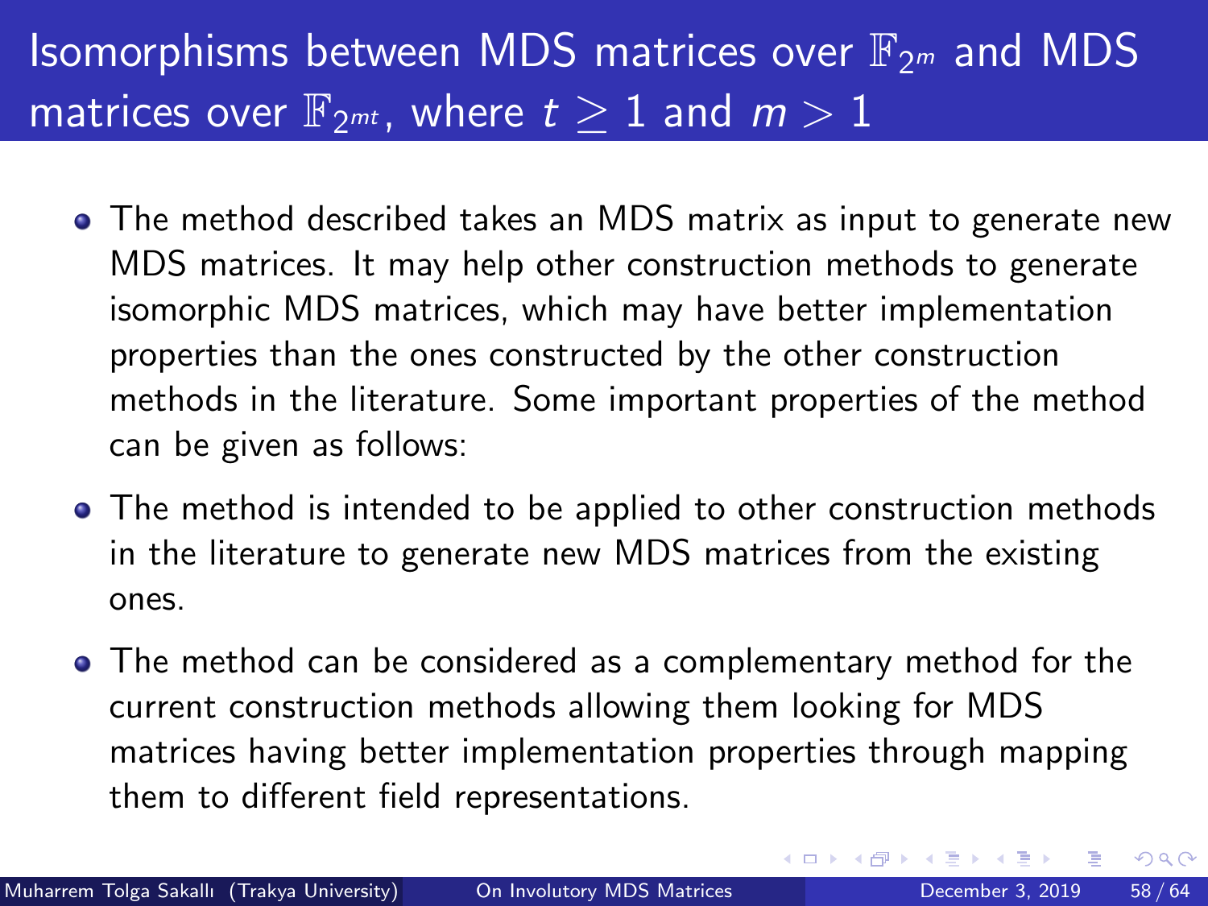# Isomorphisms between MDS matrices over $\mathbb{F}_{2^m}$ and MDS matrices over $\mathbb{F}_{2^{mt}}$, where $t \geq 1$ and $m > 1$

- The method described takes an MDS matrix as input to generate new MDS matrices. It may help other construction methods to generate isomorphic MDS matrices, which may have better implementation properties than the ones constructed by the other construction methods in the literature. Some important properties of the method can be given as follows:
- The method is intended to be applied to other construction methods in the literature to generate new MDS matrices from the existing ones.
- The method can be considered as a complementary method for the current construction methods allowing them looking for MDS matrices having better implementation properties through mapping them to different field representations.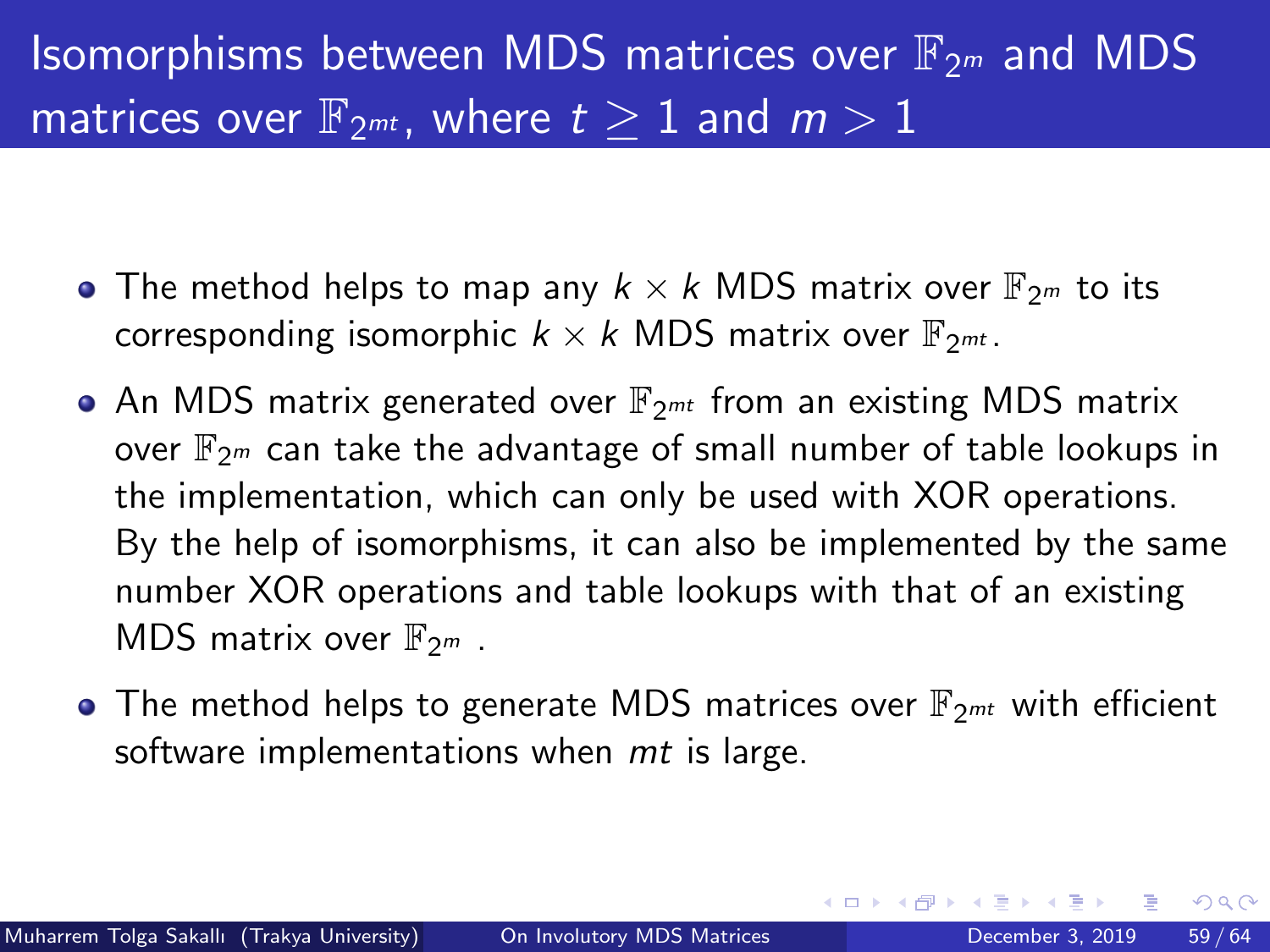# Isomorphisms between MDS matrices over $\mathbb{F}_{2^m}$ and MDS matrices over $\mathbb{F}_{2^{mt}}$, where $t \geq 1$ and $m > 1$

- The method helps to map any $k \times k$ MDS matrix over $\mathbb{F}_{2^m}$ to its corresponding isomorphic $k \times k$ MDS matrix over $\mathbb{F}_{2^{mt}}$.
- An MDS matrix generated over $\mathbb{F}_{2^{mt}}$ from an existing MDS matrix over $\mathbb{F}_{2^m}$ can take the advantage of small number of table lookups in the implementation, which can only be used with XOR operations. By the help of isomorphisms, it can also be implemented by the same number XOR operations and table lookups with that of an existing MDS matrix over $\mathbb{F}_{2^m}$ .
- The method helps to generate MDS matrices over $\mathbb{F}_{2^{mt}}$ with efficient software implementations when $mt$ is large.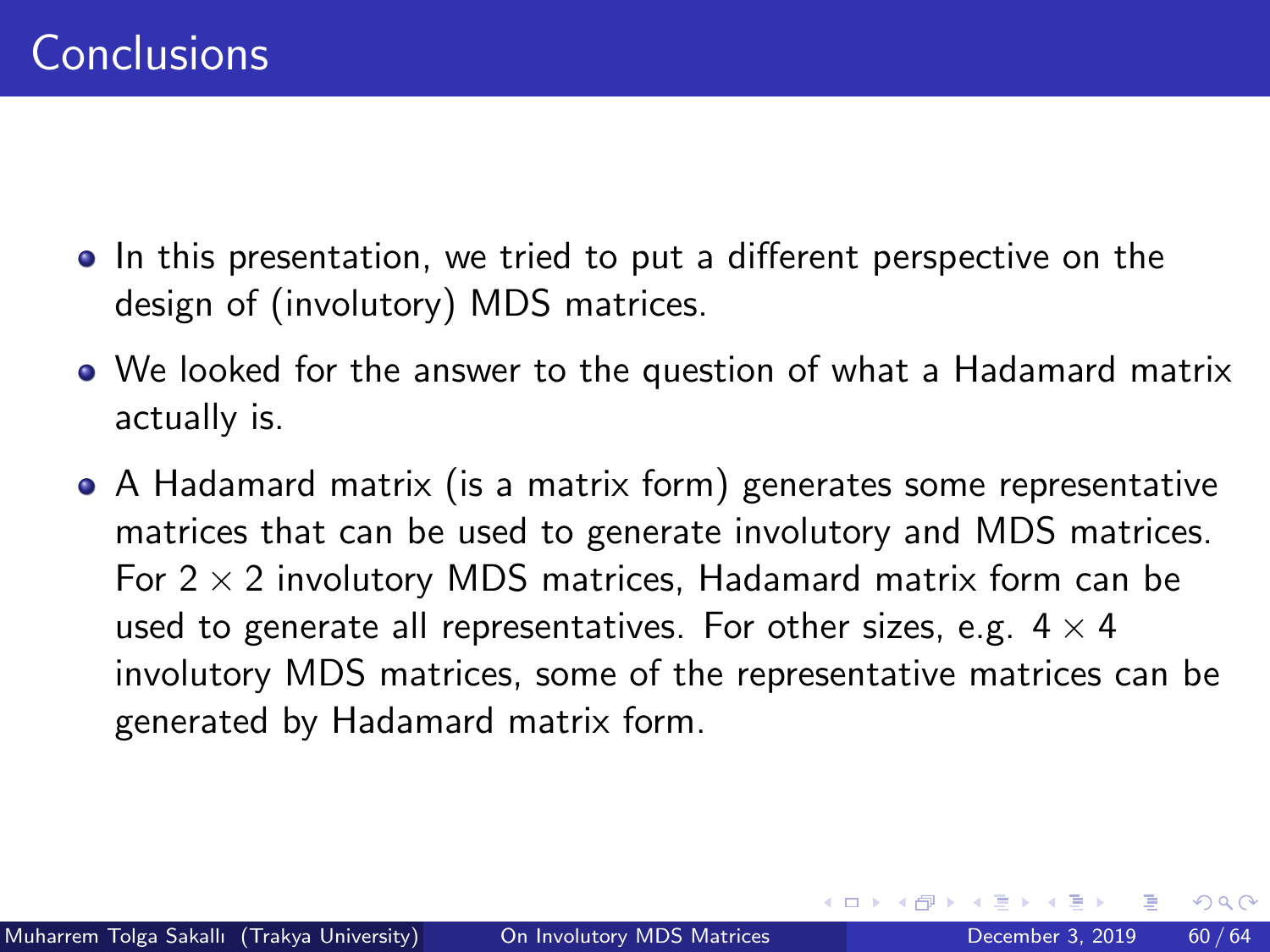# Conclusions

- In this presentation, we tried to put a different perspective on the design of (involutory) MDS matrices.
- We looked for the answer to the question of what a Hadamard matrix actually is.
- A Hadamard matrix (is a matrix form) generates some representative matrices that can be used to generate involutory and MDS matrices. For $2 \times 2$ involutory MDS matrices, Hadamard matrix form can be used to generate all representatives. For other sizes, e.g. $4 \times 4$ involutory MDS matrices, some of the representative matrices can be generated by Hadamard matrix form.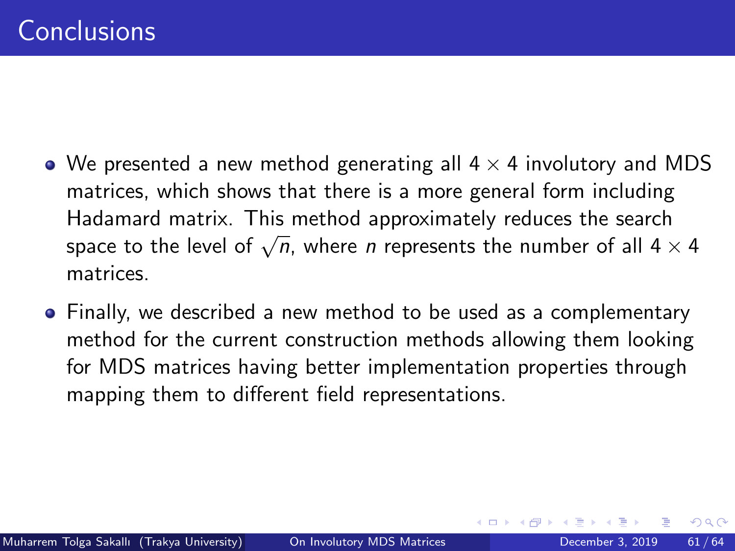# Conclusions

- We presented a new method generating all $4 \times 4$ involutory and MDS matrices, which shows that there is a more general form including Hadamard matrix. This method approximately reduces the search space to the level of $\sqrt{n}$, where $n$ represents the number of all $4 \times 4$ matrices.
- Finally, we described a new method to be used as a complementary method for the current construction methods allowing them looking for MDS matrices having better implementation properties through mapping them to different field representations.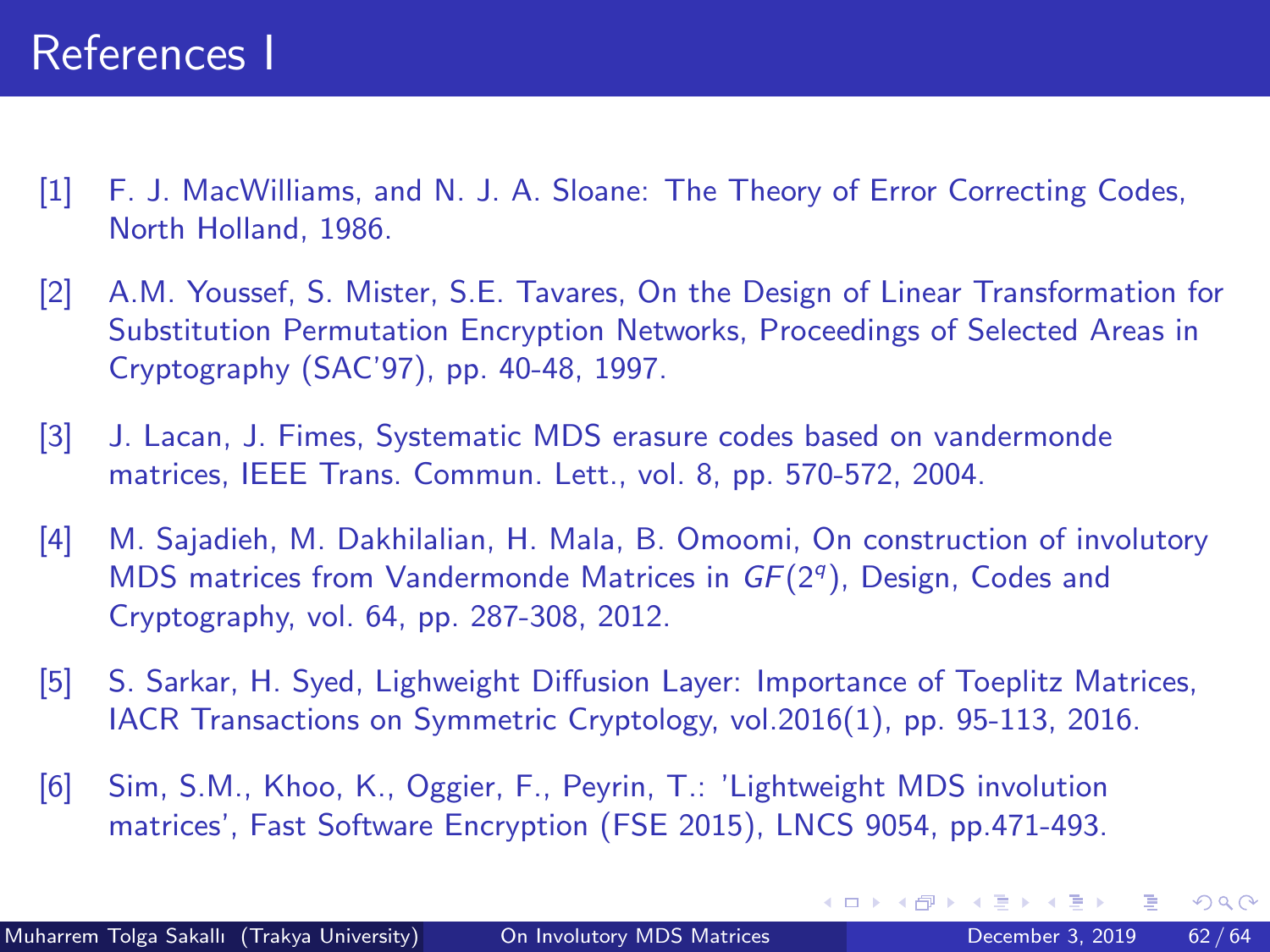# References I

[1] F. J. MacWilliams, and N. J. A. Sloane: The Theory of Error Correcting Codes, North Holland, 1986.

[2] A.M. Youssef, S. Mister, S.E. Tavares, On the Design of Linear Transformation for Substitution Permutation Encryption Networks, Proceedings of Selected Areas in Cryptography (SAC'97), pp. 40-48, 1997.

[3] J. Lacan, J. Fimes, Systematic MDS erasure codes based on vandermonde matrices, IEEE Trans. Commun. Lett., vol. 8, pp. 570-572, 2004.

[4] M. Sajadieh, M. Dakhilalian, H. Mala, B. Omoomi, On construction of involutory MDS matrices from Vandermonde Matrices in $GF(2^q)$, Design, Codes and Cryptography, vol. 64, pp. 287-308, 2012.

[5] S. Sarkar, H. Syed, Lighweight Diffusion Layer: Importance of Toeplitz Matrices, IACR Transactions on Symmetric Cryptology, vol.2016(1), pp. 95-113, 2016.

[6] Sim, S.M., Khoo, K., Oggier, F., Peyrin, T.: 'Lightweight MDS involution matrices', Fast Software Encryption (FSE 2015), LNCS 9054, pp.471-493.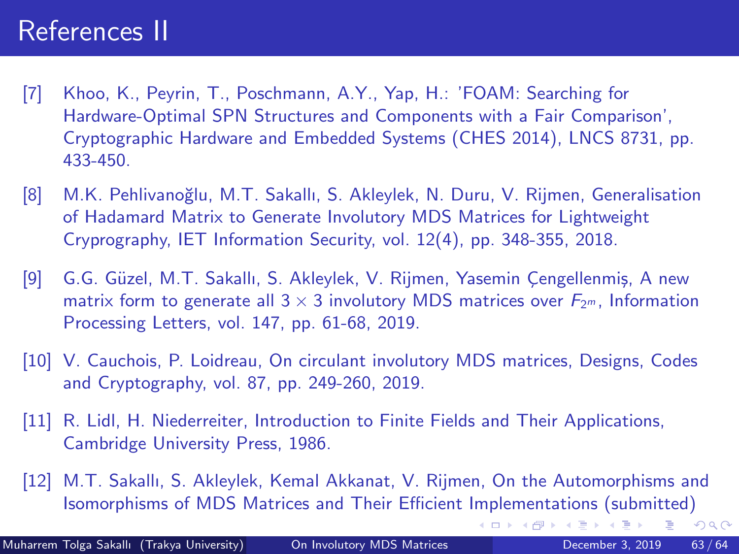# References II

[7] Khoo, K., Peyrin, T., Poschmann, A.Y., Yap, H.: 'FOAM: Searching for Hardware-Optimal SPN Structures and Components with a Fair Comparison', Cryptographic Hardware and Embedded Systems (CHES 2014), LNCS 8731, pp. 433-450.

[8] M.K. Pehlivanoğlu, M.T. Sakallı, S. Akleylek, N. Duru, V. Rijmen, Generalisation of Hadamard Matrix to Generate Involutory MDS Matrices for Lightweight Cryprography, IET Information Security, vol. 12(4), pp. 348-355, 2018.

[9] G.G. Güzel, M.T. Sakallı, S. Akleylek, V. Rijmen, Yasemin Çengellenmiş, A new matrix form to generate all $3 \times 3$ involutory MDS matrices over $F_{2^m}$, Information Processing Letters, vol. 147, pp. 61-68, 2019.

[10] V. Cauchois, P. Loidreau, On circulant involutory MDS matrices, Designs, Codes and Cryptography, vol. 87, pp. 249-260, 2019.

[11] R. Lidl, H. Niederreiter, Introduction to Finite Fields and Their Applications, Cambridge University Press, 1986.

[12] M.T. Sakallı, S. Akleylek, Kemal Akkanat, V. Rijmen, On the Automorphisms and Isomorphisms of MDS Matrices and Their Efficient Implementations (submitted)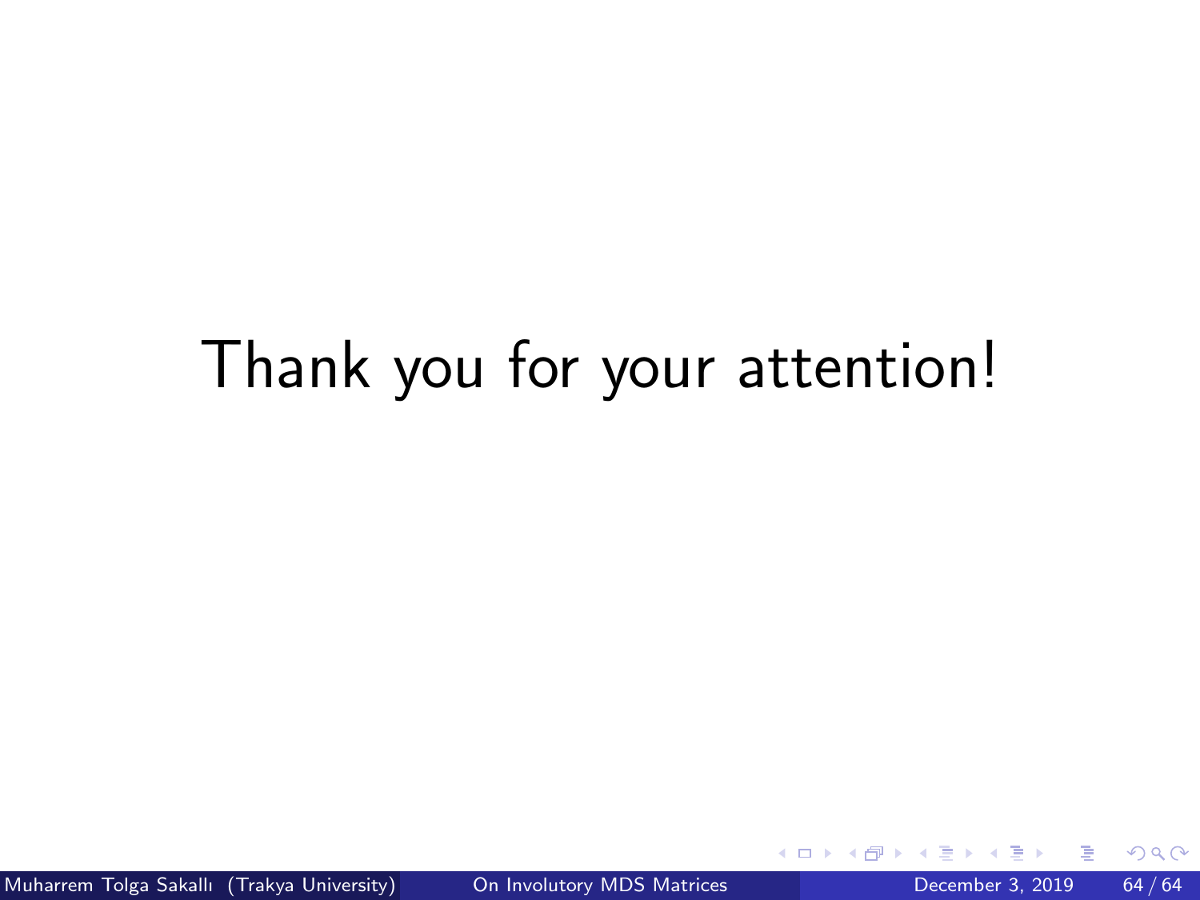Thank you for your attention!